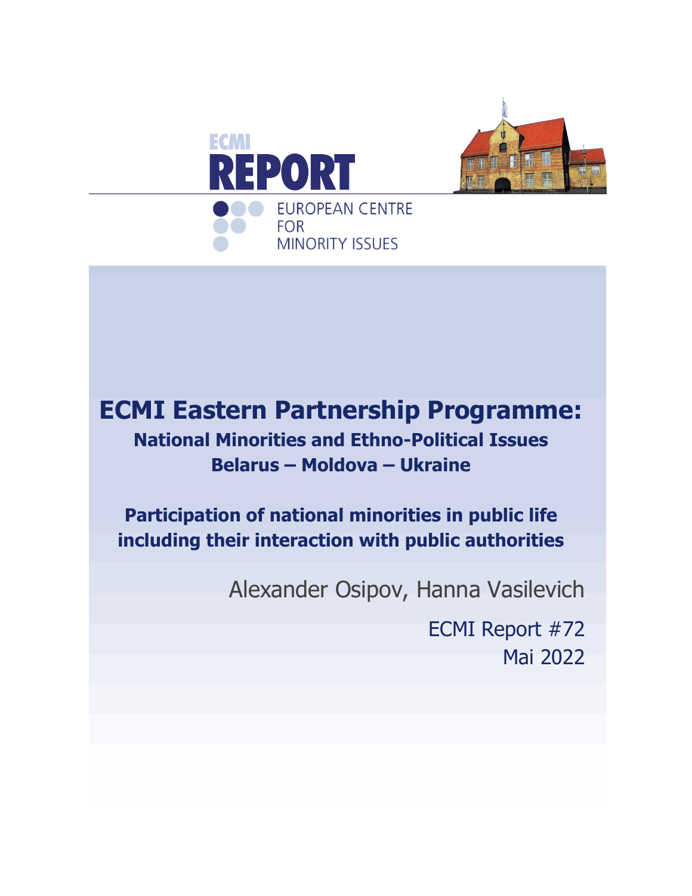ECMI

# REPORT

EUROPEAN CENTRE FOR MINORITY ISSUES

# ECMI Eastern Partnership Programme:

## National Minorities and Ethno-Political Issues

## Belarus – Moldova – Ukraine

## Participation of national minorities in public life including their interaction with public authorities

Alexander Osipov, Hanna Vasilevich

ECMI Report #72

Mai 2022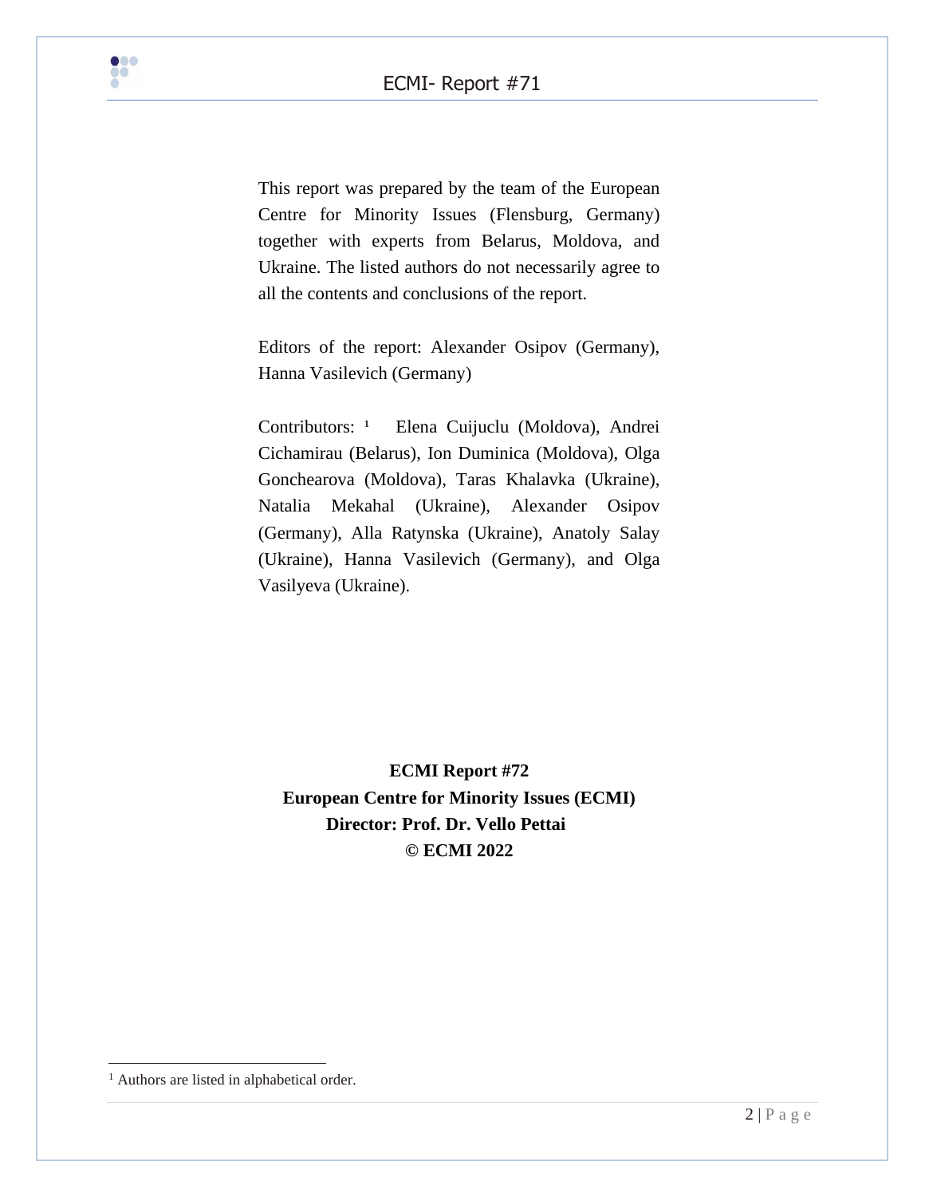This report was prepared by the team of the European Centre for Minority Issues (Flensburg, Germany) together with experts from Belarus, Moldova, and Ukraine. The listed authors do not necessarily agree to all the contents and conclusions of the report.

Editors of the report: Alexander Osipov (Germany), Hanna Vasilevich (Germany)

Contributors: [1] Elena Cuijuclu (Moldova), Andrei Cichamirau (Belarus), Ion Duminica (Moldova), Olga Gonchearova (Moldova), Taras Khalavka (Ukraine), Natalia Mekahal (Ukraine), Alexander Osipov (Germany), Alla Ratynska (Ukraine), Anatoly Salay (Ukraine), Hanna Vasilevich (Germany), and Olga Vasilyeva (Ukraine).

**ECMI Report #72**
**European Centre for Minority Issues (ECMI)**
**Director: Prof. Dr. Vello Pettai**
**© ECMI 2022**

[1] Authors are listed in alphabetical order.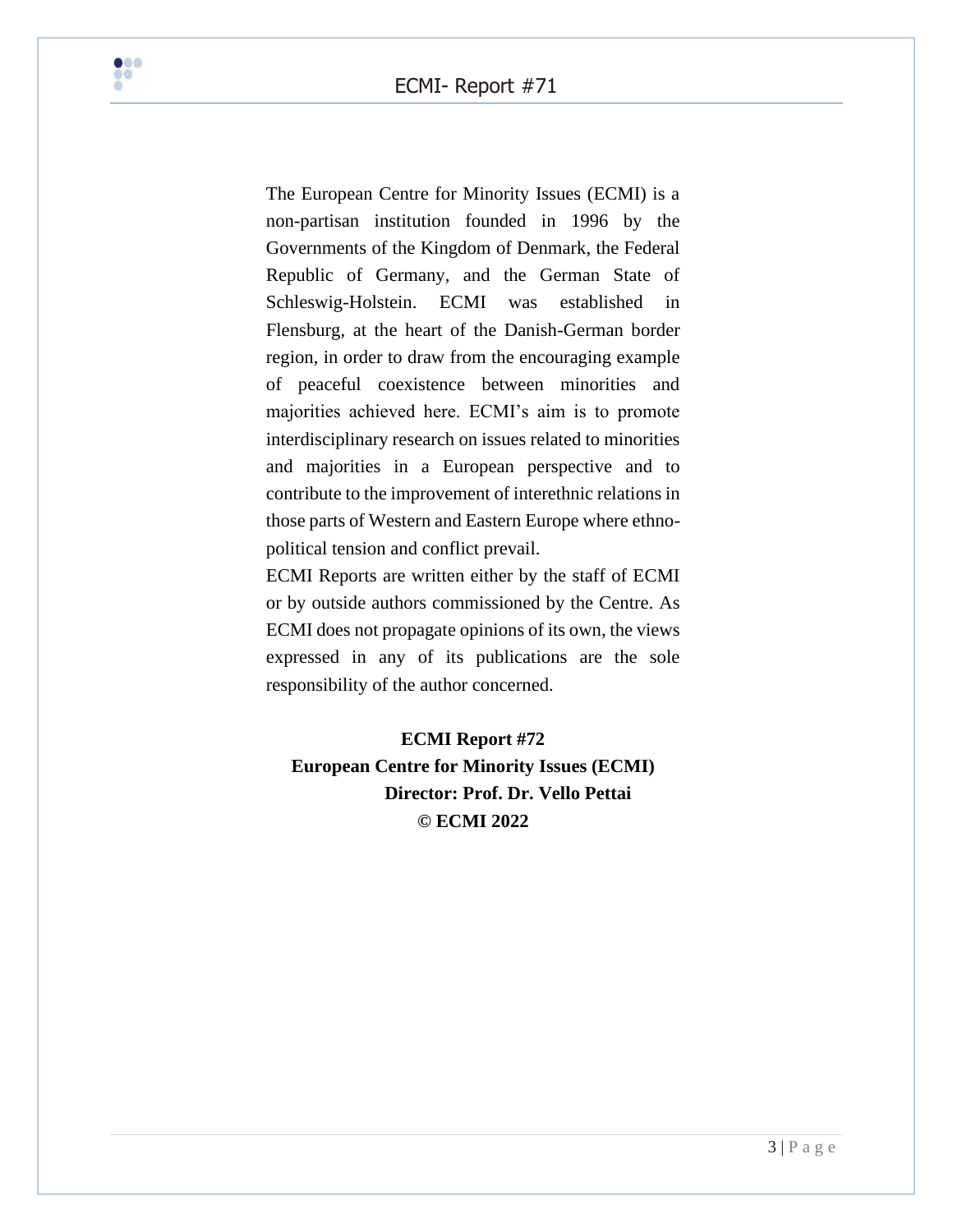The European Centre for Minority Issues (ECMI) is a non-partisan institution founded in 1996 by the Governments of the Kingdom of Denmark, the Federal Republic of Germany, and the German State of Schleswig-Holstein. ECMI was established in Flensburg, at the heart of the Danish-German border region, in order to draw from the encouraging example of peaceful coexistence between minorities and majorities achieved here. ECMI's aim is to promote interdisciplinary research on issues related to minorities and majorities in a European perspective and to contribute to the improvement of interethnic relations in those parts of Western and Eastern Europe where ethno-political tension and conflict prevail.

ECMI Reports are written either by the staff of ECMI or by outside authors commissioned by the Centre. As ECMI does not propagate opinions of its own, the views expressed in any of its publications are the sole responsibility of the author concerned.

**ECMI Report #72**
**European Centre for Minority Issues (ECMI)**
**Director: Prof. Dr. Vello Pettai**
**© ECMI 2022**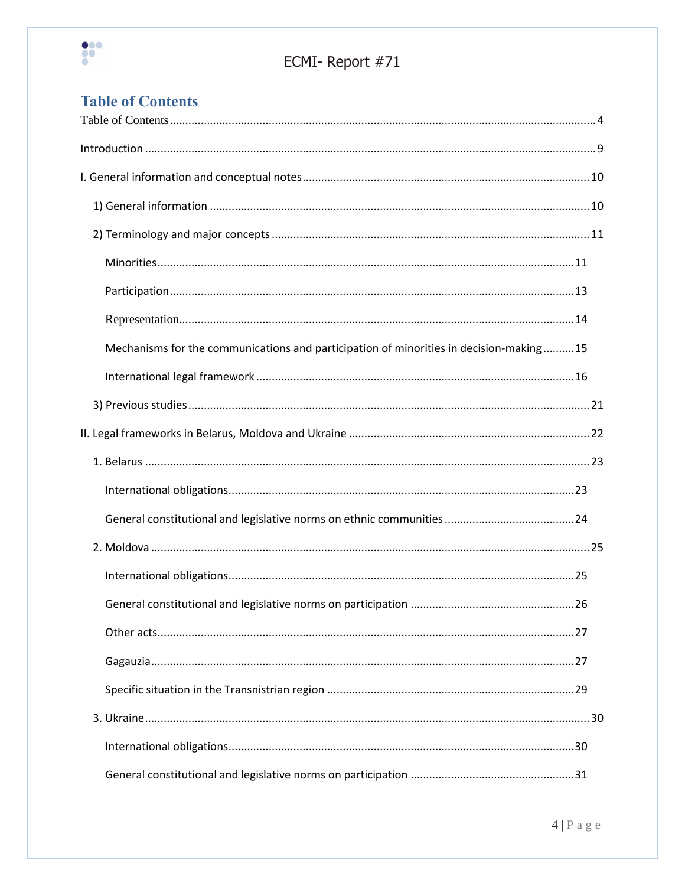## Table of Contents

Table of Contents ..... 4

Introduction ..... 9

I. General information and conceptual notes ..... 10

- 1) General information ..... 10
- 2) Terminology and major concepts ..... 11
  - Minorities ..... 11
  - Participation ..... 13
  - Representation ..... 14
  - Mechanisms for the communications and participation of minorities in decision-making ..... 15
  - International legal framework ..... 16
- 3) Previous studies ..... 21

II. Legal frameworks in Belarus, Moldova and Ukraine ..... 22

- 1. Belarus ..... 23
  - International obligations ..... 23
  - General constitutional and legislative norms on ethnic communities ..... 24
- 2. Moldova ..... 25
  - International obligations ..... 25
  - General constitutional and legislative norms on participation ..... 26
  - Other acts ..... 27
  - Gagauzia ..... 27
  - Specific situation in the Transnistrian region ..... 29
- 3. Ukraine ..... 30
  - International obligations ..... 30
  - General constitutional and legislative norms on participation ..... 31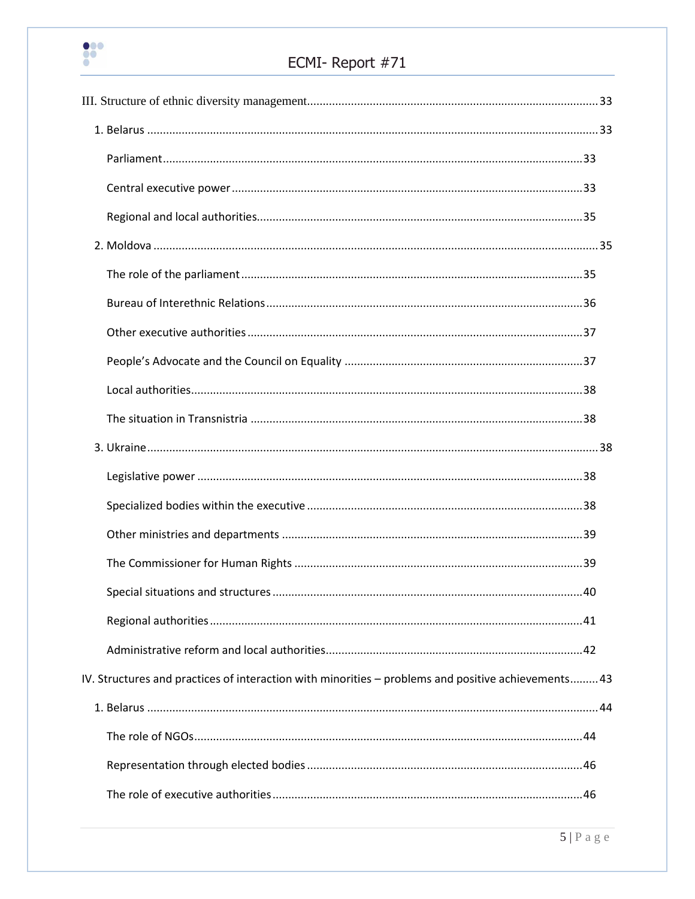III. Structure of ethnic diversity management ........ 33

1. Belarus ........ 33
   - Parliament ........ 33
   - Central executive power ........ 33
   - Regional and local authorities ........ 35
2. Moldova ........ 35
   - The role of the parliament ........ 35
   - Bureau of Interethnic Relations ........ 36
   - Other executive authorities ........ 37
   - People's Advocate and the Council on Equality ........ 37
   - Local authorities ........ 38
   - The situation in Transnistria ........ 38
3. Ukraine ........ 38
   - Legislative power ........ 38
   - Specialized bodies within the executive ........ 38
   - Other ministries and departments ........ 39
   - The Commissioner for Human Rights ........ 39
   - Special situations and structures ........ 40
   - Regional authorities ........ 41
   - Administrative reform and local authorities ........ 42

IV. Structures and practices of interaction with minorities – problems and positive achievements ........ 43

1. Belarus ........ 44
   - The role of NGOs ........ 44
   - Representation through elected bodies ........ 46
   - The role of executive authorities ........ 46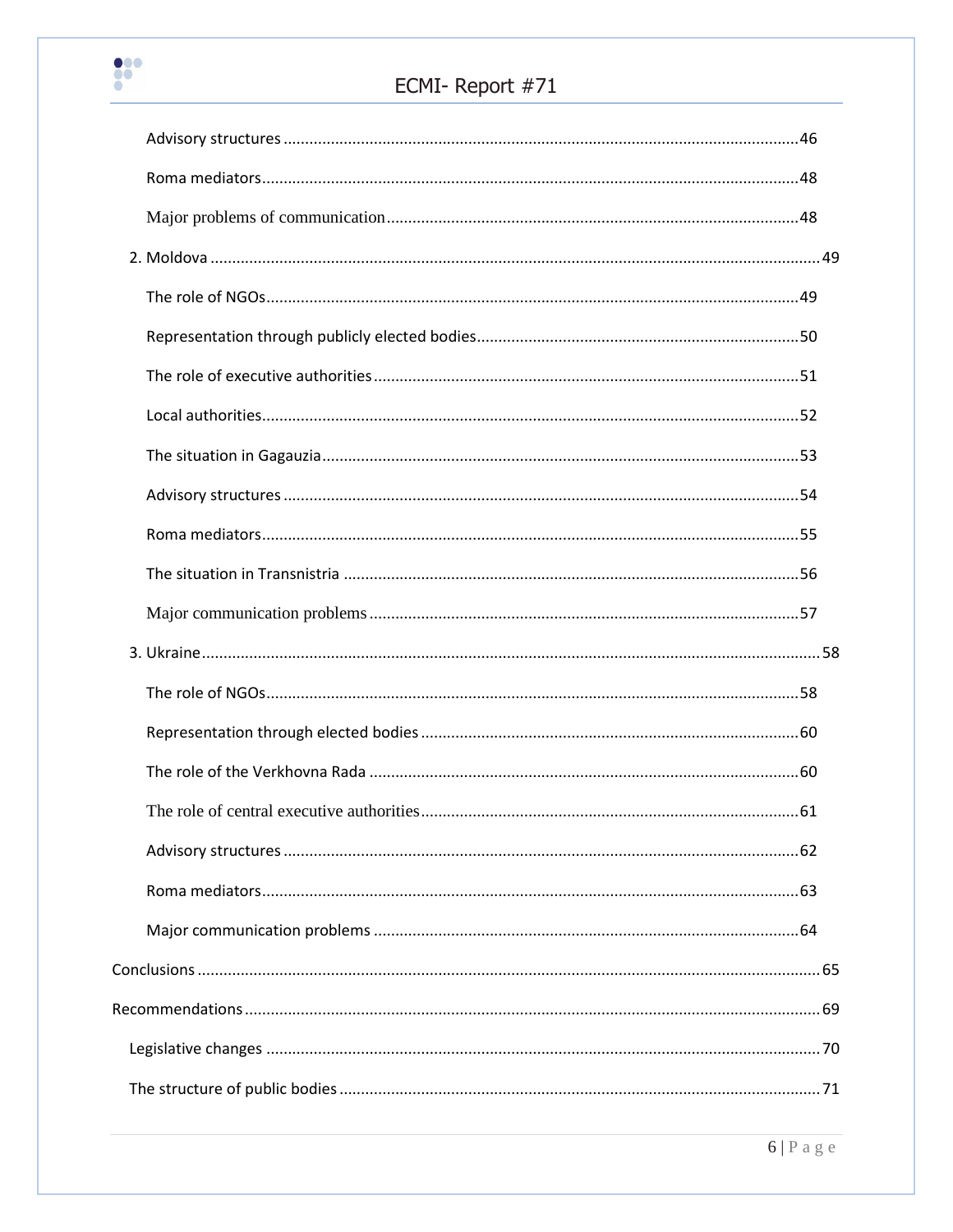Advisory structures ........................................................................................................46

Roma mediators................................................................................................................48

Major problems of communication ................................................................................48

2. Moldova ............................................................................................................................49

The role of NGOs..............................................................................................................49

Representation through publicly elected bodies..........................................................50

The role of executive authorities ...................................................................................51

Local authorities...............................................................................................................52

The situation in Gagauzia ...............................................................................................53

Advisory structures .........................................................................................................54

Roma mediators...............................................................................................................55

The situation in Transnistria ..........................................................................................56

Major communication problems ....................................................................................57

3. Ukraine ..............................................................................................................................58

The role of NGOs..............................................................................................................58

Representation through elected bodies ........................................................................60

The role of the Verkhovna Rada ....................................................................................60

The role of central executive authorities ......................................................................61

Advisory structures .........................................................................................................62

Roma mediators...............................................................................................................63

Major communication problems ....................................................................................64

Conclusions ..........................................................................................................................65

Recommendations...............................................................................................................69

Legislative changes ...........................................................................................................70

The structure of public bodies .........................................................................................71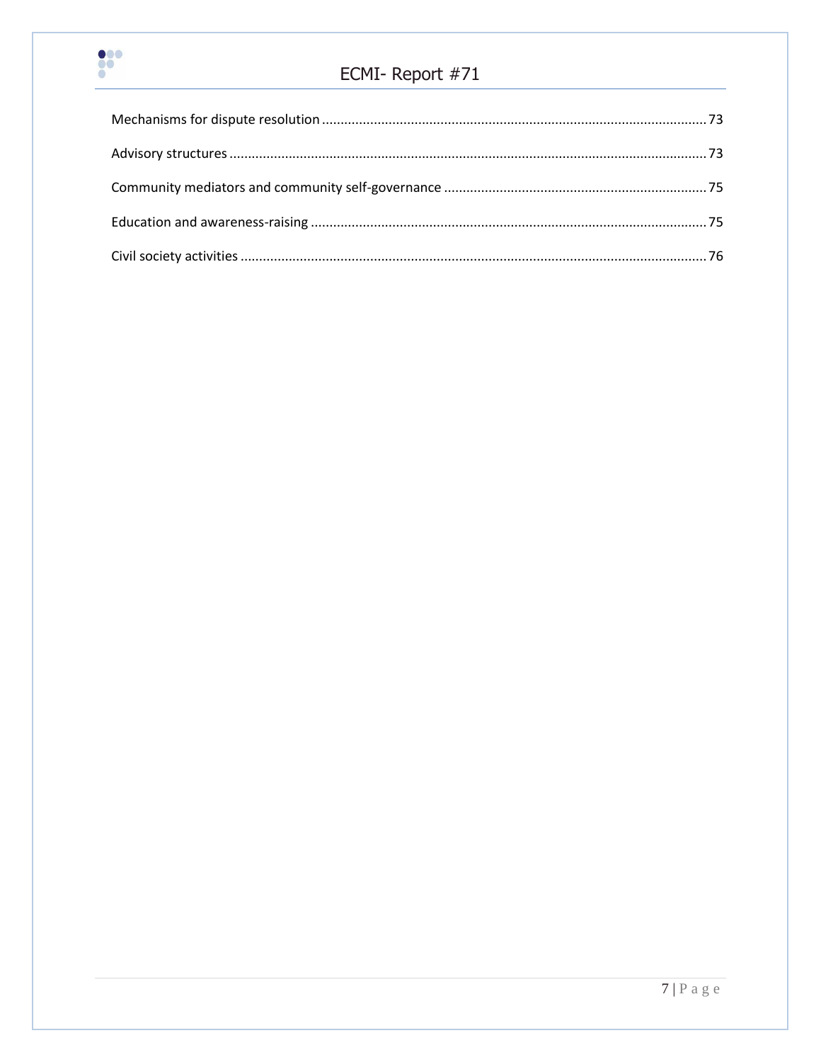Mechanisms for dispute resolution ........................................................................................................ 73

Advisory structures .................................................................................................................................. 73

Community mediators and community self-governance ....................................................................... 75

Education and awareness-raising ........................................................................................................... 75

Civil society activities .............................................................................................................................. 76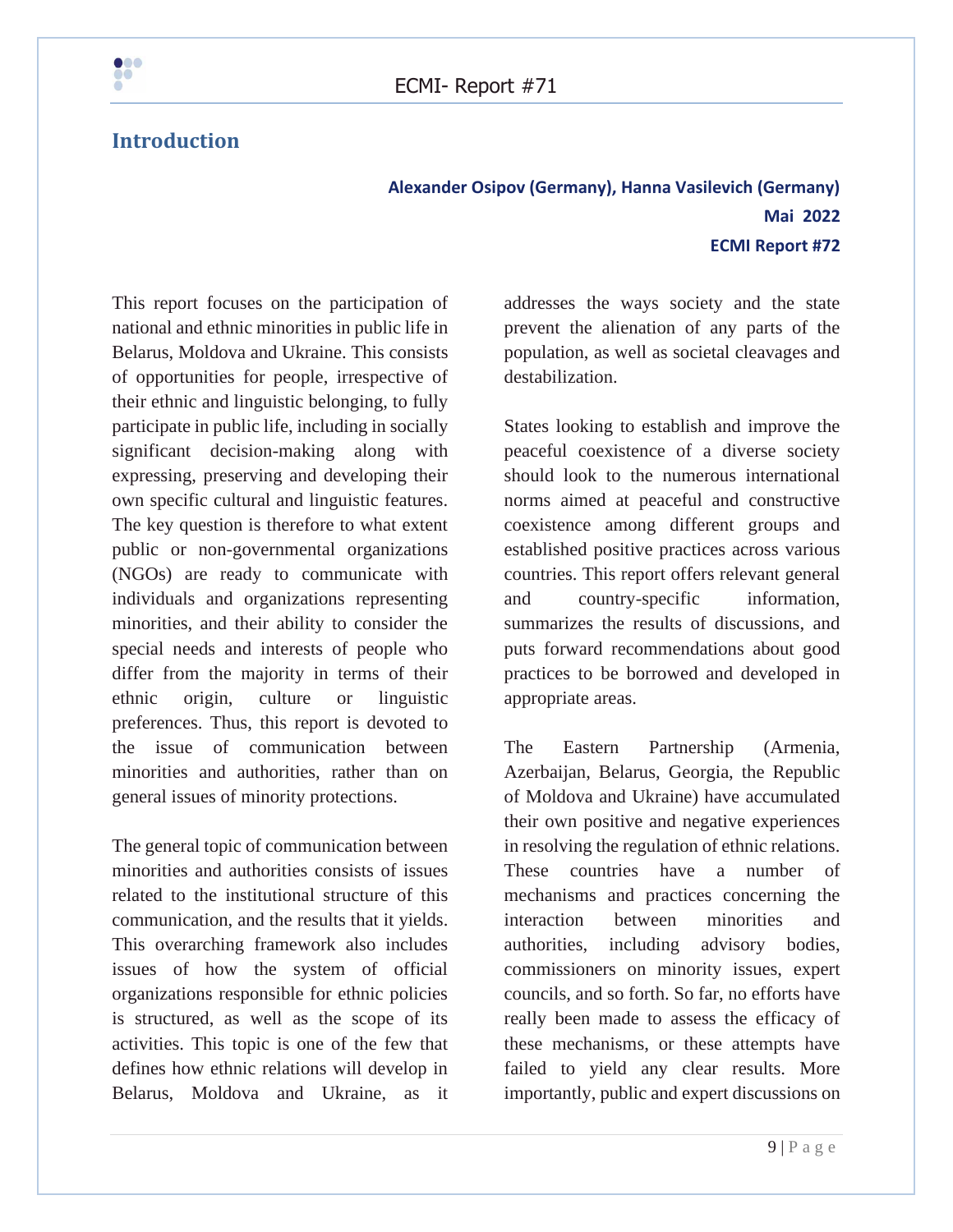## Introduction

**Alexander Osipov (Germany), Hanna Vasilevich (Germany)**
**Mai 2022**
**ECMI Report #72**

This report focuses on the participation of national and ethnic minorities in public life in Belarus, Moldova and Ukraine. This consists of opportunities for people, irrespective of their ethnic and linguistic belonging, to fully participate in public life, including in socially significant decision-making along with expressing, preserving and developing their own specific cultural and linguistic features. The key question is therefore to what extent public or non-governmental organizations (NGOs) are ready to communicate with individuals and organizations representing minorities, and their ability to consider the special needs and interests of people who differ from the majority in terms of their ethnic origin, culture or linguistic preferences. Thus, this report is devoted to the issue of communication between minorities and authorities, rather than on general issues of minority protections.

The general topic of communication between minorities and authorities consists of issues related to the institutional structure of this communication, and the results that it yields. This overarching framework also includes issues of how the system of official organizations responsible for ethnic policies is structured, as well as the scope of its activities. This topic is one of the few that defines how ethnic relations will develop in Belarus, Moldova and Ukraine, as it addresses the ways society and the state prevent the alienation of any parts of the population, as well as societal cleavages and destabilization.

States looking to establish and improve the peaceful coexistence of a diverse society should look to the numerous international norms aimed at peaceful and constructive coexistence among different groups and established positive practices across various countries. This report offers relevant general and country-specific information, summarizes the results of discussions, and puts forward recommendations about good practices to be borrowed and developed in appropriate areas.

The Eastern Partnership (Armenia, Azerbaijan, Belarus, Georgia, the Republic of Moldova and Ukraine) have accumulated their own positive and negative experiences in resolving the regulation of ethnic relations. These countries have a number of mechanisms and practices concerning the interaction between minorities and authorities, including advisory bodies, commissioners on minority issues, expert councils, and so forth. So far, no efforts have really been made to assess the efficacy of these mechanisms, or these attempts have failed to yield any clear results. More importantly, public and expert discussions on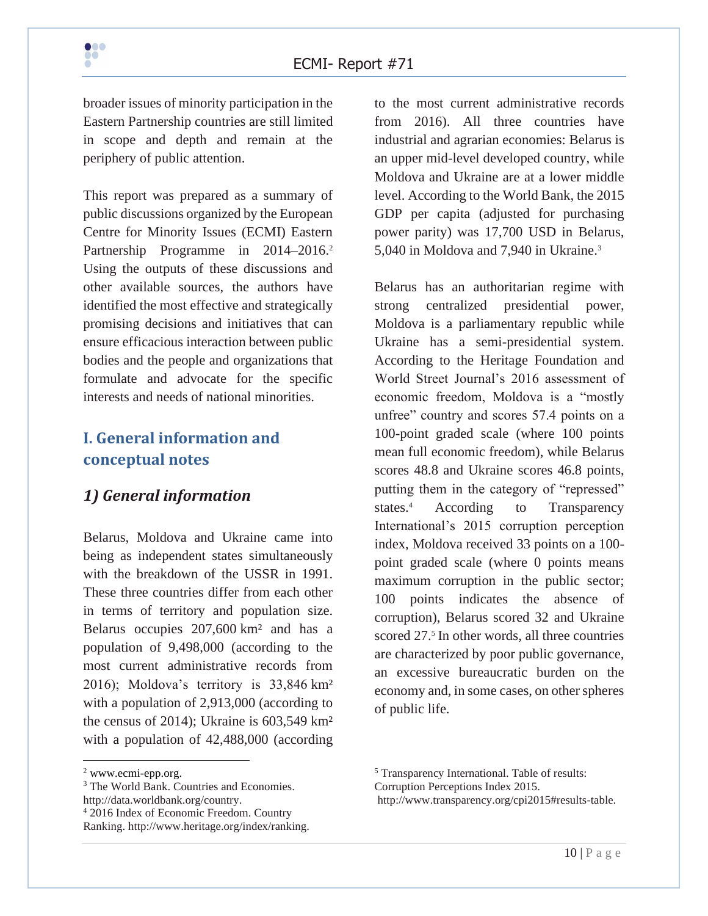broader issues of minority participation in the Eastern Partnership countries are still limited in scope and depth and remain at the periphery of public attention.

This report was prepared as a summary of public discussions organized by the European Centre for Minority Issues (ECMI) Eastern Partnership Programme in 2014–2016.[2] Using the outputs of these discussions and other available sources, the authors have identified the most effective and strategically promising decisions and initiatives that can ensure efficacious interaction between public bodies and the people and organizations that formulate and advocate for the specific interests and needs of national minorities.

## I. General information and conceptual notes

### *1) General information*

Belarus, Moldova and Ukraine came into being as independent states simultaneously with the breakdown of the USSR in 1991. These three countries differ from each other in terms of territory and population size. Belarus occupies 207,600 km² and has a population of 9,498,000 (according to the most current administrative records from 2016); Moldova's territory is 33,846 km² with a population of 2,913,000 (according to the census of 2014); Ukraine is 603,549 km² with a population of 42,488,000 (according to the most current administrative records from 2016). All three countries have industrial and agrarian economies: Belarus is an upper mid-level developed country, while Moldova and Ukraine are at a lower middle level. According to the World Bank, the 2015 GDP per capita (adjusted for purchasing power parity) was 17,700 USD in Belarus, 5,040 in Moldova and 7,940 in Ukraine.[3]

Belarus has an authoritarian regime with strong centralized presidential power, Moldova is a parliamentary republic while Ukraine has a semi-presidential system. According to the Heritage Foundation and World Street Journal's 2016 assessment of economic freedom, Moldova is a "mostly unfree" country and scores 57.4 points on a 100-point graded scale (where 100 points mean full economic freedom), while Belarus scores 48.8 and Ukraine scores 46.8 points, putting them in the category of "repressed" states.[4] According to Transparency International's 2015 corruption perception index, Moldova received 33 points on a 100-point graded scale (where 0 points means maximum corruption in the public sector; 100 points indicates the absence of corruption), Belarus scored 32 and Ukraine scored 27.[5] In other words, all three countries are characterized by poor public governance, an excessive bureaucratic burden on the economy and, in some cases, on other spheres of public life.

---

[2] www.ecmi-epp.org.

[3] The World Bank. Countries and Economies. http://data.worldbank.org/country.

[4] 2016 Index of Economic Freedom. Country Ranking. http://www.heritage.org/index/ranking.

[5] Transparency International. Table of results: Corruption Perceptions Index 2015. http://www.transparency.org/cpi2015#results-table.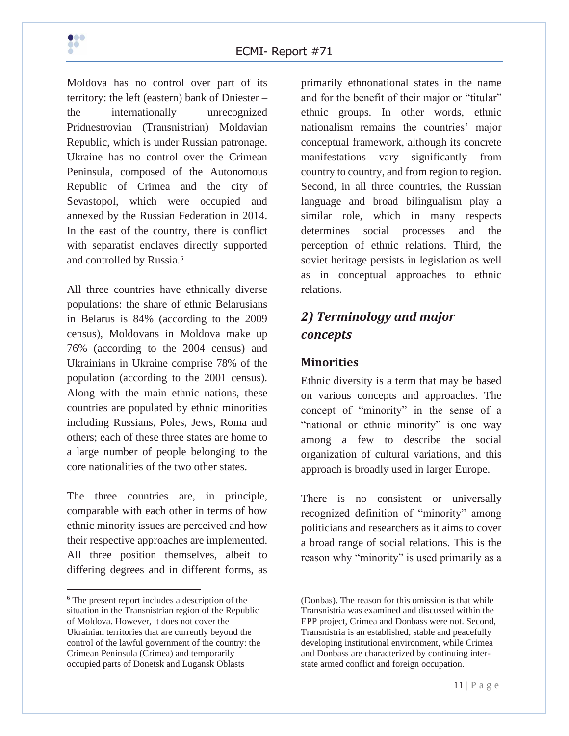Moldova has no control over part of its territory: the left (eastern) bank of Dniester – the internationally unrecognized Pridnestrovian (Transnistrian) Moldavian Republic, which is under Russian patronage. Ukraine has no control over the Crimean Peninsula, composed of the Autonomous Republic of Crimea and the city of Sevastopol, which were occupied and annexed by the Russian Federation in 2014. In the east of the country, there is conflict with separatist enclaves directly supported and controlled by Russia.[6]

All three countries have ethnically diverse populations: the share of ethnic Belarusians in Belarus is 84% (according to the 2009 census), Moldovans in Moldova make up 76% (according to the 2004 census) and Ukrainians in Ukraine comprise 78% of the population (according to the 2001 census). Along with the main ethnic nations, these countries are populated by ethnic minorities including Russians, Poles, Jews, Roma and others; each of these three states are home to a large number of people belonging to the core nationalities of the two other states.

The three countries are, in principle, comparable with each other in terms of how ethnic minority issues are perceived and how their respective approaches are implemented. All three position themselves, albeit to differing degrees and in different forms, as primarily ethnonational states in the name and for the benefit of their major or "titular" ethnic groups. In other words, ethnic nationalism remains the countries' major conceptual framework, although its concrete manifestations vary significantly from country to country, and from region to region. Second, in all three countries, the Russian language and broad bilingualism play a similar role, which in many respects determines social processes and the perception of ethnic relations. Third, the soviet heritage persists in legislation as well as in conceptual approaches to ethnic relations.

## *2) Terminology and major concepts*

### Minorities

Ethnic diversity is a term that may be based on various concepts and approaches. The concept of "minority" in the sense of a "national or ethnic minority" is one way among a few to describe the social organization of cultural variations, and this approach is broadly used in larger Europe.

There is no consistent or universally recognized definition of "minority" among politicians and researchers as it aims to cover a broad range of social relations. This is the reason why "minority" is used primarily as a

---

[6] The present report includes a description of the situation in the Transnistrian region of the Republic of Moldova. However, it does not cover the Ukrainian territories that are currently beyond the control of the lawful government of the country: the Crimean Peninsula (Crimea) and temporarily occupied parts of Donetsk and Lugansk Oblasts (Donbas). The reason for this omission is that while Transnistria was examined and discussed within the EPP project, Crimea and Donbass were not. Second, Transnistria is an established, stable and peacefully developing institutional environment, while Crimea and Donbass are characterized by continuing inter-state armed conflict and foreign occupation.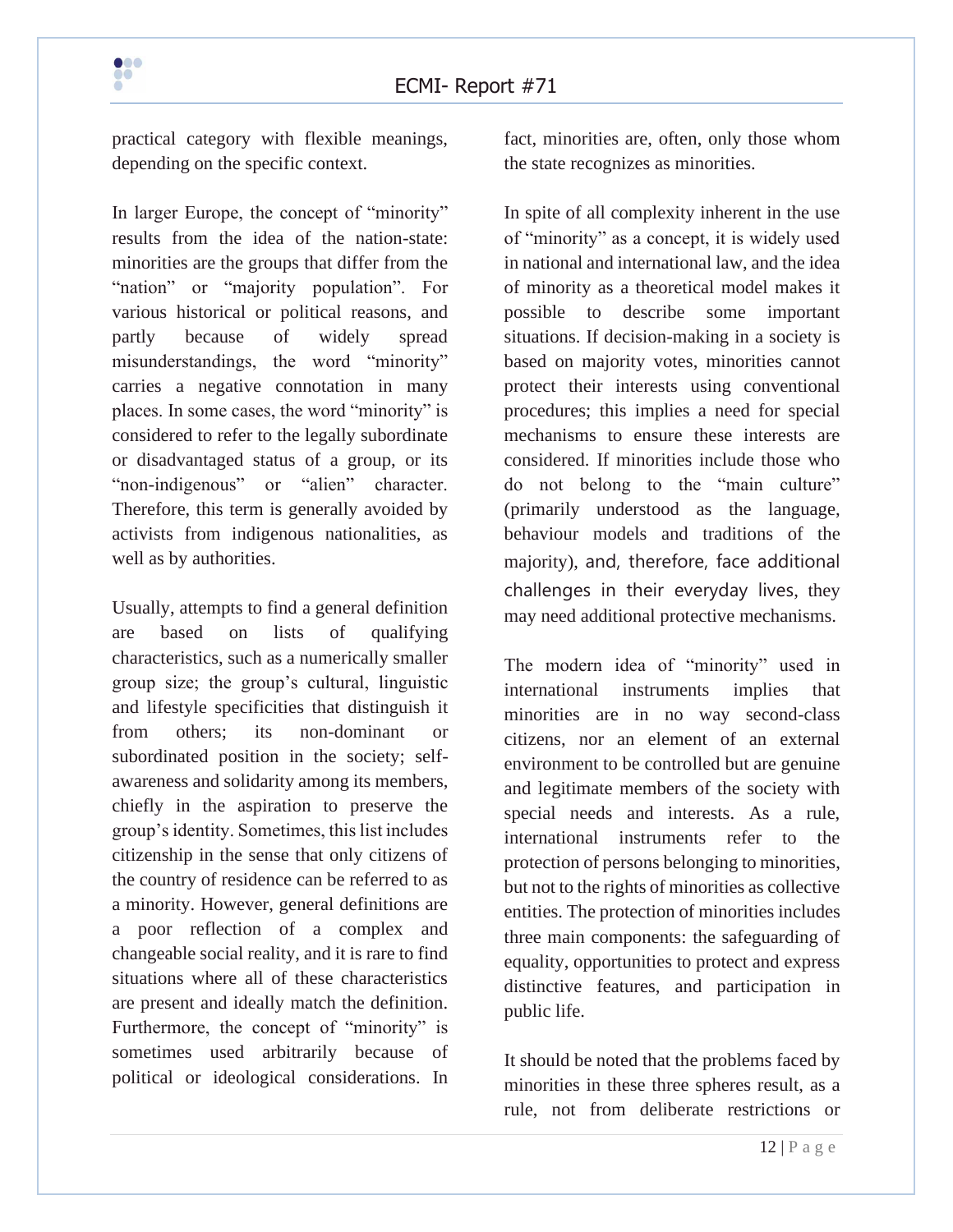practical category with flexible meanings, depending on the specific context.

In larger Europe, the concept of "minority" results from the idea of the nation-state: minorities are the groups that differ from the "nation" or "majority population". For various historical or political reasons, and partly because of widely spread misunderstandings, the word "minority" carries a negative connotation in many places. In some cases, the word "minority" is considered to refer to the legally subordinate or disadvantaged status of a group, or its "non-indigenous" or "alien" character. Therefore, this term is generally avoided by activists from indigenous nationalities, as well as by authorities.

Usually, attempts to find a general definition are based on lists of qualifying characteristics, such as a numerically smaller group size; the group's cultural, linguistic and lifestyle specificities that distinguish it from others; its non-dominant or subordinated position in the society; self-awareness and solidarity among its members, chiefly in the aspiration to preserve the group's identity. Sometimes, this list includes citizenship in the sense that only citizens of the country of residence can be referred to as a minority. However, general definitions are a poor reflection of a complex and changeable social reality, and it is rare to find situations where all of these characteristics are present and ideally match the definition. Furthermore, the concept of "minority" is sometimes used arbitrarily because of political or ideological considerations. In fact, minorities are, often, only those whom the state recognizes as minorities.

In spite of all complexity inherent in the use of "minority" as a concept, it is widely used in national and international law, and the idea of minority as a theoretical model makes it possible to describe some important situations. If decision-making in a society is based on majority votes, minorities cannot protect their interests using conventional procedures; this implies a need for special mechanisms to ensure these interests are considered. If minorities include those who do not belong to the "main culture" (primarily understood as the language, behaviour models and traditions of the majority), and, therefore, face additional challenges in their everyday lives, they may need additional protective mechanisms.

The modern idea of "minority" used in international instruments implies that minorities are in no way second-class citizens, nor an element of an external environment to be controlled but are genuine and legitimate members of the society with special needs and interests. As a rule, international instruments refer to the protection of persons belonging to minorities, but not to the rights of minorities as collective entities. The protection of minorities includes three main components: the safeguarding of equality, opportunities to protect and express distinctive features, and participation in public life.

It should be noted that the problems faced by minorities in these three spheres result, as a rule, not from deliberate restrictions or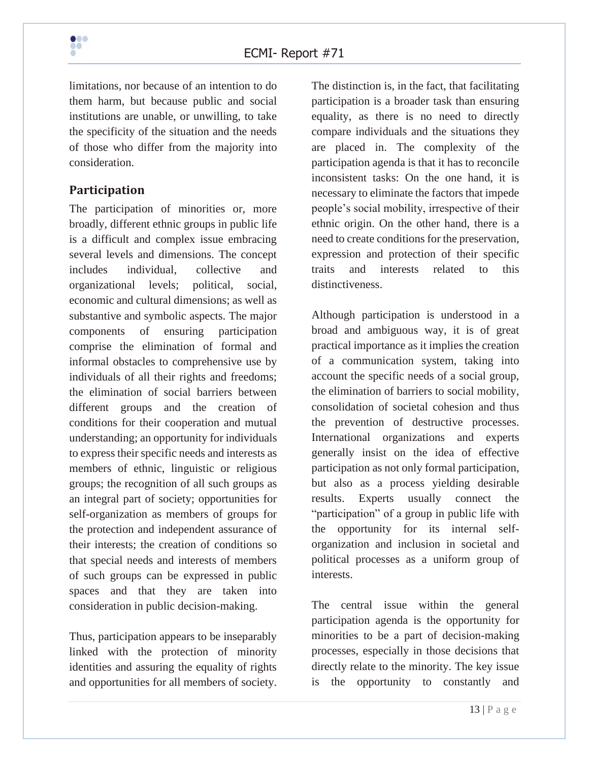limitations, nor because of an intention to do them harm, but because public and social institutions are unable, or unwilling, to take the specificity of the situation and the needs of those who differ from the majority into consideration.

## Participation

The participation of minorities or, more broadly, different ethnic groups in public life is a difficult and complex issue embracing several levels and dimensions. The concept includes individual, collective and organizational levels; political, social, economic and cultural dimensions; as well as substantive and symbolic aspects. The major components of ensuring participation comprise the elimination of formal and informal obstacles to comprehensive use by individuals of all their rights and freedoms; the elimination of social barriers between different groups and the creation of conditions for their cooperation and mutual understanding; an opportunity for individuals to express their specific needs and interests as members of ethnic, linguistic or religious groups; the recognition of all such groups as an integral part of society; opportunities for self-organization as members of groups for the protection and independent assurance of their interests; the creation of conditions so that special needs and interests of members of such groups can be expressed in public spaces and that they are taken into consideration in public decision-making.

Thus, participation appears to be inseparably linked with the protection of minority identities and assuring the equality of rights and opportunities for all members of society. The distinction is, in the fact, that facilitating participation is a broader task than ensuring equality, as there is no need to directly compare individuals and the situations they are placed in. The complexity of the participation agenda is that it has to reconcile inconsistent tasks: On the one hand, it is necessary to eliminate the factors that impede people's social mobility, irrespective of their ethnic origin. On the other hand, there is a need to create conditions for the preservation, expression and protection of their specific traits and interests related to this distinctiveness.

Although participation is understood in a broad and ambiguous way, it is of great practical importance as it implies the creation of a communication system, taking into account the specific needs of a social group, the elimination of barriers to social mobility, consolidation of societal cohesion and thus the prevention of destructive processes. International organizations and experts generally insist on the idea of effective participation as not only formal participation, but also as a process yielding desirable results. Experts usually connect the "participation" of a group in public life with the opportunity for its internal self-organization and inclusion in societal and political processes as a uniform group of interests.

The central issue within the general participation agenda is the opportunity for minorities to be a part of decision-making processes, especially in those decisions that directly relate to the minority. The key issue is the opportunity to constantly and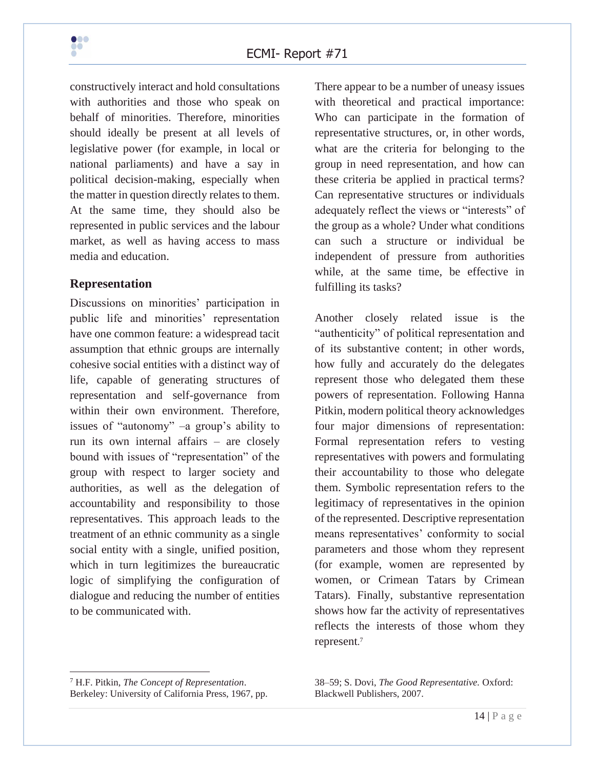constructively interact and hold consultations with authorities and those who speak on behalf of minorities. Therefore, minorities should ideally be present at all levels of legislative power (for example, in local or national parliaments) and have a say in political decision-making, especially when the matter in question directly relates to them. At the same time, they should also be represented in public services and the labour market, as well as having access to mass media and education.

## Representation

Discussions on minorities' participation in public life and minorities' representation have one common feature: a widespread tacit assumption that ethnic groups are internally cohesive social entities with a distinct way of life, capable of generating structures of representation and self-governance from within their own environment. Therefore, issues of "autonomy" –a group's ability to run its own internal affairs – are closely bound with issues of "representation" of the group with respect to larger society and authorities, as well as the delegation of accountability and responsibility to those representatives. This approach leads to the treatment of an ethnic community as a single social entity with a single, unified position, which in turn legitimizes the bureaucratic logic of simplifying the configuration of dialogue and reducing the number of entities to be communicated with.

There appear to be a number of uneasy issues with theoretical and practical importance: Who can participate in the formation of representative structures, or, in other words, what are the criteria for belonging to the group in need representation, and how can these criteria be applied in practical terms? Can representative structures or individuals adequately reflect the views or "interests" of the group as a whole? Under what conditions can such a structure or individual be independent of pressure from authorities while, at the same time, be effective in fulfilling its tasks?

Another closely related issue is the "authenticity" of political representation and of its substantive content; in other words, how fully and accurately do the delegates represent those who delegated them these powers of representation. Following Hanna Pitkin, modern political theory acknowledges four major dimensions of representation: Formal representation refers to vesting representatives with powers and formulating their accountability to those who delegate them. Symbolic representation refers to the legitimacy of representatives in the opinion of the represented. Descriptive representation means representatives' conformity to social parameters and those whom they represent (for example, women are represented by women, or Crimean Tatars by Crimean Tatars). Finally, substantive representation shows how far the activity of representatives reflects the interests of those whom they represent.[7]

---

[7] H.F. Pitkin, *The Concept of Representation*. Berkeley: University of California Press, 1967, pp. 38–59; S. Dovi, *The Good Representative*. Oxford: Blackwell Publishers, 2007.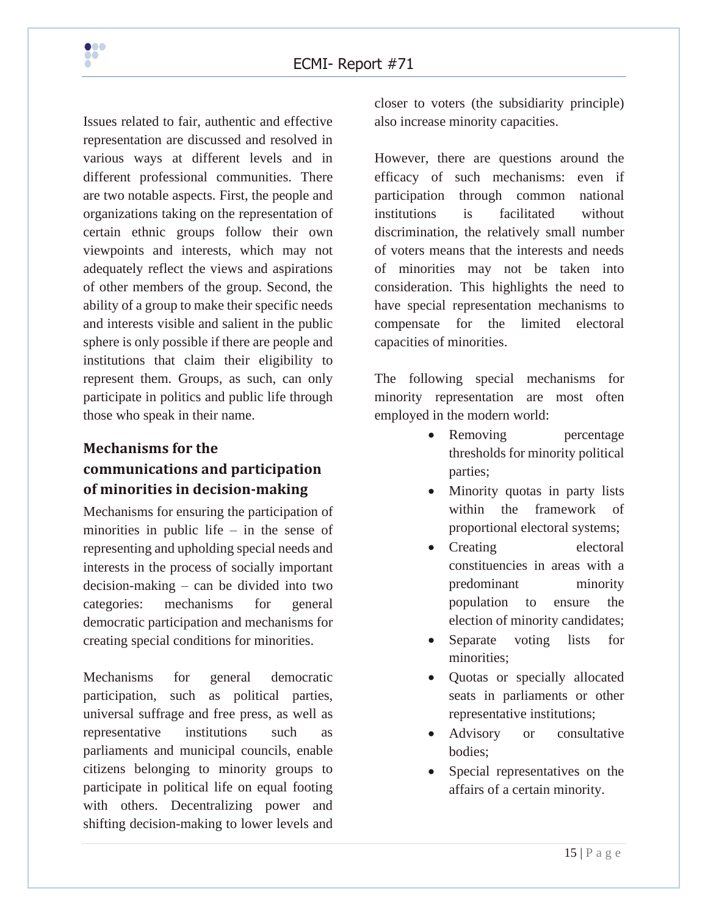Issues related to fair, authentic and effective representation are discussed and resolved in various ways at different levels and in different professional communities. There are two notable aspects. First, the people and organizations taking on the representation of certain ethnic groups follow their own viewpoints and interests, which may not adequately reflect the views and aspirations of other members of the group. Second, the ability of a group to make their specific needs and interests visible and salient in the public sphere is only possible if there are people and institutions that claim their eligibility to represent them. Groups, as such, can only participate in politics and public life through those who speak in their name.

## Mechanisms for the communications and participation of minorities in decision-making

Mechanisms for ensuring the participation of minorities in public life – in the sense of representing and upholding special needs and interests in the process of socially important decision-making – can be divided into two categories: mechanisms for general democratic participation and mechanisms for creating special conditions for minorities.

Mechanisms for general democratic participation, such as political parties, universal suffrage and free press, as well as representative institutions such as parliaments and municipal councils, enable citizens belonging to minority groups to participate in political life on equal footing with others. Decentralizing power and shifting decision-making to lower levels and closer to voters (the subsidiarity principle) also increase minority capacities.

However, there are questions around the efficacy of such mechanisms: even if participation through common national institutions is facilitated without discrimination, the relatively small number of voters means that the interests and needs of minorities may not be taken into consideration. This highlights the need to have special representation mechanisms to compensate for the limited electoral capacities of minorities.

The following special mechanisms for minority representation are most often employed in the modern world:

- Removing percentage thresholds for minority political parties;
- Minority quotas in party lists within the framework of proportional electoral systems;
- Creating electoral constituencies in areas with a predominant minority population to ensure the election of minority candidates;
- Separate voting lists for minorities;
- Quotas or specially allocated seats in parliaments or other representative institutions;
- Advisory or consultative bodies;
- Special representatives on the affairs of a certain minority.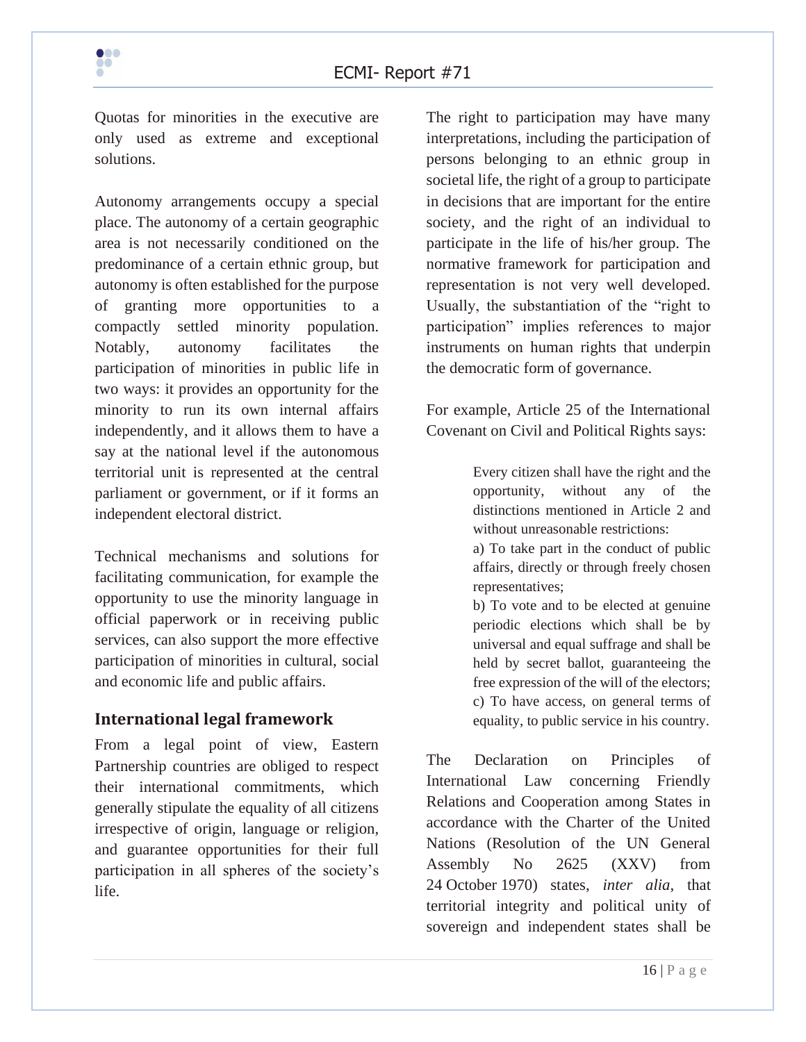Quotas for minorities in the executive are only used as extreme and exceptional solutions.

Autonomy arrangements occupy a special place. The autonomy of a certain geographic area is not necessarily conditioned on the predominance of a certain ethnic group, but autonomy is often established for the purpose of granting more opportunities to a compactly settled minority population. Notably, autonomy facilitates the participation of minorities in public life in two ways: it provides an opportunity for the minority to run its own internal affairs independently, and it allows them to have a say at the national level if the autonomous territorial unit is represented at the central parliament or government, or if it forms an independent electoral district.

Technical mechanisms and solutions for facilitating communication, for example the opportunity to use the minority language in official paperwork or in receiving public services, can also support the more effective participation of minorities in cultural, social and economic life and public affairs.

## International legal framework

From a legal point of view, Eastern Partnership countries are obliged to respect their international commitments, which generally stipulate the equality of all citizens irrespective of origin, language or religion, and guarantee opportunities for their full participation in all spheres of the society's life.

The right to participation may have many interpretations, including the participation of persons belonging to an ethnic group in societal life, the right of a group to participate in decisions that are important for the entire society, and the right of an individual to participate in the life of his/her group. The normative framework for participation and representation is not very well developed. Usually, the substantiation of the "right to participation" implies references to major instruments on human rights that underpin the democratic form of governance.

For example, Article 25 of the International Covenant on Civil and Political Rights says:

> Every citizen shall have the right and the opportunity, without any of the distinctions mentioned in Article 2 and without unreasonable restrictions:
> a) To take part in the conduct of public affairs, directly or through freely chosen representatives;
> b) To vote and to be elected at genuine periodic elections which shall be by universal and equal suffrage and shall be held by secret ballot, guaranteeing the free expression of the will of the electors;
> c) To have access, on general terms of equality, to public service in his country.

The Declaration on Principles of International Law concerning Friendly Relations and Cooperation among States in accordance with the Charter of the United Nations (Resolution of the UN General Assembly No 2625 (XXV) from 24 October 1970) states, *inter alia*, that territorial integrity and political unity of sovereign and independent states shall be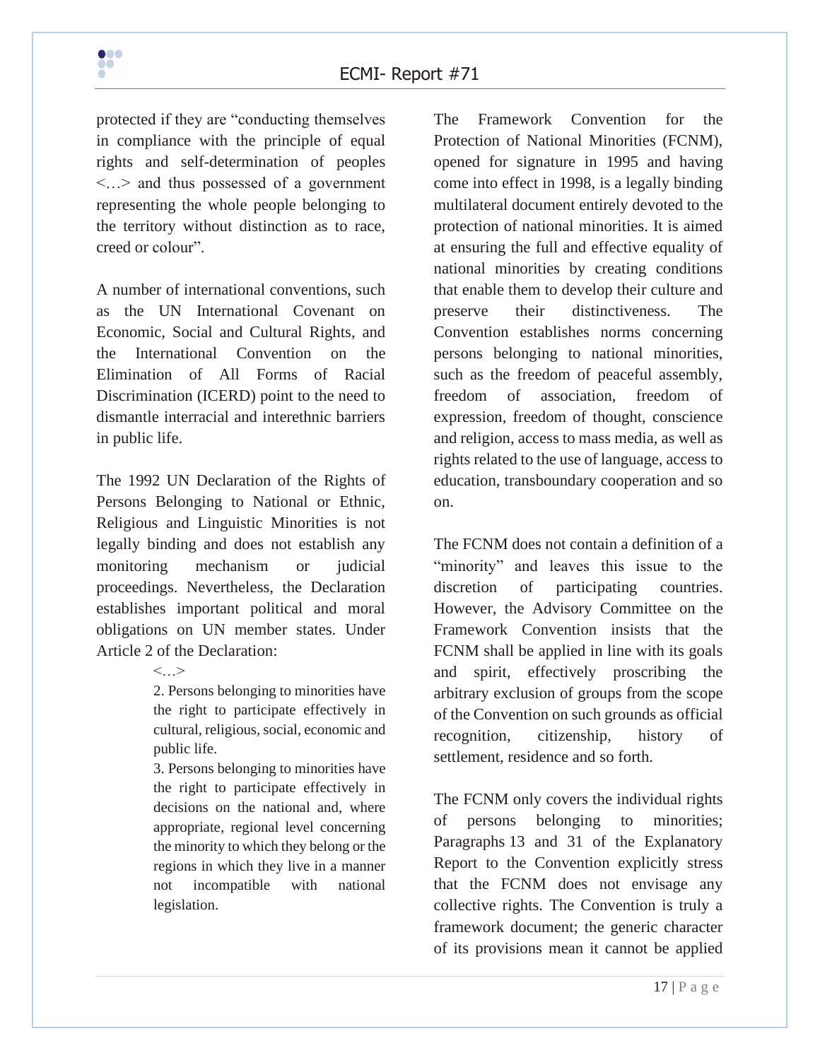protected if they are "conducting themselves in compliance with the principle of equal rights and self-determination of peoples <…> and thus possessed of a government representing the whole people belonging to the territory without distinction as to race, creed or colour".

A number of international conventions, such as the UN International Covenant on Economic, Social and Cultural Rights, and the International Convention on the Elimination of All Forms of Racial Discrimination (ICERD) point to the need to dismantle interracial and interethnic barriers in public life.

The 1992 UN Declaration of the Rights of Persons Belonging to National or Ethnic, Religious and Linguistic Minorities is not legally binding and does not establish any monitoring mechanism or judicial proceedings. Nevertheless, the Declaration establishes important political and moral obligations on UN member states. Under Article 2 of the Declaration:

> <…>
>
> 2. Persons belonging to minorities have the right to participate effectively in cultural, religious, social, economic and public life.
>
> 3. Persons belonging to minorities have the right to participate effectively in decisions on the national and, where appropriate, regional level concerning the minority to which they belong or the regions in which they live in a manner not incompatible with national legislation.

The Framework Convention for the Protection of National Minorities (FCNM), opened for signature in 1995 and having come into effect in 1998, is a legally binding multilateral document entirely devoted to the protection of national minorities. It is aimed at ensuring the full and effective equality of national minorities by creating conditions that enable them to develop their culture and preserve their distinctiveness. The Convention establishes norms concerning persons belonging to national minorities, such as the freedom of peaceful assembly, freedom of association, freedom of expression, freedom of thought, conscience and religion, access to mass media, as well as rights related to the use of language, access to education, transboundary cooperation and so on.

The FCNM does not contain a definition of a "minority" and leaves this issue to the discretion of participating countries. However, the Advisory Committee on the Framework Convention insists that the FCNM shall be applied in line with its goals and spirit, effectively proscribing the arbitrary exclusion of groups from the scope of the Convention on such grounds as official recognition, citizenship, history of settlement, residence and so forth.

The FCNM only covers the individual rights of persons belonging to minorities; Paragraphs 13 and 31 of the Explanatory Report to the Convention explicitly stress that the FCNM does not envisage any collective rights. The Convention is truly a framework document; the generic character of its provisions mean it cannot be applied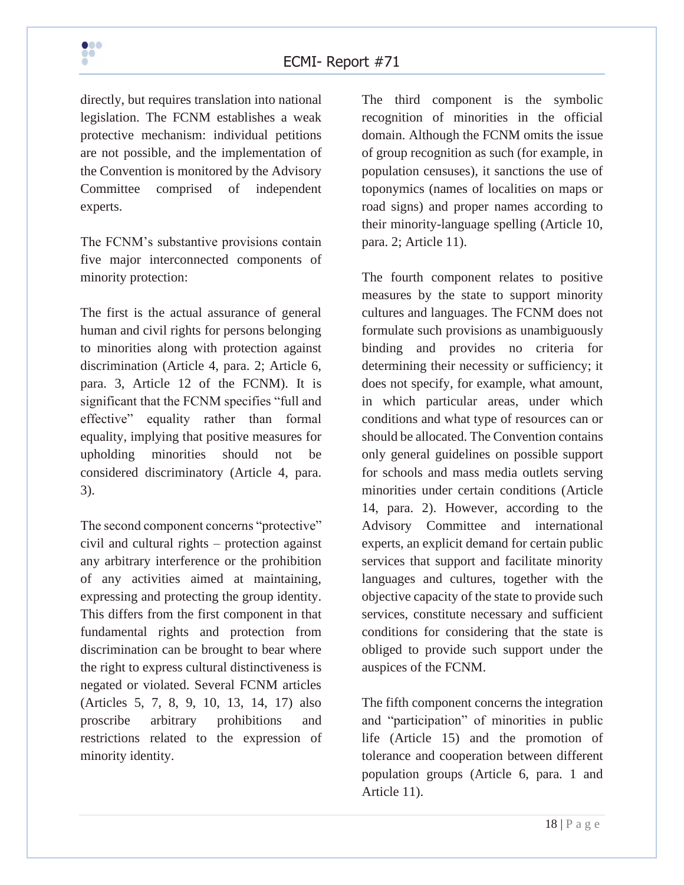directly, but requires translation into national legislation. The FCNM establishes a weak protective mechanism: individual petitions are not possible, and the implementation of the Convention is monitored by the Advisory Committee comprised of independent experts.

The FCNM's substantive provisions contain five major interconnected components of minority protection:

The first is the actual assurance of general human and civil rights for persons belonging to minorities along with protection against discrimination (Article 4, para. 2; Article 6, para. 3, Article 12 of the FCNM). It is significant that the FCNM specifies "full and effective" equality rather than formal equality, implying that positive measures for upholding minorities should not be considered discriminatory (Article 4, para. 3).

The second component concerns "protective" civil and cultural rights – protection against any arbitrary interference or the prohibition of any activities aimed at maintaining, expressing and protecting the group identity. This differs from the first component in that fundamental rights and protection from discrimination can be brought to bear where the right to express cultural distinctiveness is negated or violated. Several FCNM articles (Articles 5, 7, 8, 9, 10, 13, 14, 17) also proscribe arbitrary prohibitions and restrictions related to the expression of minority identity.

The third component is the symbolic recognition of minorities in the official domain. Although the FCNM omits the issue of group recognition as such (for example, in population censuses), it sanctions the use of toponymics (names of localities on maps or road signs) and proper names according to their minority-language spelling (Article 10, para. 2; Article 11).

The fourth component relates to positive measures by the state to support minority cultures and languages. The FCNM does not formulate such provisions as unambiguously binding and provides no criteria for determining their necessity or sufficiency; it does not specify, for example, what amount, in which particular areas, under which conditions and what type of resources can or should be allocated. The Convention contains only general guidelines on possible support for schools and mass media outlets serving minorities under certain conditions (Article 14, para. 2). However, according to the Advisory Committee and international experts, an explicit demand for certain public services that support and facilitate minority languages and cultures, together with the objective capacity of the state to provide such services, constitute necessary and sufficient conditions for considering that the state is obliged to provide such support under the auspices of the FCNM.

The fifth component concerns the integration and "participation" of minorities in public life (Article 15) and the promotion of tolerance and cooperation between different population groups (Article 6, para. 1 and Article 11).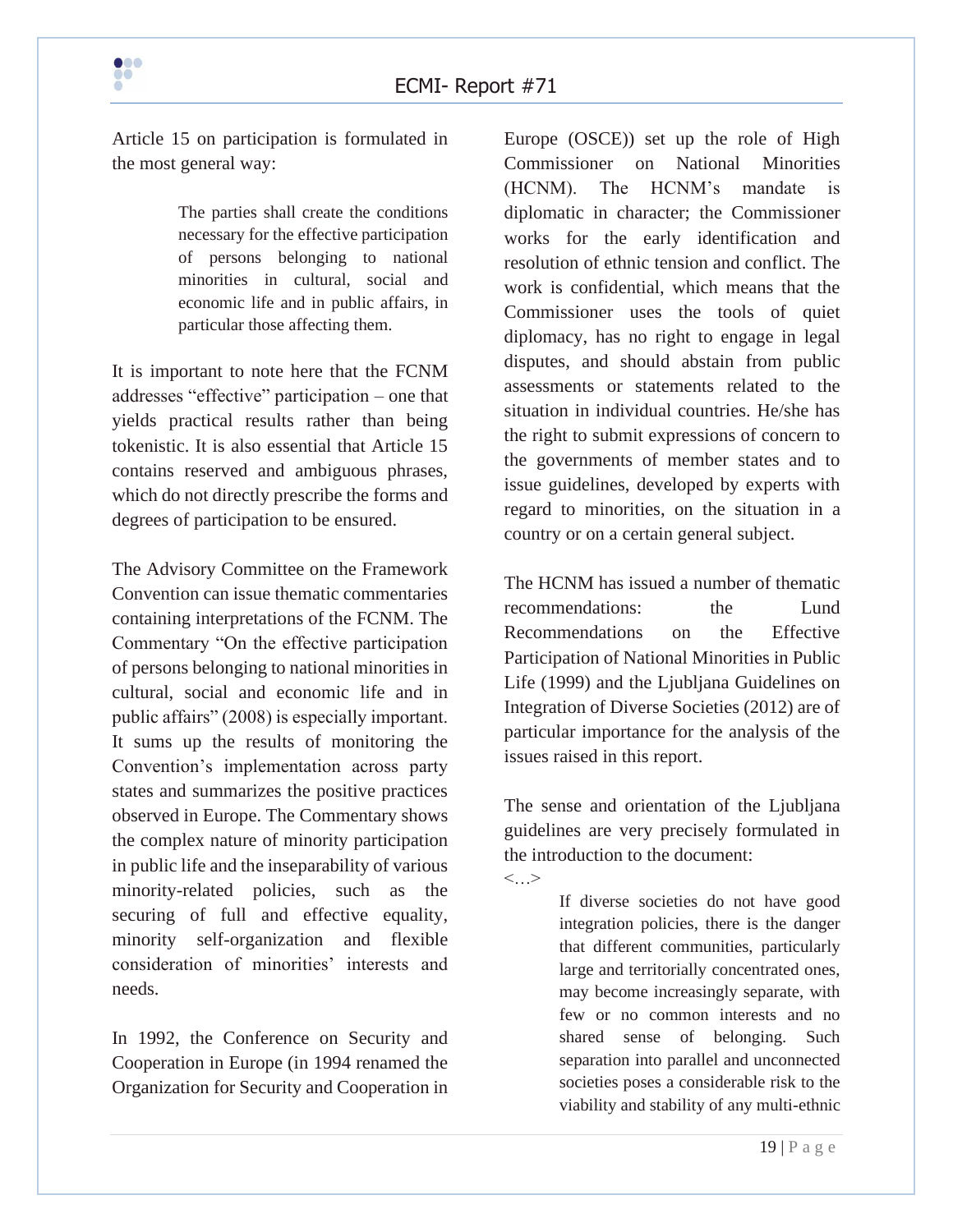Article 15 on participation is formulated in the most general way:

> The parties shall create the conditions necessary for the effective participation of persons belonging to national minorities in cultural, social and economic life and in public affairs, in particular those affecting them.

It is important to note here that the FCNM addresses "effective" participation – one that yields practical results rather than being tokenistic. It is also essential that Article 15 contains reserved and ambiguous phrases, which do not directly prescribe the forms and degrees of participation to be ensured.

The Advisory Committee on the Framework Convention can issue thematic commentaries containing interpretations of the FCNM. The Commentary "On the effective participation of persons belonging to national minorities in cultural, social and economic life and in public affairs" (2008) is especially important. It sums up the results of monitoring the Convention's implementation across party states and summarizes the positive practices observed in Europe. The Commentary shows the complex nature of minority participation in public life and the inseparability of various minority-related policies, such as the securing of full and effective equality, minority self-organization and flexible consideration of minorities' interests and needs.

In 1992, the Conference on Security and Cooperation in Europe (in 1994 renamed the Organization for Security and Cooperation in Europe (OSCE)) set up the role of High Commissioner on National Minorities (HCNM). The HCNM's mandate is diplomatic in character; the Commissioner works for the early identification and resolution of ethnic tension and conflict. The work is confidential, which means that the Commissioner uses the tools of quiet diplomacy, has no right to engage in legal disputes, and should abstain from public assessments or statements related to the situation in individual countries. He/she has the right to submit expressions of concern to the governments of member states and to issue guidelines, developed by experts with regard to minorities, on the situation in a country or on a certain general subject.

The HCNM has issued a number of thematic recommendations: the Lund Recommendations on the Effective Participation of National Minorities in Public Life (1999) and the Ljubljana Guidelines on Integration of Diverse Societies (2012) are of particular importance for the analysis of the issues raised in this report.

The sense and orientation of the Ljubljana guidelines are very precisely formulated in the introduction to the document:

<…>

> If diverse societies do not have good integration policies, there is the danger that different communities, particularly large and territorially concentrated ones, may become increasingly separate, with few or no common interests and no shared sense of belonging. Such separation into parallel and unconnected societies poses a considerable risk to the viability and stability of any multi-ethnic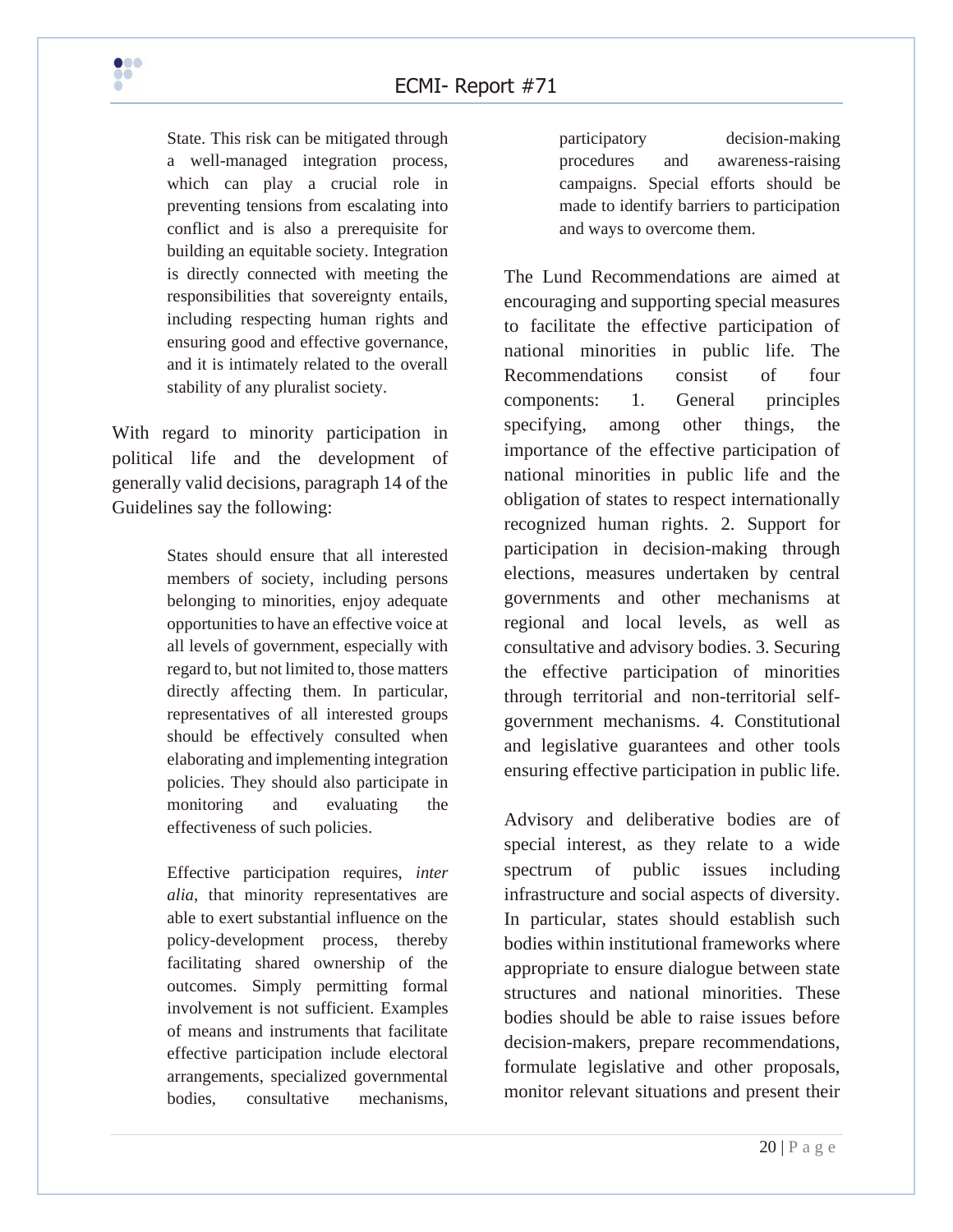> State. This risk can be mitigated through a well-managed integration process, which can play a crucial role in preventing tensions from escalating into conflict and is also a prerequisite for building an equitable society. Integration is directly connected with meeting the responsibilities that sovereignty entails, including respecting human rights and ensuring good and effective governance, and it is intimately related to the overall stability of any pluralist society.

With regard to minority participation in political life and the development of generally valid decisions, paragraph 14 of the Guidelines say the following:

> States should ensure that all interested members of society, including persons belonging to minorities, enjoy adequate opportunities to have an effective voice at all levels of government, especially with regard to, but not limited to, those matters directly affecting them. In particular, representatives of all interested groups should be effectively consulted when elaborating and implementing integration policies. They should also participate in monitoring and evaluating the effectiveness of such policies.
>
> Effective participation requires, *inter alia*, that minority representatives are able to exert substantial influence on the policy-development process, thereby facilitating shared ownership of the outcomes. Simply permitting formal involvement is not sufficient. Examples of means and instruments that facilitate effective participation include electoral arrangements, specialized governmental bodies, consultative mechanisms, participatory decision-making procedures and awareness-raising campaigns. Special efforts should be made to identify barriers to participation and ways to overcome them.

The Lund Recommendations are aimed at encouraging and supporting special measures to facilitate the effective participation of national minorities in public life. The Recommendations consist of four components: 1. General principles specifying, among other things, the importance of the effective participation of national minorities in public life and the obligation of states to respect internationally recognized human rights. 2. Support for participation in decision-making through elections, measures undertaken by central governments and other mechanisms at regional and local levels, as well as consultative and advisory bodies. 3. Securing the effective participation of minorities through territorial and non-territorial self-government mechanisms. 4. Constitutional and legislative guarantees and other tools ensuring effective participation in public life.

Advisory and deliberative bodies are of special interest, as they relate to a wide spectrum of public issues including infrastructure and social aspects of diversity. In particular, states should establish such bodies within institutional frameworks where appropriate to ensure dialogue between state structures and national minorities. These bodies should be able to raise issues before decision-makers, prepare recommendations, formulate legislative and other proposals, monitor relevant situations and present their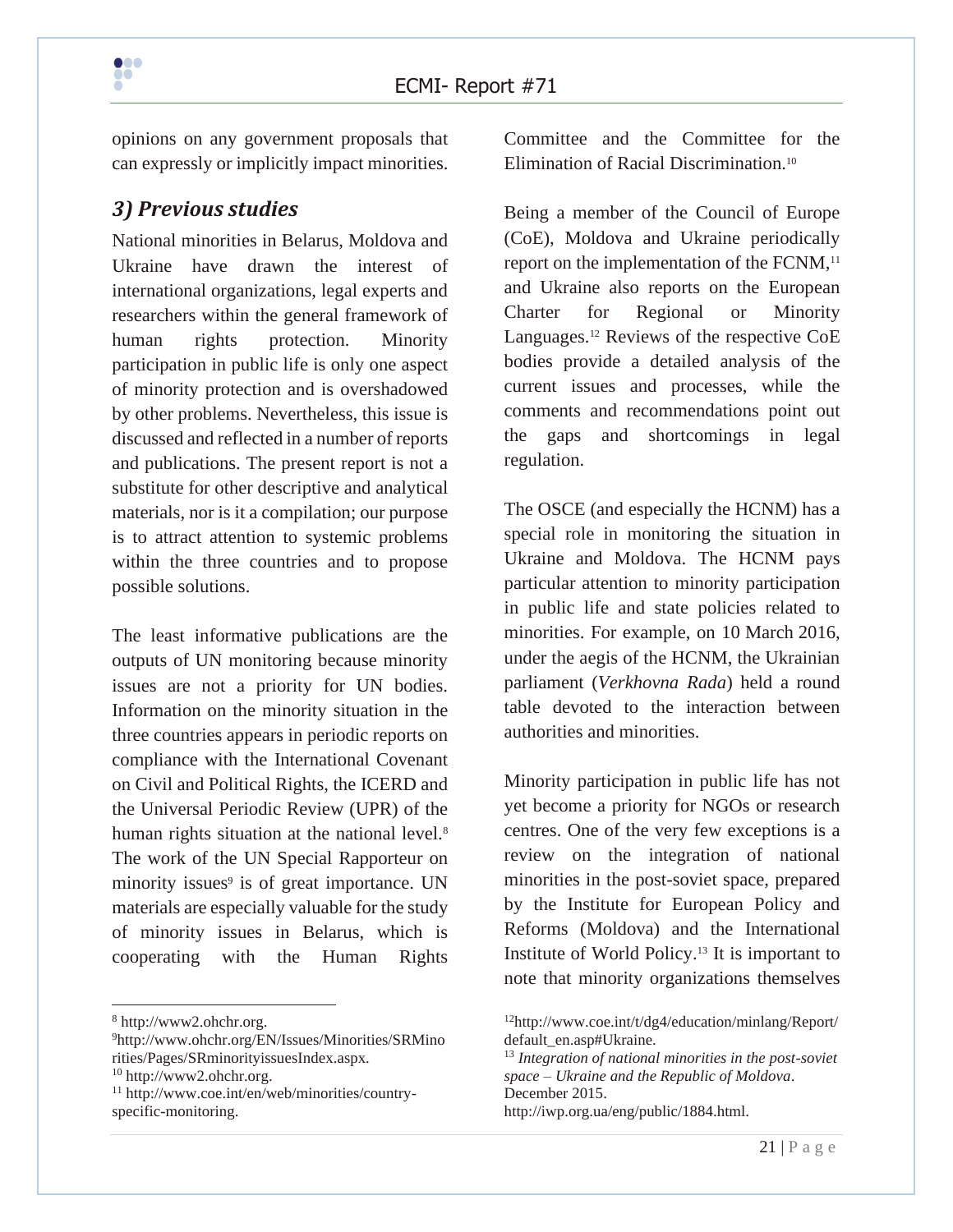opinions on any government proposals that can expressly or implicitly impact minorities.

### *3) Previous studies*

National minorities in Belarus, Moldova and Ukraine have drawn the interest of international organizations, legal experts and researchers within the general framework of human rights protection. Minority participation in public life is only one aspect of minority protection and is overshadowed by other problems. Nevertheless, this issue is discussed and reflected in a number of reports and publications. The present report is not a substitute for other descriptive and analytical materials, nor is it a compilation; our purpose is to attract attention to systemic problems within the three countries and to propose possible solutions.

The least informative publications are the outputs of UN monitoring because minority issues are not a priority for UN bodies. Information on the minority situation in the three countries appears in periodic reports on compliance with the International Covenant on Civil and Political Rights, the ICERD and the Universal Periodic Review (UPR) of the human rights situation at the national level.[8] The work of the UN Special Rapporteur on minority issues[9] is of great importance. UN materials are especially valuable for the study of minority issues in Belarus, which is cooperating with the Human Rights Committee and the Committee for the Elimination of Racial Discrimination.[10]

Being a member of the Council of Europe (CoE), Moldova and Ukraine periodically report on the implementation of the FCNM,[11] and Ukraine also reports on the European Charter for Regional or Minority Languages.[12] Reviews of the respective CoE bodies provide a detailed analysis of the current issues and processes, while the comments and recommendations point out the gaps and shortcomings in legal regulation.

The OSCE (and especially the HCNM) has a special role in monitoring the situation in Ukraine and Moldova. The HCNM pays particular attention to minority participation in public life and state policies related to minorities. For example, on 10 March 2016, under the aegis of the HCNM, the Ukrainian parliament (*Verkhovna Rada*) held a round table devoted to the interaction between authorities and minorities.

Minority participation in public life has not yet become a priority for NGOs or research centres. One of the very few exceptions is a review on the integration of national minorities in the post-soviet space, prepared by the Institute for European Policy and Reforms (Moldova) and the International Institute of World Policy.[13] It is important to note that minority organizations themselves

---

[8] http://www2.ohchr.org.

[9] http://www.ohchr.org/EN/Issues/Minorities/SRMinorities/Pages/SRminorityissuesIndex.aspx.

[10] http://www2.ohchr.org.

[11] http://www.coe.int/en/web/minorities/country-specific-monitoring.

[12] http://www.coe.int/t/dg4/education/minlang/Report/default_en.asp#Ukraine.

[13] *Integration of national minorities in the post-soviet space – Ukraine and the Republic of Moldova*. December 2015. http://iwp.org.ua/eng/public/1884.html.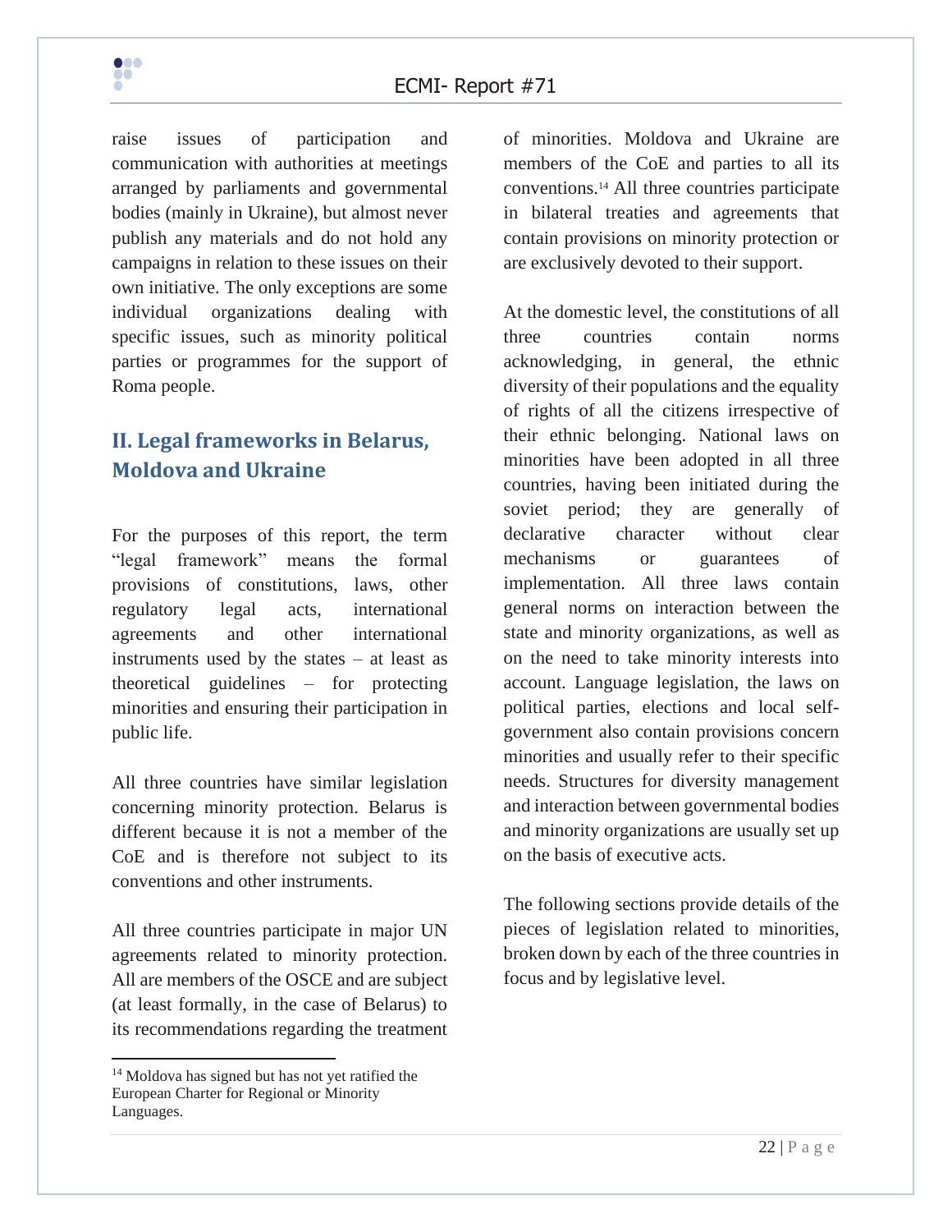raise issues of participation and communication with authorities at meetings arranged by parliaments and governmental bodies (mainly in Ukraine), but almost never publish any materials and do not hold any campaigns in relation to these issues on their own initiative. The only exceptions are some individual organizations dealing with specific issues, such as minority political parties or programmes for the support of Roma people.

## II. Legal frameworks in Belarus, Moldova and Ukraine

For the purposes of this report, the term "legal framework" means the formal provisions of constitutions, laws, other regulatory legal acts, international agreements and other international instruments used by the states – at least as theoretical guidelines – for protecting minorities and ensuring their participation in public life.

All three countries have similar legislation concerning minority protection. Belarus is different because it is not a member of the CoE and is therefore not subject to its conventions and other instruments.

All three countries participate in major UN agreements related to minority protection. All are members of the OSCE and are subject (at least formally, in the case of Belarus) to its recommendations regarding the treatment of minorities. Moldova and Ukraine are members of the CoE and parties to all its conventions.[14] All three countries participate in bilateral treaties and agreements that contain provisions on minority protection or are exclusively devoted to their support.

At the domestic level, the constitutions of all three countries contain norms acknowledging, in general, the ethnic diversity of their populations and the equality of rights of all the citizens irrespective of their ethnic belonging. National laws on minorities have been adopted in all three countries, having been initiated during the soviet period; they are generally of declarative character without clear mechanisms or guarantees of implementation. All three laws contain general norms on interaction between the state and minority organizations, as well as on the need to take minority interests into account. Language legislation, the laws on political parties, elections and local self-government also contain provisions concern minorities and usually refer to their specific needs. Structures for diversity management and interaction between governmental bodies and minority organizations are usually set up on the basis of executive acts.

The following sections provide details of the pieces of legislation related to minorities, broken down by each of the three countries in focus and by legislative level.

[14] Moldova has signed but has not yet ratified the European Charter for Regional or Minority Languages.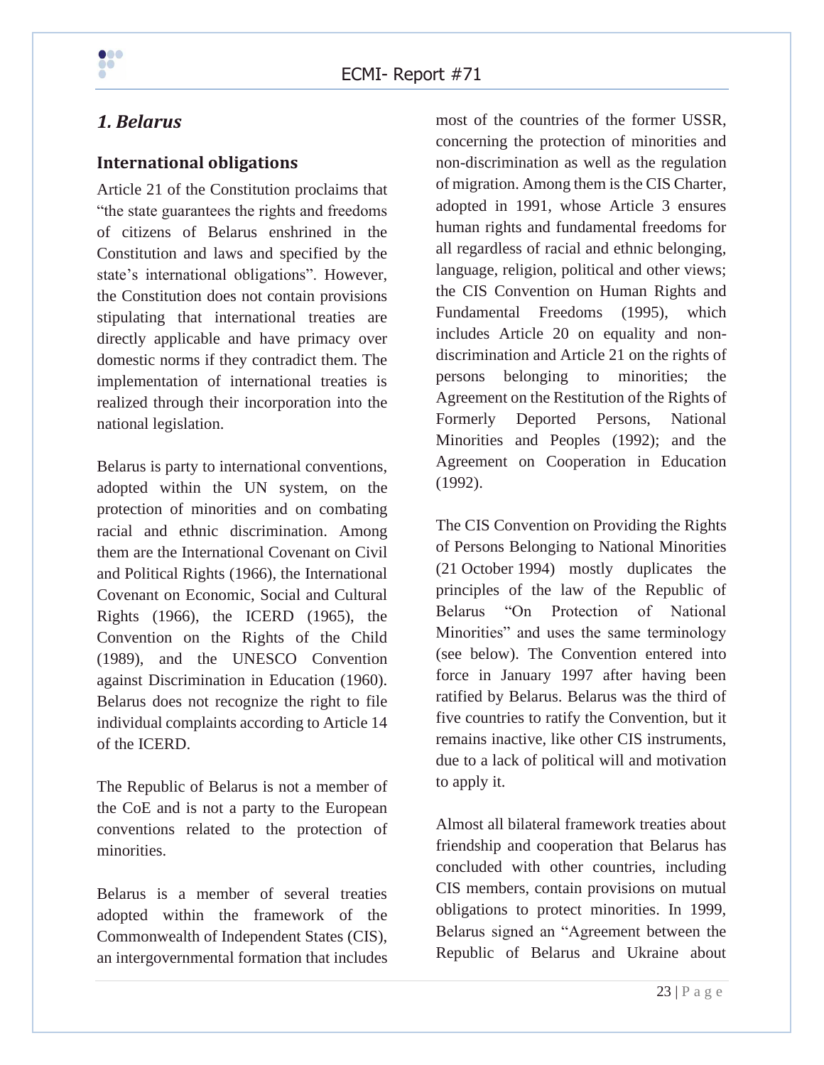## *1. Belarus*

### International obligations

Article 21 of the Constitution proclaims that "the state guarantees the rights and freedoms of citizens of Belarus enshrined in the Constitution and laws and specified by the state's international obligations". However, the Constitution does not contain provisions stipulating that international treaties are directly applicable and have primacy over domestic norms if they contradict them. The implementation of international treaties is realized through their incorporation into the national legislation.

Belarus is party to international conventions, adopted within the UN system, on the protection of minorities and on combating racial and ethnic discrimination. Among them are the International Covenant on Civil and Political Rights (1966), the International Covenant on Economic, Social and Cultural Rights (1966), the ICERD (1965), the Convention on the Rights of the Child (1989), and the UNESCO Convention against Discrimination in Education (1960). Belarus does not recognize the right to file individual complaints according to Article 14 of the ICERD.

The Republic of Belarus is not a member of the CoE and is not a party to the European conventions related to the protection of minorities.

Belarus is a member of several treaties adopted within the framework of the Commonwealth of Independent States (CIS), an intergovernmental formation that includes most of the countries of the former USSR, concerning the protection of minorities and non-discrimination as well as the regulation of migration. Among them is the CIS Charter, adopted in 1991, whose Article 3 ensures human rights and fundamental freedoms for all regardless of racial and ethnic belonging, language, religion, political and other views; the CIS Convention on Human Rights and Fundamental Freedoms (1995), which includes Article 20 on equality and non-discrimination and Article 21 on the rights of persons belonging to minorities; the Agreement on the Restitution of the Rights of Formerly Deported Persons, National Minorities and Peoples (1992); and the Agreement on Cooperation in Education (1992).

The CIS Convention on Providing the Rights of Persons Belonging to National Minorities (21 October 1994) mostly duplicates the principles of the law of the Republic of Belarus "On Protection of National Minorities" and uses the same terminology (see below). The Convention entered into force in January 1997 after having been ratified by Belarus. Belarus was the third of five countries to ratify the Convention, but it remains inactive, like other CIS instruments, due to a lack of political will and motivation to apply it.

Almost all bilateral framework treaties about friendship and cooperation that Belarus has concluded with other countries, including CIS members, contain provisions on mutual obligations to protect minorities. In 1999, Belarus signed an "Agreement between the Republic of Belarus and Ukraine about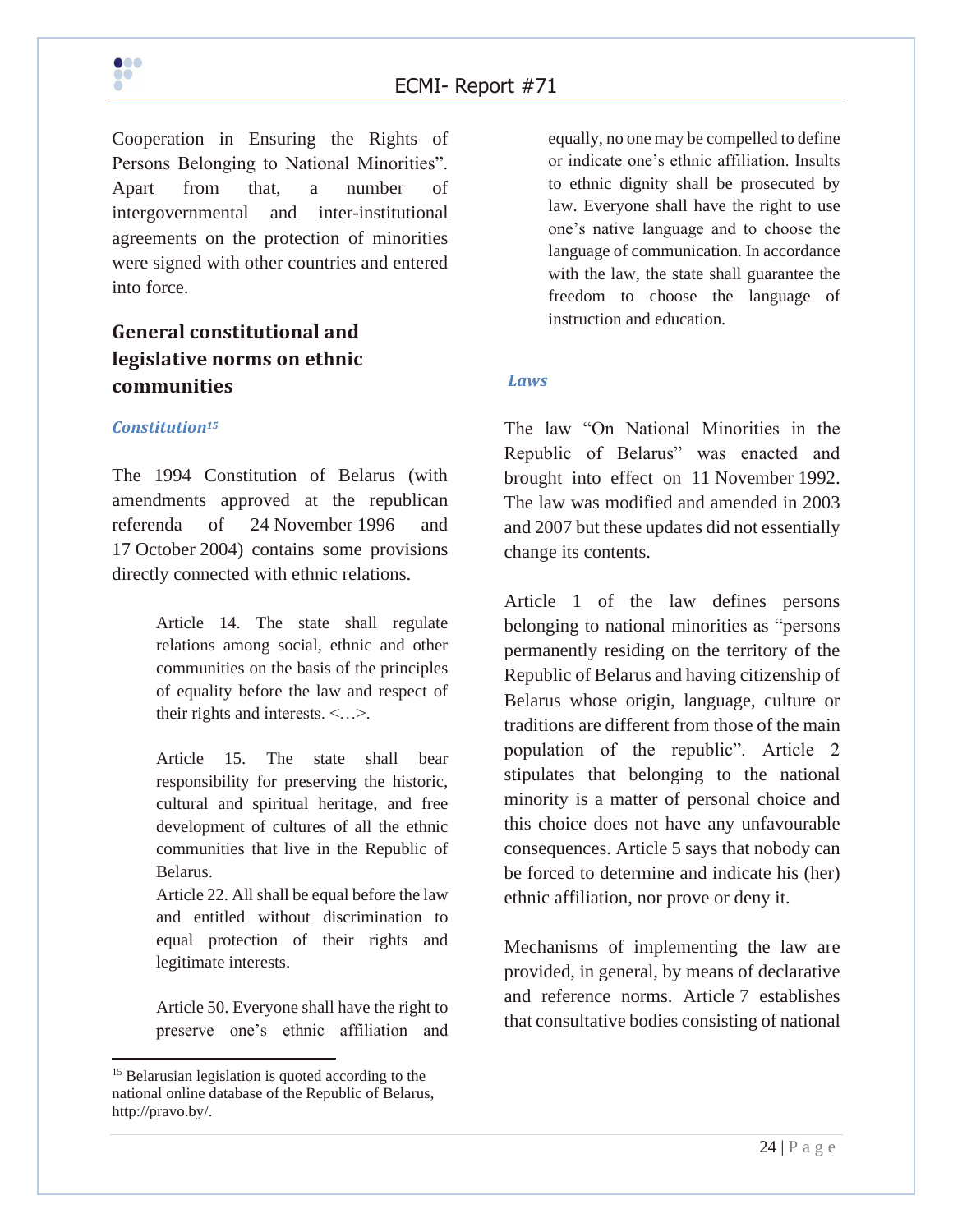Cooperation in Ensuring the Rights of Persons Belonging to National Minorities". Apart from that, a number of intergovernmental and inter-institutional agreements on the protection of minorities were signed with other countries and entered into force.

## General constitutional and legislative norms on ethnic communities

### *Constitution*[15]

The 1994 Constitution of Belarus (with amendments approved at the republican referenda of 24 November 1996 and 17 October 2004) contains some provisions directly connected with ethnic relations.

> Article 14. The state shall regulate relations among social, ethnic and other communities on the basis of the principles of equality before the law and respect of their rights and interests. <…>.
>
> Article 15. The state shall bear responsibility for preserving the historic, cultural and spiritual heritage, and free development of cultures of all the ethnic communities that live in the Republic of Belarus.
>
> Article 22. All shall be equal before the law and entitled without discrimination to equal protection of their rights and legitimate interests.
>
> Article 50. Everyone shall have the right to preserve one's ethnic affiliation and equally, no one may be compelled to define or indicate one's ethnic affiliation. Insults to ethnic dignity shall be prosecuted by law. Everyone shall have the right to use one's native language and to choose the language of communication. In accordance with the law, the state shall guarantee the freedom to choose the language of instruction and education.

### *Laws*

The law "On National Minorities in the Republic of Belarus" was enacted and brought into effect on 11 November 1992. The law was modified and amended in 2003 and 2007 but these updates did not essentially change its contents.

Article 1 of the law defines persons belonging to national minorities as "persons permanently residing on the territory of the Republic of Belarus and having citizenship of Belarus whose origin, language, culture or traditions are different from those of the main population of the republic". Article 2 stipulates that belonging to the national minority is a matter of personal choice and this choice does not have any unfavourable consequences. Article 5 says that nobody can be forced to determine and indicate his (her) ethnic affiliation, nor prove or deny it.

Mechanisms of implementing the law are provided, in general, by means of declarative and reference norms. Article 7 establishes that consultative bodies consisting of national

---

[15] Belarusian legislation is quoted according to the national online database of the Republic of Belarus, http://pravo.by/.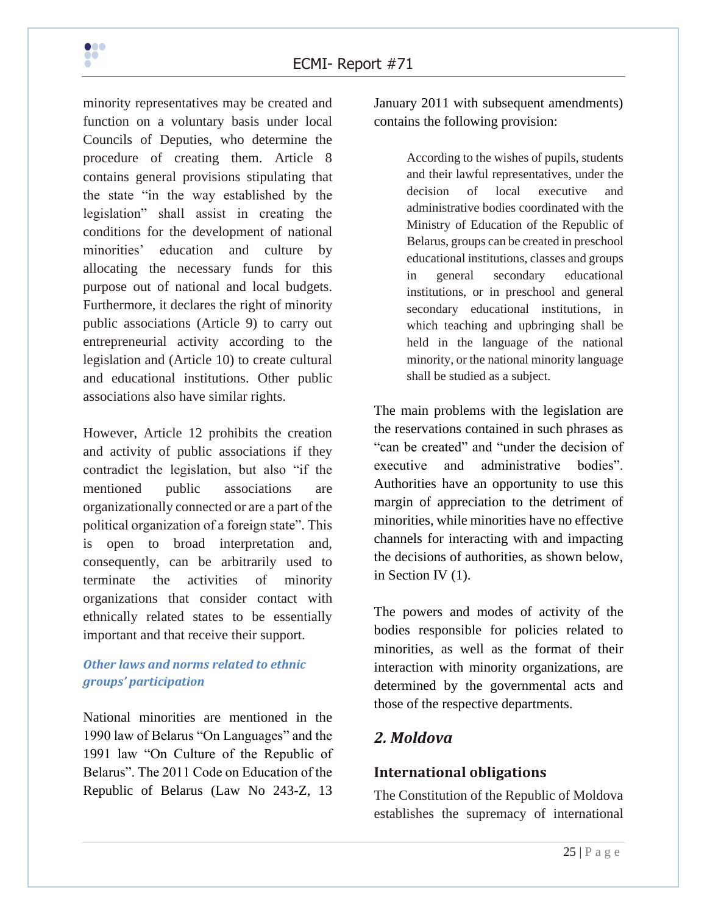minority representatives may be created and function on a voluntary basis under local Councils of Deputies, who determine the procedure of creating them. Article 8 contains general provisions stipulating that the state "in the way established by the legislation" shall assist in creating the conditions for the development of national minorities' education and culture by allocating the necessary funds for this purpose out of national and local budgets. Furthermore, it declares the right of minority public associations (Article 9) to carry out entrepreneurial activity according to the legislation and (Article 10) to create cultural and educational institutions. Other public associations also have similar rights.

However, Article 12 prohibits the creation and activity of public associations if they contradict the legislation, but also "if the mentioned public associations are organizationally connected or are a part of the political organization of a foreign state". This is open to broad interpretation and, consequently, can be arbitrarily used to terminate the activities of minority organizations that consider contact with ethnically related states to be essentially important and that receive their support.

***Other laws and norms related to ethnic groups' participation***

National minorities are mentioned in the 1990 law of Belarus "On Languages" and the 1991 law "On Culture of the Republic of Belarus". The 2011 Code on Education of the Republic of Belarus (Law No 243-Z, 13 January 2011 with subsequent amendments) contains the following provision:

> According to the wishes of pupils, students and their lawful representatives, under the decision of local executive and administrative bodies coordinated with the Ministry of Education of the Republic of Belarus, groups can be created in preschool educational institutions, classes and groups in general secondary educational institutions, or in preschool and general secondary educational institutions, in which teaching and upbringing shall be held in the language of the national minority, or the national minority language shall be studied as a subject.

The main problems with the legislation are the reservations contained in such phrases as "can be created" and "under the decision of executive and administrative bodies". Authorities have an opportunity to use this margin of appreciation to the detriment of minorities, while minorities have no effective channels for interacting with and impacting the decisions of authorities, as shown below, in Section IV (1).

The powers and modes of activity of the bodies responsible for policies related to minorities, as well as the format of their interaction with minority organizations, are determined by the governmental acts and those of the respective departments.

## *2. Moldova*

### International obligations

The Constitution of the Republic of Moldova establishes the supremacy of international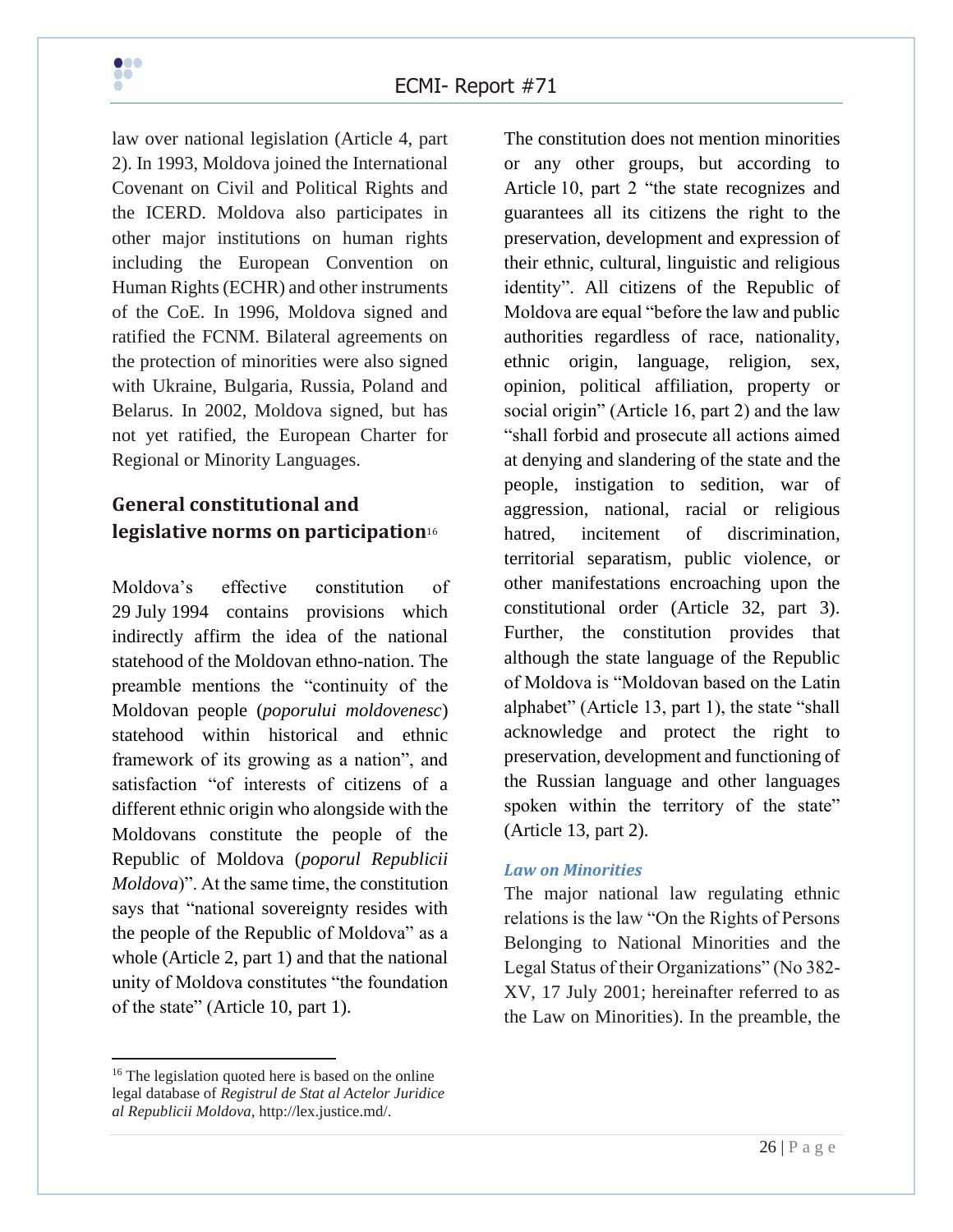law over national legislation (Article 4, part 2). In 1993, Moldova joined the International Covenant on Civil and Political Rights and the ICERD. Moldova also participates in other major institutions on human rights including the European Convention on Human Rights (ECHR) and other instruments of the CoE. In 1996, Moldova signed and ratified the FCNM. Bilateral agreements on the protection of minorities were also signed with Ukraine, Bulgaria, Russia, Poland and Belarus. In 2002, Moldova signed, but has not yet ratified, the European Charter for Regional or Minority Languages.

## General constitutional and legislative norms on participation[16]

Moldova's effective constitution of 29 July 1994 contains provisions which indirectly affirm the idea of the national statehood of the Moldovan ethno-nation. The preamble mentions the "continuity of the Moldovan people (*poporului moldovenesc*) statehood within historical and ethnic framework of its growing as a nation", and satisfaction "of interests of citizens of a different ethnic origin who alongside with the Moldovans constitute the people of the Republic of Moldova (*poporul Republicii Moldova*)". At the same time, the constitution says that "national sovereignty resides with the people of the Republic of Moldova" as a whole (Article 2, part 1) and that the national unity of Moldova constitutes "the foundation of the state" (Article 10, part 1).

The constitution does not mention minorities or any other groups, but according to Article 10, part 2 "the state recognizes and guarantees all its citizens the right to the preservation, development and expression of their ethnic, cultural, linguistic and religious identity". All citizens of the Republic of Moldova are equal "before the law and public authorities regardless of race, nationality, ethnic origin, language, religion, sex, opinion, political affiliation, property or social origin" (Article 16, part 2) and the law "shall forbid and prosecute all actions aimed at denying and slandering of the state and the people, instigation to sedition, war of aggression, national, racial or religious hatred, incitement of discrimination, territorial separatism, public violence, or other manifestations encroaching upon the constitutional order (Article 32, part 3). Further, the constitution provides that although the state language of the Republic of Moldova is "Moldovan based on the Latin alphabet" (Article 13, part 1), the state "shall acknowledge and protect the right to preservation, development and functioning of the Russian language and other languages spoken within the territory of the state" (Article 13, part 2).

### *Law on Minorities*

The major national law regulating ethnic relations is the law "On the Rights of Persons Belonging to National Minorities and the Legal Status of their Organizations" (No 382-XV, 17 July 2001; hereinafter referred to as the Law on Minorities). In the preamble, the

---

[16] The legislation quoted here is based on the online legal database of *Registrul de Stat al Actelor Juridice al Republicii Moldova*, http://lex.justice.md/.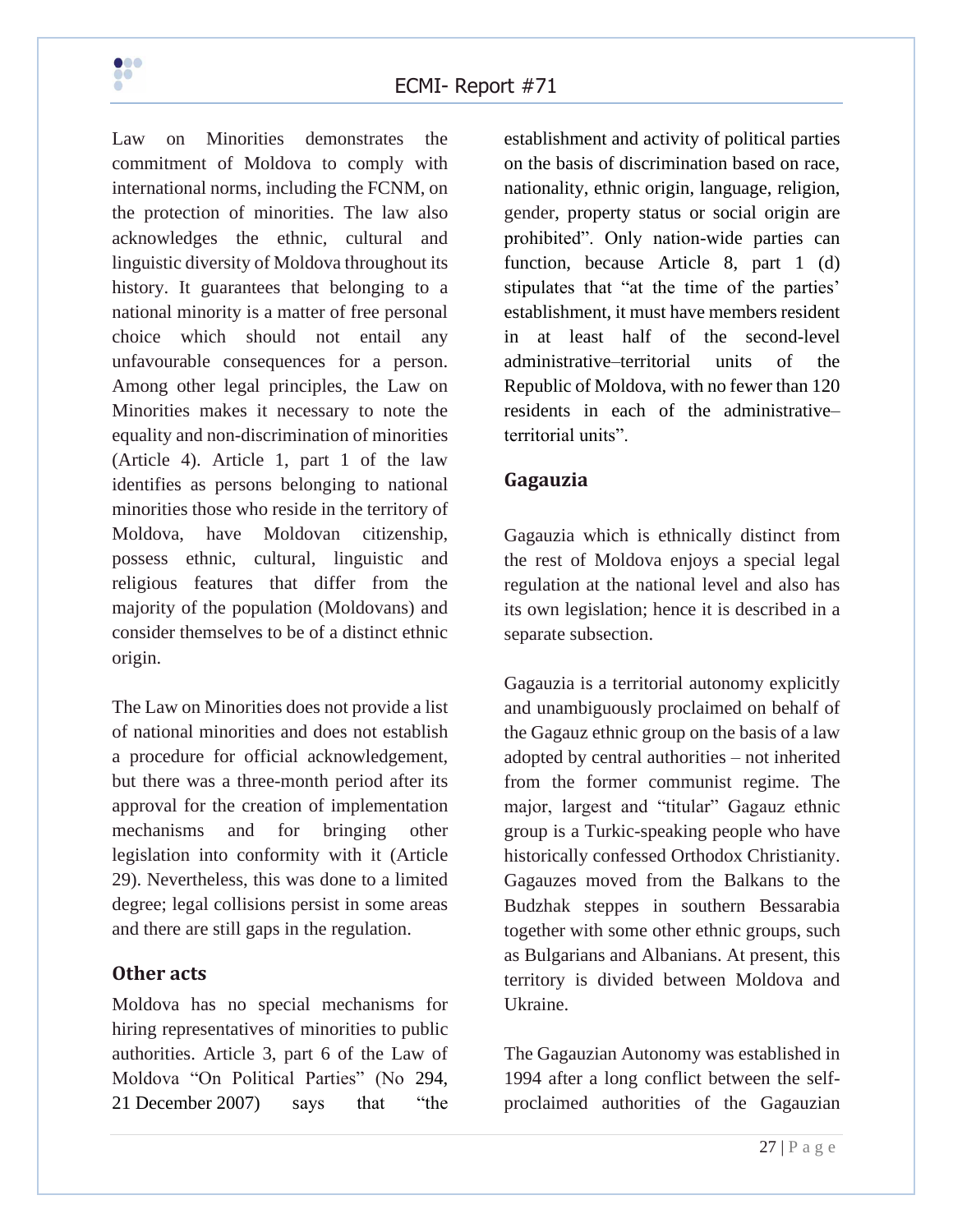Law on Minorities demonstrates the commitment of Moldova to comply with international norms, including the FCNM, on the protection of minorities. The law also acknowledges the ethnic, cultural and linguistic diversity of Moldova throughout its history. It guarantees that belonging to a national minority is a matter of free personal choice which should not entail any unfavourable consequences for a person. Among other legal principles, the Law on Minorities makes it necessary to note the equality and non-discrimination of minorities (Article 4). Article 1, part 1 of the law identifies as persons belonging to national minorities those who reside in the territory of Moldova, have Moldovan citizenship, possess ethnic, cultural, linguistic and religious features that differ from the majority of the population (Moldovans) and consider themselves to be of a distinct ethnic origin.

The Law on Minorities does not provide a list of national minorities and does not establish a procedure for official acknowledgement, but there was a three-month period after its approval for the creation of implementation mechanisms and for bringing other legislation into conformity with it (Article 29). Nevertheless, this was done to a limited degree; legal collisions persist in some areas and there are still gaps in the regulation.

## Other acts

Moldova has no special mechanisms for hiring representatives of minorities to public authorities. Article 3, part 6 of the Law of Moldova "On Political Parties" (No 294, 21 December 2007) says that "the establishment and activity of political parties on the basis of discrimination based on race, nationality, ethnic origin, language, religion, gender, property status or social origin are prohibited". Only nation-wide parties can function, because Article 8, part 1 (d) stipulates that "at the time of the parties' establishment, it must have members resident in at least half of the second-level administrative–territorial units of the Republic of Moldova, with no fewer than 120 residents in each of the administrative–territorial units".

## Gagauzia

Gagauzia which is ethnically distinct from the rest of Moldova enjoys a special legal regulation at the national level and also has its own legislation; hence it is described in a separate subsection.

Gagauzia is a territorial autonomy explicitly and unambiguously proclaimed on behalf of the Gagauz ethnic group on the basis of a law adopted by central authorities – not inherited from the former communist regime. The major, largest and "titular" Gagauz ethnic group is a Turkic-speaking people who have historically confessed Orthodox Christianity. Gagauzes moved from the Balkans to the Budzhak steppes in southern Bessarabia together with some other ethnic groups, such as Bulgarians and Albanians. At present, this territory is divided between Moldova and Ukraine.

The Gagauzian Autonomy was established in 1994 after a long conflict between the self-proclaimed authorities of the Gagauzian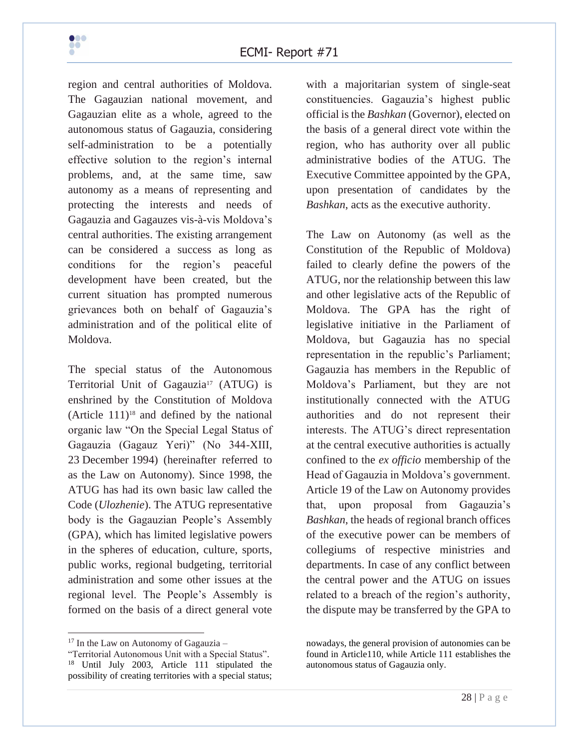region and central authorities of Moldova. The Gagauzian national movement, and Gagauzian elite as a whole, agreed to the autonomous status of Gagauzia, considering self-administration to be a potentially effective solution to the region's internal problems, and, at the same time, saw autonomy as a means of representing and protecting the interests and needs of Gagauzia and Gagauzes vis-à-vis Moldova's central authorities. The existing arrangement can be considered a success as long as conditions for the region's peaceful development have been created, but the current situation has prompted numerous grievances both on behalf of Gagauzia's administration and of the political elite of Moldova.

The special status of the Autonomous Territorial Unit of Gagauzia[17] (ATUG) is enshrined by the Constitution of Moldova (Article 111)[18] and defined by the national organic law "On the Special Legal Status of Gagauzia (Gagauz Yeri)" (No 344-XIII, 23 December 1994) (hereinafter referred to as the Law on Autonomy). Since 1998, the ATUG has had its own basic law called the Code (*Ulozhenie*). The ATUG representative body is the Gagauzian People's Assembly (GPA), which has limited legislative powers in the spheres of education, culture, sports, public works, regional budgeting, territorial administration and some other issues at the regional level. The People's Assembly is formed on the basis of a direct general vote with a majoritarian system of single-seat constituencies. Gagauzia's highest public official is the *Bashkan* (Governor), elected on the basis of a general direct vote within the region, who has authority over all public administrative bodies of the ATUG. The Executive Committee appointed by the GPA, upon presentation of candidates by the *Bashkan*, acts as the executive authority.

The Law on Autonomy (as well as the Constitution of the Republic of Moldova) failed to clearly define the powers of the ATUG, nor the relationship between this law and other legislative acts of the Republic of Moldova. The GPA has the right of legislative initiative in the Parliament of Moldova, but Gagauzia has no special representation in the republic's Parliament; Gagauzia has members in the Republic of Moldova's Parliament, but they are not institutionally connected with the ATUG authorities and do not represent their interests. The ATUG's direct representation at the central executive authorities is actually confined to the *ex officio* membership of the Head of Gagauzia in Moldova's government. Article 19 of the Law on Autonomy provides that, upon proposal from Gagauzia's *Bashkan*, the heads of regional branch offices of the executive power can be members of collegiums of respective ministries and departments. In case of any conflict between the central power and the ATUG on issues related to a breach of the region's authority, the dispute may be transferred by the GPA to

---

[17] In the Law on Autonomy of Gagauzia – "Territorial Autonomous Unit with a Special Status".

[18] Until July 2003, Article 111 stipulated the possibility of creating territories with a special status; nowadays, the general provision of autonomies can be found in Article110, while Article 111 establishes the autonomous status of Gagauzia only.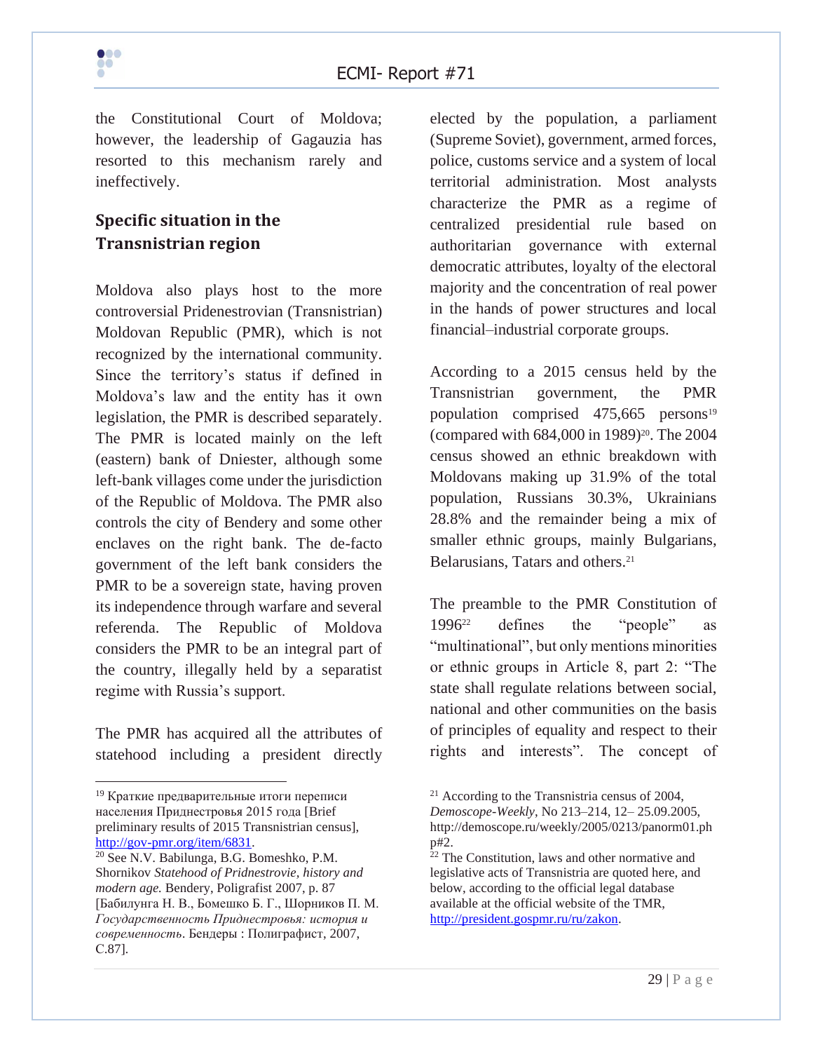the Constitutional Court of Moldova; however, the leadership of Gagauzia has resorted to this mechanism rarely and ineffectively.

## Specific situation in the Transnistrian region

Moldova also plays host to the more controversial Pridenestrovian (Transnistrian) Moldovan Republic (PMR), which is not recognized by the international community. Since the territory's status if defined in Moldova's law and the entity has it own legislation, the PMR is described separately. The PMR is located mainly on the left (eastern) bank of Dniester, although some left-bank villages come under the jurisdiction of the Republic of Moldova. The PMR also controls the city of Bendery and some other enclaves on the right bank. The de-facto government of the left bank considers the PMR to be a sovereign state, having proven its independence through warfare and several referenda. The Republic of Moldova considers the PMR to be an integral part of the country, illegally held by a separatist regime with Russia's support.

The PMR has acquired all the attributes of statehood including a president directly elected by the population, a parliament (Supreme Soviet), government, armed forces, police, customs service and a system of local territorial administration. Most analysts characterize the PMR as a regime of centralized presidential rule based on authoritarian governance with external democratic attributes, loyalty of the electoral majority and the concentration of real power in the hands of power structures and local financial–industrial corporate groups.

According to a 2015 census held by the Transnistrian government, the PMR population comprised 475,665 persons[19] (compared with 684,000 in 1989)[20]. The 2004 census showed an ethnic breakdown with Moldovans making up 31.9% of the total population, Russians 30.3%, Ukrainians 28.8% and the remainder being a mix of smaller ethnic groups, mainly Bulgarians, Belarusians, Tatars and others.[21]

The preamble to the PMR Constitution of 1996[22] defines the "people" as "multinational", but only mentions minorities or ethnic groups in Article 8, part 2: "The state shall regulate relations between social, national and other communities on the basis of principles of equality and respect to their rights and interests". The concept of

---

[19] Краткие предварительные итоги переписи населения Приднестровья 2015 года [Brief preliminary results of 2015 Transnistrian census], http://gov-pmr.org/item/6831.

[20] See N.V. Babilunga, B.G. Bomeshko, P.M. Shornikov *Statehood of Pridnestrovie, history and modern age.* Bendery, Poligrafist 2007, p. 87 [Бабилунга Н. В., Бомешко Б. Г., Шорников П. М. *Государственность Приднестровья: история и современность*. Бендеры : Полиграфист, 2007, С.87].

[21] According to the Transnistria census of 2004, *Demoscope-Weekly*, No 213–214, 12– 25.09.2005, http://demoscope.ru/weekly/2005/0213/panorm01.php#2.

[22] The Constitution, laws and other normative and legislative acts of Transnistria are quoted here, and below, according to the official legal database available at the official website of the TMR, http://president.gospmr.ru/ru/zakon.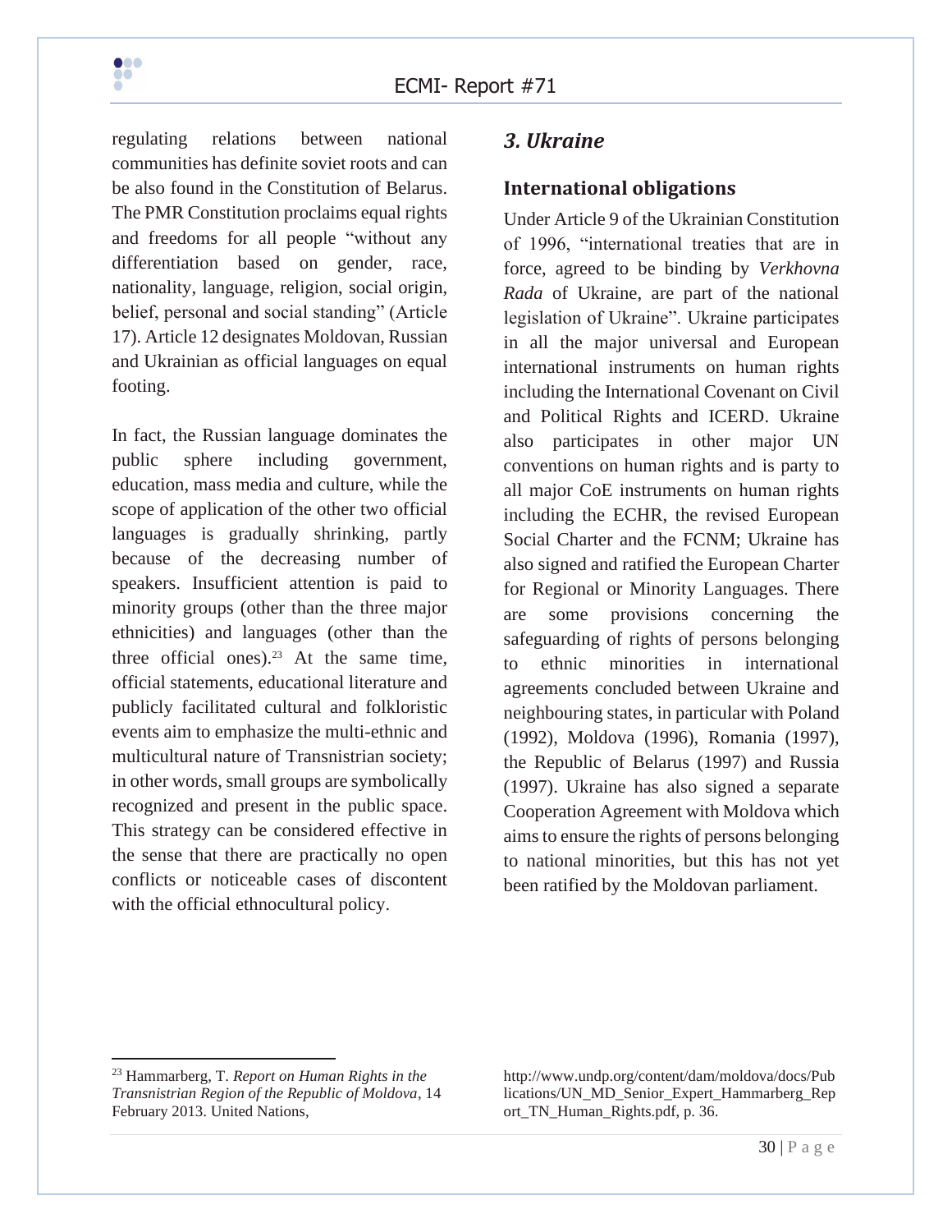regulating relations between national communities has definite soviet roots and can be also found in the Constitution of Belarus. The PMR Constitution proclaims equal rights and freedoms for all people "without any differentiation based on gender, race, nationality, language, religion, social origin, belief, personal and social standing" (Article 17). Article 12 designates Moldovan, Russian and Ukrainian as official languages on equal footing.

In fact, the Russian language dominates the public sphere including government, education, mass media and culture, while the scope of application of the other two official languages is gradually shrinking, partly because of the decreasing number of speakers. Insufficient attention is paid to minority groups (other than the three major ethnicities) and languages (other than the three official ones).[23] At the same time, official statements, educational literature and publicly facilitated cultural and folkloristic events aim to emphasize the multi-ethnic and multicultural nature of Transnistrian society; in other words, small groups are symbolically recognized and present in the public space. This strategy can be considered effective in the sense that there are practically no open conflicts or noticeable cases of discontent with the official ethnocultural policy.

## *3. Ukraine*

### International obligations

Under Article 9 of the Ukrainian Constitution of 1996, "international treaties that are in force, agreed to be binding by *Verkhovna Rada* of Ukraine, are part of the national legislation of Ukraine". Ukraine participates in all the major universal and European international instruments on human rights including the International Covenant on Civil and Political Rights and ICERD. Ukraine also participates in other major UN conventions on human rights and is party to all major CoE instruments on human rights including the ECHR, the revised European Social Charter and the FCNM; Ukraine has also signed and ratified the European Charter for Regional or Minority Languages. There are some provisions concerning the safeguarding of rights of persons belonging to ethnic minorities in international agreements concluded between Ukraine and neighbouring states, in particular with Poland (1992), Moldova (1996), Romania (1997), the Republic of Belarus (1997) and Russia (1997). Ukraine has also signed a separate Cooperation Agreement with Moldova which aims to ensure the rights of persons belonging to national minorities, but this has not yet been ratified by the Moldovan parliament.

---

[23] Hammarberg, T. *Report on Human Rights in the Transnistrian Region of the Republic of Moldova*, 14 February 2013. United Nations, http://www.undp.org/content/dam/moldova/docs/Publications/UN_MD_Senior_Expert_Hammarberg_Report_TN_Human_Rights.pdf, p. 36.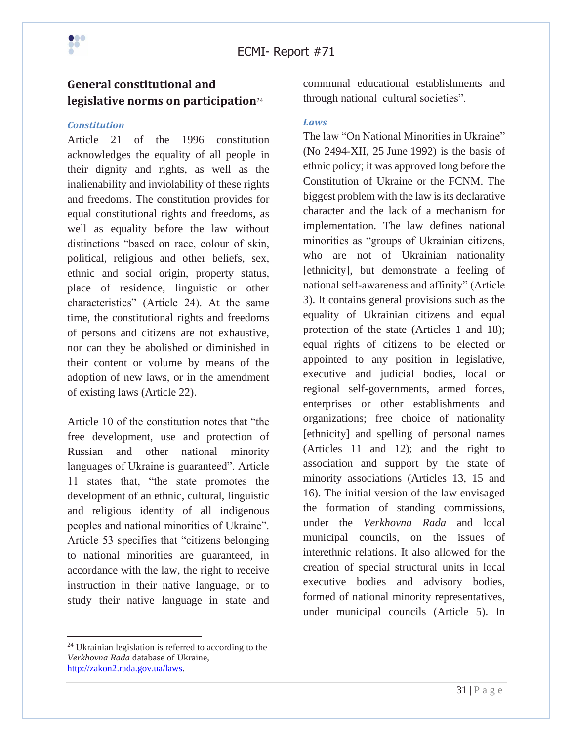## General constitutional and legislative norms on participation[24]

### *Constitution*

Article 21 of the 1996 constitution acknowledges the equality of all people in their dignity and rights, as well as the inalienability and inviolability of these rights and freedoms. The constitution provides for equal constitutional rights and freedoms, as well as equality before the law without distinctions "based on race, colour of skin, political, religious and other beliefs, sex, ethnic and social origin, property status, place of residence, linguistic or other characteristics" (Article 24). At the same time, the constitutional rights and freedoms of persons and citizens are not exhaustive, nor can they be abolished or diminished in their content or volume by means of the adoption of new laws, or in the amendment of existing laws (Article 22).

Article 10 of the constitution notes that "the free development, use and protection of Russian and other national minority languages of Ukraine is guaranteed". Article 11 states that, "the state promotes the development of an ethnic, cultural, linguistic and religious identity of all indigenous peoples and national minorities of Ukraine". Article 53 specifies that "citizens belonging to national minorities are guaranteed, in accordance with the law, the right to receive instruction in their native language, or to study their native language in state and communal educational establishments and through national–cultural societies".

### *Laws*

The law "On National Minorities in Ukraine" (No 2494-XII, 25 June 1992) is the basis of ethnic policy; it was approved long before the Constitution of Ukraine or the FCNM. The biggest problem with the law is its declarative character and the lack of a mechanism for implementation. The law defines national minorities as "groups of Ukrainian citizens, who are not of Ukrainian nationality [ethnicity], but demonstrate a feeling of national self-awareness and affinity" (Article 3). It contains general provisions such as the equality of Ukrainian citizens and equal protection of the state (Articles 1 and 18); equal rights of citizens to be elected or appointed to any position in legislative, executive and judicial bodies, local or regional self-governments, armed forces, enterprises or other establishments and organizations; free choice of nationality [ethnicity] and spelling of personal names (Articles 11 and 12); and the right to association and support by the state of minority associations (Articles 13, 15 and 16). The initial version of the law envisaged the formation of standing commissions, under the *Verkhovna Rada* and local municipal councils, on the issues of interethnic relations. It also allowed for the creation of special structural units in local executive bodies and advisory bodies, formed of national minority representatives, under municipal councils (Article 5). In

---

[24] Ukrainian legislation is referred to according to the *Verkhovna Rada* database of Ukraine, http://zakon2.rada.gov.ua/laws.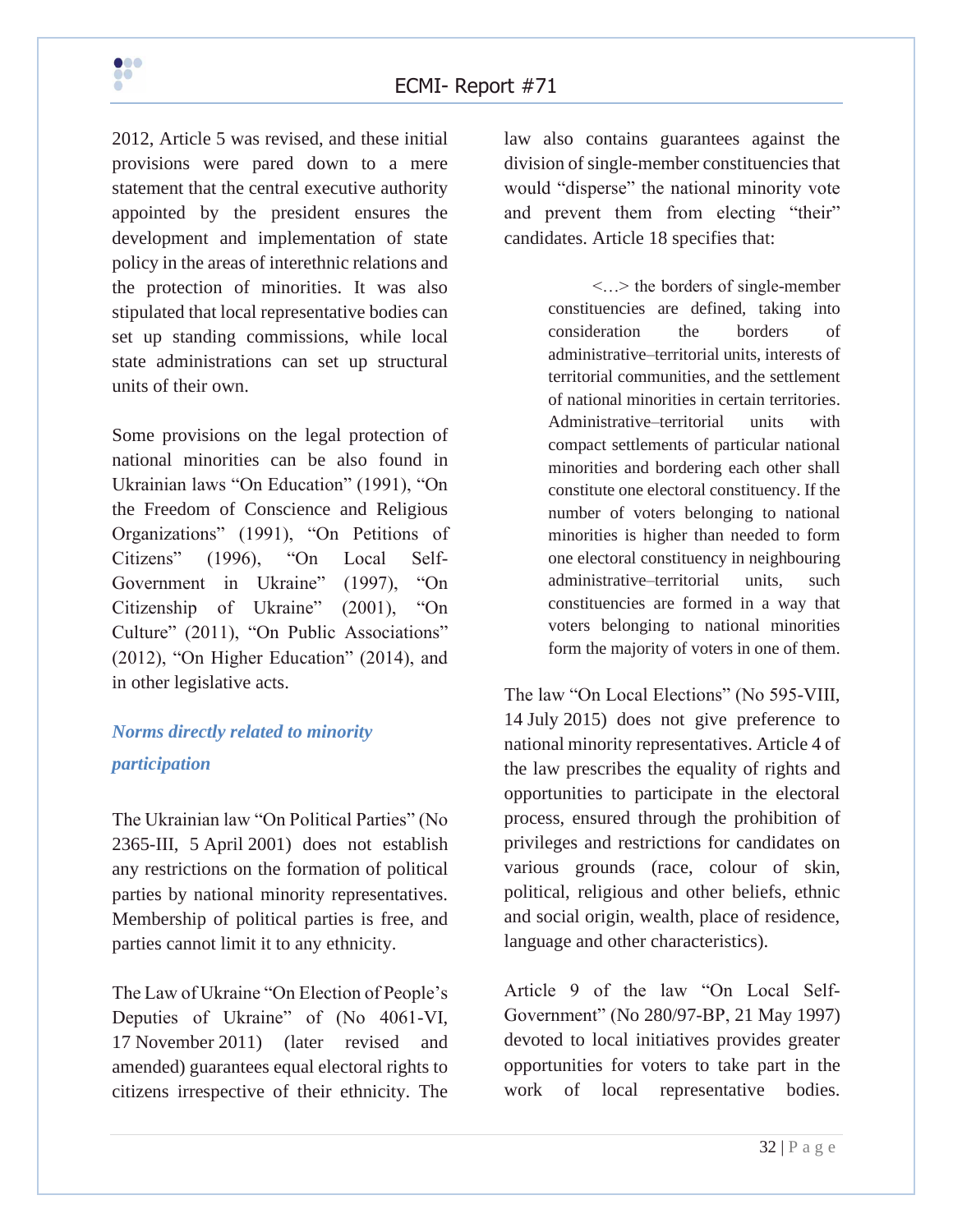2012, Article 5 was revised, and these initial provisions were pared down to a mere statement that the central executive authority appointed by the president ensures the development and implementation of state policy in the areas of interethnic relations and the protection of minorities. It was also stipulated that local representative bodies can set up standing commissions, while local state administrations can set up structural units of their own.

Some provisions on the legal protection of national minorities can be also found in Ukrainian laws "On Education" (1991), "On the Freedom of Conscience and Religious Organizations" (1991), "On Petitions of Citizens" (1996), "On Local Self-Government in Ukraine" (1997), "On Citizenship of Ukraine" (2001), "On Culture" (2011), "On Public Associations" (2012), "On Higher Education" (2014), and in other legislative acts.

### *Norms directly related to minority participation*

The Ukrainian law "On Political Parties" (No 2365-III, 5 April 2001) does not establish any restrictions on the formation of political parties by national minority representatives. Membership of political parties is free, and parties cannot limit it to any ethnicity.

The Law of Ukraine "On Election of People's Deputies of Ukraine" of (No 4061-VI, 17 November 2011) (later revised and amended) guarantees equal electoral rights to citizens irrespective of their ethnicity. The law also contains guarantees against the division of single-member constituencies that would "disperse" the national minority vote and prevent them from electing "their" candidates. Article 18 specifies that:

> <…> the borders of single-member constituencies are defined, taking into consideration the borders of administrative–territorial units, interests of territorial communities, and the settlement of national minorities in certain territories. Administrative–territorial units with compact settlements of particular national minorities and bordering each other shall constitute one electoral constituency. If the number of voters belonging to national minorities is higher than needed to form one electoral constituency in neighbouring administrative–territorial units, such constituencies are formed in a way that voters belonging to national minorities form the majority of voters in one of them.

The law "On Local Elections" (No 595-VIII, 14 July 2015) does not give preference to national minority representatives. Article 4 of the law prescribes the equality of rights and opportunities to participate in the electoral process, ensured through the prohibition of privileges and restrictions for candidates on various grounds (race, colour of skin, political, religious and other beliefs, ethnic and social origin, wealth, place of residence, language and other characteristics).

Article 9 of the law "On Local Self-Government" (No 280/97-BP, 21 May 1997) devoted to local initiatives provides greater opportunities for voters to take part in the work of local representative bodies.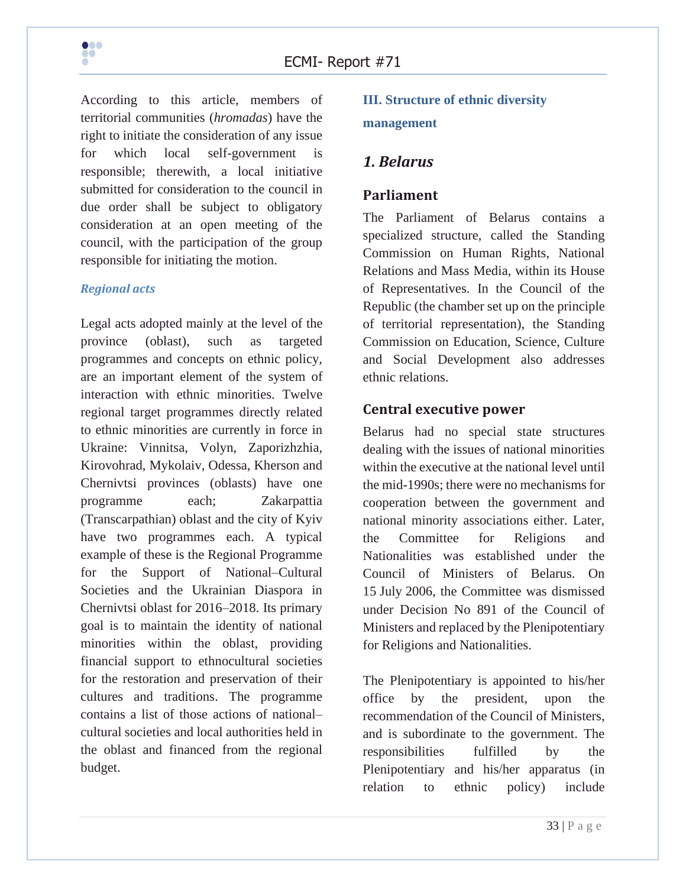According to this article, members of territorial communities (*hromadas*) have the right to initiate the consideration of any issue for which local self-government is responsible; therewith, a local initiative submitted for consideration to the council in due order shall be subject to obligatory consideration at an open meeting of the council, with the participation of the group responsible for initiating the motion.

***Regional acts***

Legal acts adopted mainly at the level of the province (oblast), such as targeted programmes and concepts on ethnic policy, are an important element of the system of interaction with ethnic minorities. Twelve regional target programmes directly related to ethnic minorities are currently in force in Ukraine: Vinnitsa, Volyn, Zaporizhzhia, Kirovohrad, Mykolaiv, Odessa, Kherson and Chernivtsi provinces (oblasts) have one programme each; Zakarpattia (Transcarpathian) oblast and the city of Kyiv have two programmes each. A typical example of these is the Regional Programme for the Support of National–Cultural Societies and the Ukrainian Diaspora in Chernivtsi oblast for 2016–2018. Its primary goal is to maintain the identity of national minorities within the oblast, providing financial support to ethnocultural societies for the restoration and preservation of their cultures and traditions. The programme contains a list of those actions of national–cultural societies and local authorities held in the oblast and financed from the regional budget.

## III. Structure of ethnic diversity management

### *1. Belarus*

#### Parliament

The Parliament of Belarus contains a specialized structure, called the Standing Commission on Human Rights, National Relations and Mass Media, within its House of Representatives. In the Council of the Republic (the chamber set up on the principle of territorial representation), the Standing Commission on Education, Science, Culture and Social Development also addresses ethnic relations.

#### Central executive power

Belarus had no special state structures dealing with the issues of national minorities within the executive at the national level until the mid-1990s; there were no mechanisms for cooperation between the government and national minority associations either. Later, the Committee for Religions and Nationalities was established under the Council of Ministers of Belarus. On 15 July 2006, the Committee was dismissed under Decision No 891 of the Council of Ministers and replaced by the Plenipotentiary for Religions and Nationalities.

The Plenipotentiary is appointed to his/her office by the president, upon the recommendation of the Council of Ministers, and is subordinate to the government. The responsibilities fulfilled by the Plenipotentiary and his/her apparatus (in relation to ethnic policy) include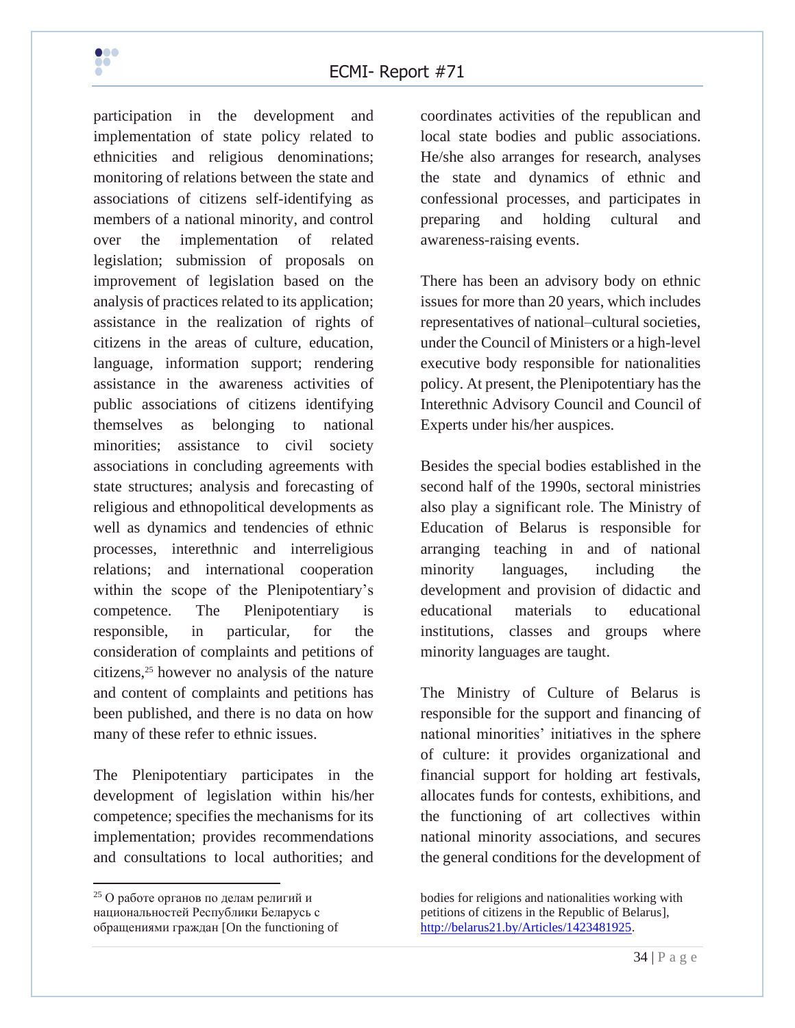participation in the development and implementation of state policy related to ethnicities and religious denominations; monitoring of relations between the state and associations of citizens self-identifying as members of a national minority, and control over the implementation of related legislation; submission of proposals on improvement of legislation based on the analysis of practices related to its application; assistance in the realization of rights of citizens in the areas of culture, education, language, information support; rendering assistance in the awareness activities of public associations of citizens identifying themselves as belonging to national minorities; assistance to civil society associations in concluding agreements with state structures; analysis and forecasting of religious and ethnopolitical developments as well as dynamics and tendencies of ethnic processes, interethnic and interreligious relations; and international cooperation within the scope of the Plenipotentiary's competence. The Plenipotentiary is responsible, in particular, for the consideration of complaints and petitions of citizens,[25] however no analysis of the nature and content of complaints and petitions has been published, and there is no data on how many of these refer to ethnic issues.

The Plenipotentiary participates in the development of legislation within his/her competence; specifies the mechanisms for its implementation; provides recommendations and consultations to local authorities; and coordinates activities of the republican and local state bodies and public associations. He/she also arranges for research, analyses the state and dynamics of ethnic and confessional processes, and participates in preparing and holding cultural and awareness-raising events.

There has been an advisory body on ethnic issues for more than 20 years, which includes representatives of national–cultural societies, under the Council of Ministers or a high-level executive body responsible for nationalities policy. At present, the Plenipotentiary has the Interethnic Advisory Council and Council of Experts under his/her auspices.

Besides the special bodies established in the second half of the 1990s, sectoral ministries also play a significant role. The Ministry of Education of Belarus is responsible for arranging teaching in and of national minority languages, including the development and provision of didactic and educational materials to educational institutions, classes and groups where minority languages are taught.

The Ministry of Culture of Belarus is responsible for the support and financing of national minorities' initiatives in the sphere of culture: it provides organizational and financial support for holding art festivals, allocates funds for contests, exhibitions, and the functioning of art collectives within national minority associations, and secures the general conditions for the development of

---

[25] О работе органов по делам религий и национальностей Республики Беларусь с обращениями граждан [On the functioning of bodies for religions and nationalities working with petitions of citizens in the Republic of Belarus], http://belarus21.by/Articles/1423481925.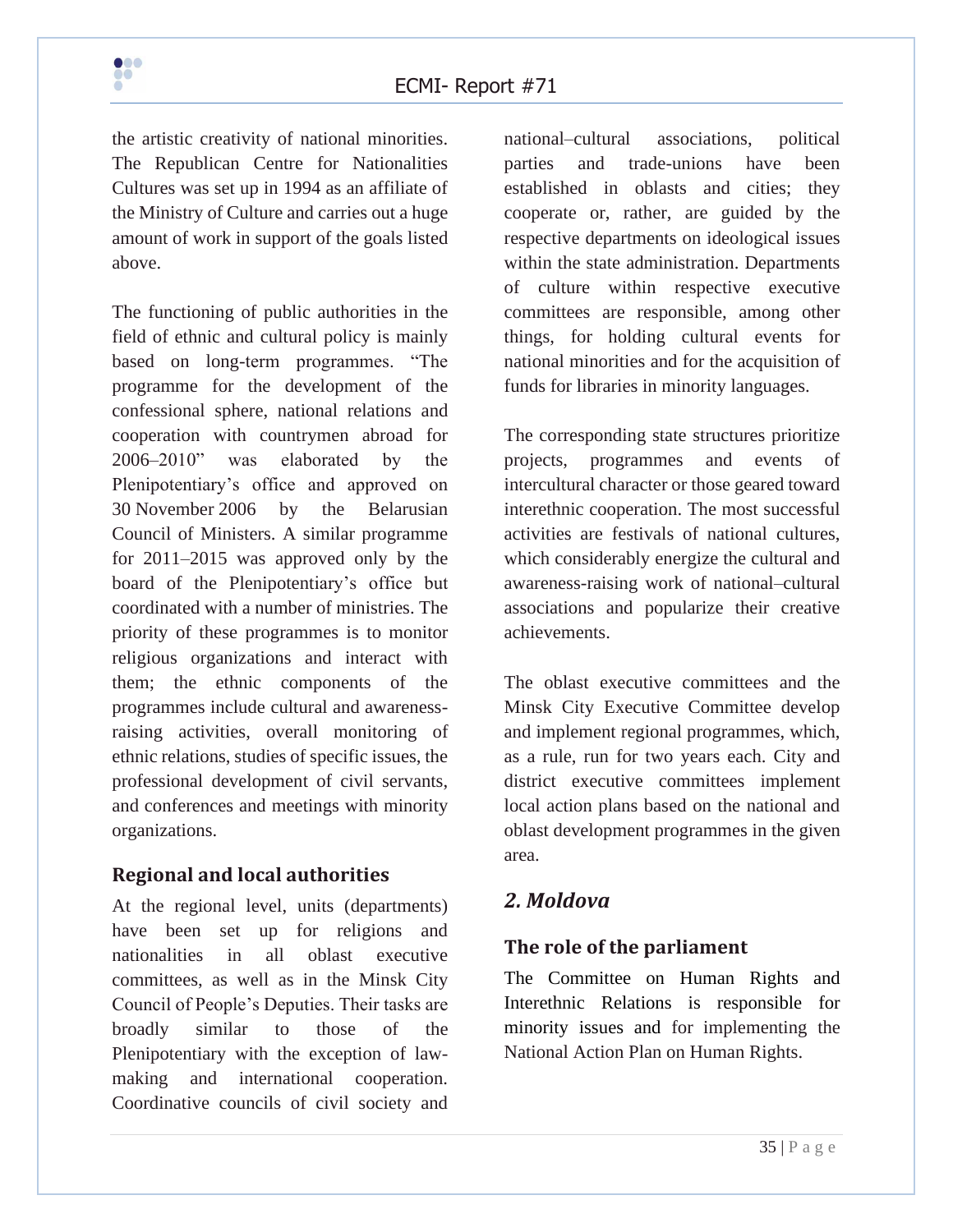the artistic creativity of national minorities. The Republican Centre for Nationalities Cultures was set up in 1994 as an affiliate of the Ministry of Culture and carries out a huge amount of work in support of the goals listed above.

The functioning of public authorities in the field of ethnic and cultural policy is mainly based on long-term programmes. "The programme for the development of the confessional sphere, national relations and cooperation with countrymen abroad for 2006–2010" was elaborated by the Plenipotentiary's office and approved on 30 November 2006 by the Belarusian Council of Ministers. A similar programme for 2011–2015 was approved only by the board of the Plenipotentiary's office but coordinated with a number of ministries. The priority of these programmes is to monitor religious organizations and interact with them; the ethnic components of the programmes include cultural and awareness-raising activities, overall monitoring of ethnic relations, studies of specific issues, the professional development of civil servants, and conferences and meetings with minority organizations.

### Regional and local authorities

At the regional level, units (departments) have been set up for religions and nationalities in all oblast executive committees, as well as in the Minsk City Council of People's Deputies. Their tasks are broadly similar to those of the Plenipotentiary with the exception of law-making and international cooperation. Coordinative councils of civil society and national–cultural associations, political parties and trade-unions have been established in oblasts and cities; they cooperate or, rather, are guided by the respective departments on ideological issues within the state administration. Departments of culture within respective executive committees are responsible, among other things, for holding cultural events for national minorities and for the acquisition of funds for libraries in minority languages.

The corresponding state structures prioritize projects, programmes and events of intercultural character or those geared toward interethnic cooperation. The most successful activities are festivals of national cultures, which considerably energize the cultural and awareness-raising work of national–cultural associations and popularize their creative achievements.

The oblast executive committees and the Minsk City Executive Committee develop and implement regional programmes, which, as a rule, run for two years each. City and district executive committees implement local action plans based on the national and oblast development programmes in the given area.

## *2. Moldova*

### The role of the parliament

The Committee on Human Rights and Interethnic Relations is responsible for minority issues and for implementing the National Action Plan on Human Rights.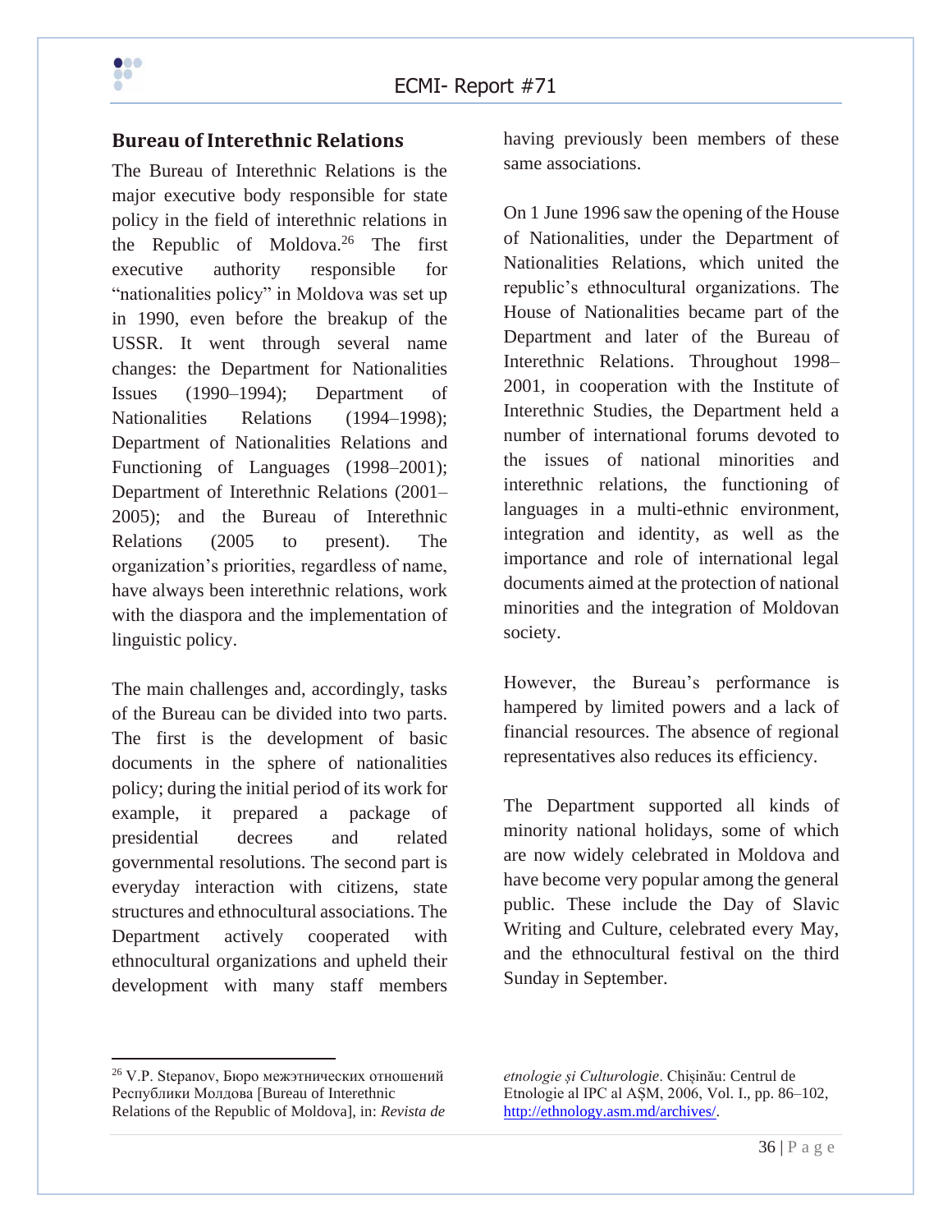## Bureau of Interethnic Relations

The Bureau of Interethnic Relations is the major executive body responsible for state policy in the field of interethnic relations in the Republic of Moldova.[26] The first executive authority responsible for "nationalities policy" in Moldova was set up in 1990, even before the breakup of the USSR. It went through several name changes: the Department for Nationalities Issues (1990–1994); Department of Nationalities Relations (1994–1998); Department of Nationalities Relations and Functioning of Languages (1998–2001); Department of Interethnic Relations (2001–2005); and the Bureau of Interethnic Relations (2005 to present). The organization's priorities, regardless of name, have always been interethnic relations, work with the diaspora and the implementation of linguistic policy.

The main challenges and, accordingly, tasks of the Bureau can be divided into two parts. The first is the development of basic documents in the sphere of nationalities policy; during the initial period of its work for example, it prepared a package of presidential decrees and related governmental resolutions. The second part is everyday interaction with citizens, state structures and ethnocultural associations. The Department actively cooperated with ethnocultural organizations and upheld their development with many staff members having previously been members of these same associations.

On 1 June 1996 saw the opening of the House of Nationalities, under the Department of Nationalities Relations, which united the republic's ethnocultural organizations. The House of Nationalities became part of the Department and later of the Bureau of Interethnic Relations. Throughout 1998–2001, in cooperation with the Institute of Interethnic Studies, the Department held a number of international forums devoted to the issues of national minorities and interethnic relations, the functioning of languages in a multi-ethnic environment, integration and identity, as well as the importance and role of international legal documents aimed at the protection of national minorities and the integration of Moldovan society.

However, the Bureau's performance is hampered by limited powers and a lack of financial resources. The absence of regional representatives also reduces its efficiency.

The Department supported all kinds of minority national holidays, some of which are now widely celebrated in Moldova and have become very popular among the general public. These include the Day of Slavic Writing and Culture, celebrated every May, and the ethnocultural festival on the third Sunday in September.

---

[26] V.P. Stepanov, Бюро межэтнических отношений Республики Молдова [Bureau of Interethnic Relations of the Republic of Moldova], in: *Revista de etnologie și Culturologie*. Chișinău: Centrul de Etnologie al IPC al AȘM, 2006, Vol. I., pp. 86–102, http://ethnology.asm.md/archives/.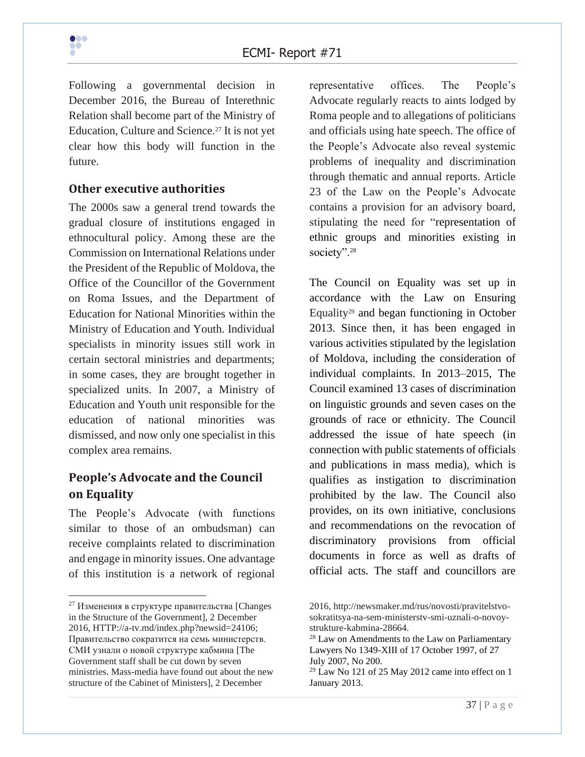Following a governmental decision in December 2016, the Bureau of Interethnic Relation shall become part of the Ministry of Education, Culture and Science.[27] It is not yet clear how this body will function in the future.

### Other executive authorities

The 2000s saw a general trend towards the gradual closure of institutions engaged in ethnocultural policy. Among these are the Commission on International Relations under the President of the Republic of Moldova, the Office of the Councillor of the Government on Roma Issues, and the Department of Education for National Minorities within the Ministry of Education and Youth. Individual specialists in minority issues still work in certain sectoral ministries and departments; in some cases, they are brought together in specialized units. In 2007, a Ministry of Education and Youth unit responsible for the education of national minorities was dismissed, and now only one specialist in this complex area remains.

### People's Advocate and the Council on Equality

The People's Advocate (with functions similar to those of an ombudsman) can receive complaints related to discrimination and engage in minority issues. One advantage of this institution is a network of regional representative offices. The People's Advocate regularly reacts to aints lodged by Roma people and to allegations of politicians and officials using hate speech. The office of the People's Advocate also reveal systemic problems of inequality and discrimination through thematic and annual reports. Article 23 of the Law on the People's Advocate contains a provision for an advisory board, stipulating the need for "representation of ethnic groups and minorities existing in society".[28]

The Council on Equality was set up in accordance with the Law on Ensuring Equality[29] and began functioning in October 2013. Since then, it has been engaged in various activities stipulated by the legislation of Moldova, including the consideration of individual complaints. In 2013–2015, The Council examined 13 cases of discrimination on linguistic grounds and seven cases on the grounds of race or ethnicity. The Council addressed the issue of hate speech (in connection with public statements of officials and publications in mass media), which is qualifies as instigation to discrimination prohibited by the law. The Council also provides, on its own initiative, conclusions and recommendations on the revocation of discriminatory provisions from official documents in force as well as drafts of official acts. The staff and councillors are

---

[27] Изменения в структуре правительства [Changes in the Structure of the Government], 2 December 2016, HTTP://a-tv.md/index.php?newsid=24106; Правительство сократится на семь министерств. СМИ узнали о новой структуре кабмина [The Government staff shall be cut down by seven ministries. Mass-media have found out about the new structure of the Cabinet of Ministers], 2 December 2016, http://newsmaker.md/rus/novosti/pravitelstvo-sokratitsya-na-sem-ministerstv-smi-uznali-o-novoy-strukture-kabmina-28664.

[28] Law on Amendments to the Law on Parliamentary Lawyers No 1349-XIII of 17 October 1997, of 27 July 2007, No 200.

[29] Law No 121 of 25 May 2012 came into effect on 1 January 2013.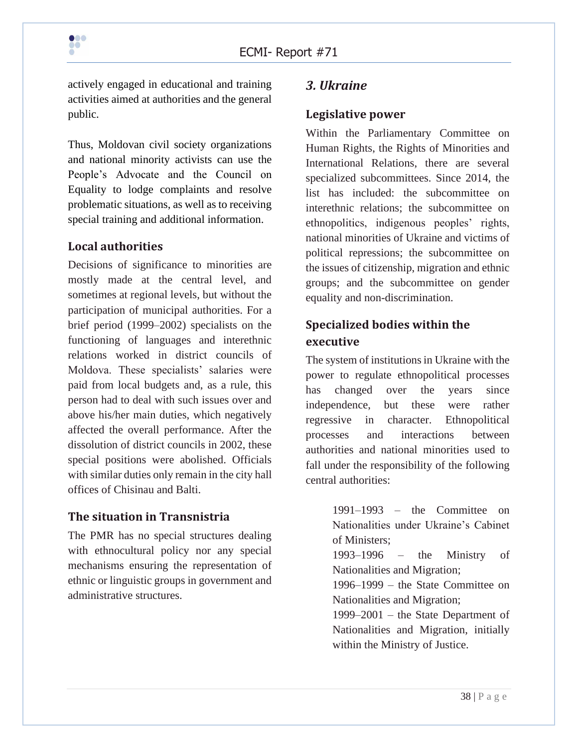actively engaged in educational and training activities aimed at authorities and the general public.

Thus, Moldovan civil society organizations and national minority activists can use the People's Advocate and the Council on Equality to lodge complaints and resolve problematic situations, as well as to receiving special training and additional information.

### Local authorities

Decisions of significance to minorities are mostly made at the central level, and sometimes at regional levels, but without the participation of municipal authorities. For a brief period (1999–2002) specialists on the functioning of languages and interethnic relations worked in district councils of Moldova. These specialists' salaries were paid from local budgets and, as a rule, this person had to deal with such issues over and above his/her main duties, which negatively affected the overall performance. After the dissolution of district councils in 2002, these special positions were abolished. Officials with similar duties only remain in the city hall offices of Chisinau and Balti.

### The situation in Transnistria

The PMR has no special structures dealing with ethnocultural policy nor any special mechanisms ensuring the representation of ethnic or linguistic groups in government and administrative structures.

## *3. Ukraine*

### Legislative power

Within the Parliamentary Committee on Human Rights, the Rights of Minorities and International Relations, there are several specialized subcommittees. Since 2014, the list has included: the subcommittee on interethnic relations; the subcommittee on ethnopolitics, indigenous peoples' rights, national minorities of Ukraine and victims of political repressions; the subcommittee on the issues of citizenship, migration and ethnic groups; and the subcommittee on gender equality and non-discrimination.

### Specialized bodies within the executive

The system of institutions in Ukraine with the power to regulate ethnopolitical processes has changed over the years since independence, but these were rather regressive in character. Ethnopolitical processes and interactions between authorities and national minorities used to fall under the responsibility of the following central authorities:

> 1991–1993 – the Committee on Nationalities under Ukraine's Cabinet of Ministers;
> 1993–1996 – the Ministry of Nationalities and Migration;
> 1996–1999 – the State Committee on Nationalities and Migration;
> 1999–2001 – the State Department of Nationalities and Migration, initially within the Ministry of Justice.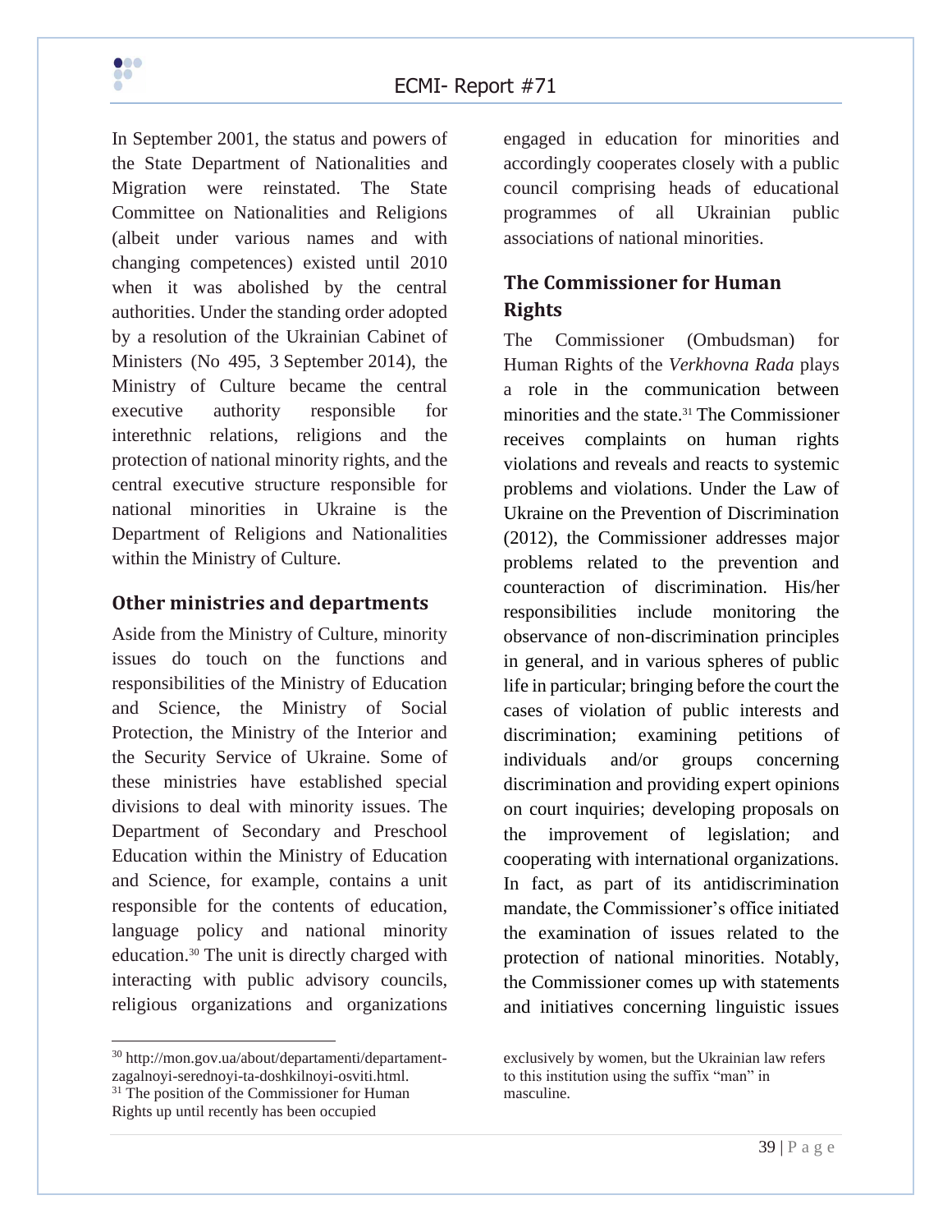In September 2001, the status and powers of the State Department of Nationalities and Migration were reinstated. The State Committee on Nationalities and Religions (albeit under various names and with changing competences) existed until 2010 when it was abolished by the central authorities. Under the standing order adopted by a resolution of the Ukrainian Cabinet of Ministers (No 495, 3 September 2014), the Ministry of Culture became the central executive authority responsible for interethnic relations, religions and the protection of national minority rights, and the central executive structure responsible for national minorities in Ukraine is the Department of Religions and Nationalities within the Ministry of Culture.

## Other ministries and departments

Aside from the Ministry of Culture, minority issues do touch on the functions and responsibilities of the Ministry of Education and Science, the Ministry of Social Protection, the Ministry of the Interior and the Security Service of Ukraine. Some of these ministries have established special divisions to deal with minority issues. The Department of Secondary and Preschool Education within the Ministry of Education and Science, for example, contains a unit responsible for the contents of education, language policy and national minority education.[30] The unit is directly charged with interacting with public advisory councils, religious organizations and organizations engaged in education for minorities and accordingly cooperates closely with a public council comprising heads of educational programmes of all Ukrainian public associations of national minorities.

## The Commissioner for Human Rights

The Commissioner (Ombudsman) for Human Rights of the *Verkhovna Rada* plays a role in the communication between minorities and the state.[31] The Commissioner receives complaints on human rights violations and reveals and reacts to systemic problems and violations. Under the Law of Ukraine on the Prevention of Discrimination (2012), the Commissioner addresses major problems related to the prevention and counteraction of discrimination. His/her responsibilities include monitoring the observance of non-discrimination principles in general, and in various spheres of public life in particular; bringing before the court the cases of violation of public interests and discrimination; examining petitions of individuals and/or groups concerning discrimination and providing expert opinions on court inquiries; developing proposals on the improvement of legislation; and cooperating with international organizations. In fact, as part of its antidiscrimination mandate, the Commissioner's office initiated the examination of issues related to the protection of national minorities. Notably, the Commissioner comes up with statements and initiatives concerning linguistic issues

---

[30] http://mon.gov.ua/about/departamenti/departament-zagalnoyi-serednoyi-ta-doshkilnoyi-osviti.html.

[31] The position of the Commissioner for Human Rights up until recently has been occupied exclusively by women, but the Ukrainian law refers to this institution using the suffix "man" in masculine.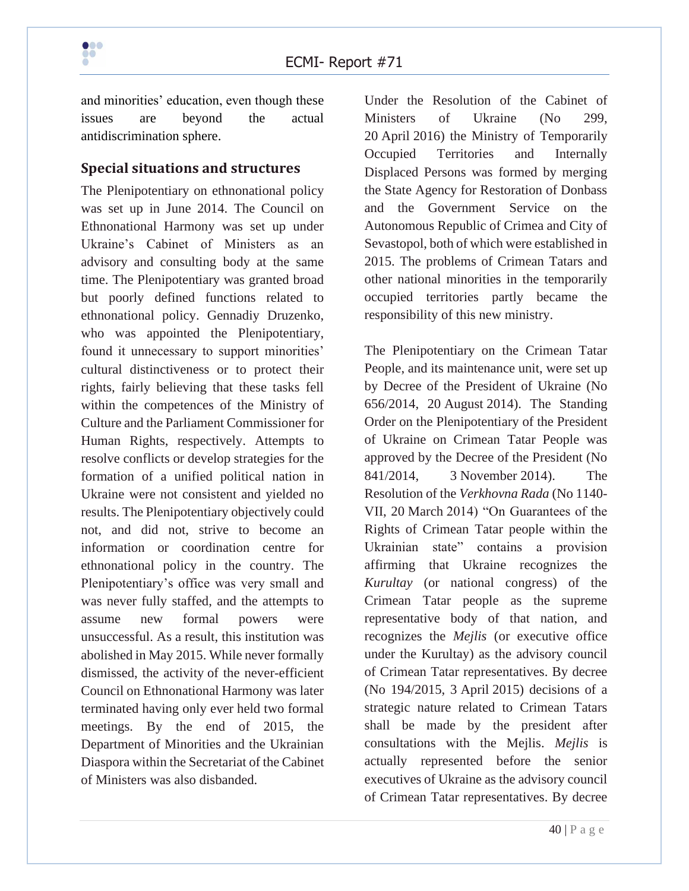and minorities' education, even though these issues are beyond the actual antidiscrimination sphere.

### Special situations and structures

The Plenipotentiary on ethnonational policy was set up in June 2014. The Council on Ethnonational Harmony was set up under Ukraine's Cabinet of Ministers as an advisory and consulting body at the same time. The Plenipotentiary was granted broad but poorly defined functions related to ethnonational policy. Gennadiy Druzenko, who was appointed the Plenipotentiary, found it unnecessary to support minorities' cultural distinctiveness or to protect their rights, fairly believing that these tasks fell within the competences of the Ministry of Culture and the Parliament Commissioner for Human Rights, respectively. Attempts to resolve conflicts or develop strategies for the formation of a unified political nation in Ukraine were not consistent and yielded no results. The Plenipotentiary objectively could not, and did not, strive to become an information or coordination centre for ethnonational policy in the country. The Plenipotentiary's office was very small and was never fully staffed, and the attempts to assume new formal powers were unsuccessful. As a result, this institution was abolished in May 2015. While never formally dismissed, the activity of the never-efficient Council on Ethnonational Harmony was later terminated having only ever held two formal meetings. By the end of 2015, the Department of Minorities and the Ukrainian Diaspora within the Secretariat of the Cabinet of Ministers was also disbanded.

Under the Resolution of the Cabinet of Ministers of Ukraine (No 299, 20 April 2016) the Ministry of Temporarily Occupied Territories and Internally Displaced Persons was formed by merging the State Agency for Restoration of Donbass and the Government Service on the Autonomous Republic of Crimea and City of Sevastopol, both of which were established in 2015. The problems of Crimean Tatars and other national minorities in the temporarily occupied territories partly became the responsibility of this new ministry.

The Plenipotentiary on the Crimean Tatar People, and its maintenance unit, were set up by Decree of the President of Ukraine (No 656/2014, 20 August 2014). The Standing Order on the Plenipotentiary of the President of Ukraine on Crimean Tatar People was approved by the Decree of the President (No 841/2014, 3 November 2014). The Resolution of the *Verkhovna Rada* (No 1140-VII, 20 March 2014) "On Guarantees of the Rights of Crimean Tatar people within the Ukrainian state" contains a provision affirming that Ukraine recognizes the *Kurultay* (or national congress) of the Crimean Tatar people as the supreme representative body of that nation, and recognizes the *Mejlis* (or executive office under the Kurultay) as the advisory council of Crimean Tatar representatives. By decree (No 194/2015, 3 April 2015) decisions of a strategic nature related to Crimean Tatars shall be made by the president after consultations with the Mejlis. *Mejlis* is actually represented before the senior executives of Ukraine as the advisory council of Crimean Tatar representatives. By decree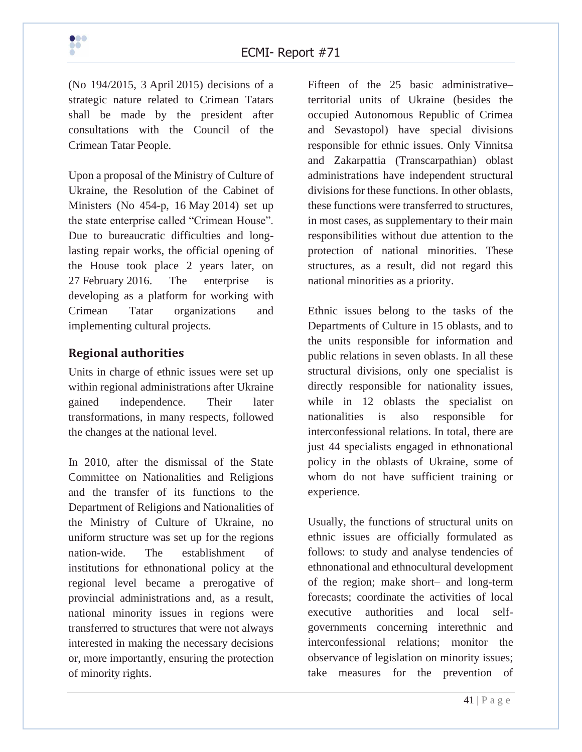(No 194/2015, 3 April 2015) decisions of a strategic nature related to Crimean Tatars shall be made by the president after consultations with the Council of the Crimean Tatar People.

Upon a proposal of the Ministry of Culture of Ukraine, the Resolution of the Cabinet of Ministers (No 454-p, 16 May 2014) set up the state enterprise called "Crimean House". Due to bureaucratic difficulties and long-lasting repair works, the official opening of the House took place 2 years later, on 27 February 2016. The enterprise is developing as a platform for working with Crimean Tatar organizations and implementing cultural projects.

## Regional authorities

Units in charge of ethnic issues were set up within regional administrations after Ukraine gained independence. Their later transformations, in many respects, followed the changes at the national level.

In 2010, after the dismissal of the State Committee on Nationalities and Religions and the transfer of its functions to the Department of Religions and Nationalities of the Ministry of Culture of Ukraine, no uniform structure was set up for the regions nation-wide. The establishment of institutions for ethnonational policy at the regional level became a prerogative of provincial administrations and, as a result, national minority issues in regions were transferred to structures that were not always interested in making the necessary decisions or, more importantly, ensuring the protection of minority rights.

Fifteen of the 25 basic administrative–territorial units of Ukraine (besides the occupied Autonomous Republic of Crimea and Sevastopol) have special divisions responsible for ethnic issues. Only Vinnitsa and Zakarpattia (Transcarpathian) oblast administrations have independent structural divisions for these functions. In other oblasts, these functions were transferred to structures, in most cases, as supplementary to their main responsibilities without due attention to the protection of national minorities. These structures, as a result, did not regard this national minorities as a priority.

Ethnic issues belong to the tasks of the Departments of Culture in 15 oblasts, and to the units responsible for information and public relations in seven oblasts. In all these structural divisions, only one specialist is directly responsible for nationality issues, while in 12 oblasts the specialist on nationalities is also responsible for interconfessional relations. In total, there are just 44 specialists engaged in ethnonational policy in the oblasts of Ukraine, some of whom do not have sufficient training or experience.

Usually, the functions of structural units on ethnic issues are officially formulated as follows: to study and analyse tendencies of ethnonational and ethnocultural development of the region; make short– and long-term forecasts; coordinate the activities of local executive authorities and local self-governments concerning interethnic and interconfessional relations; monitor the observance of legislation on minority issues; take measures for the prevention of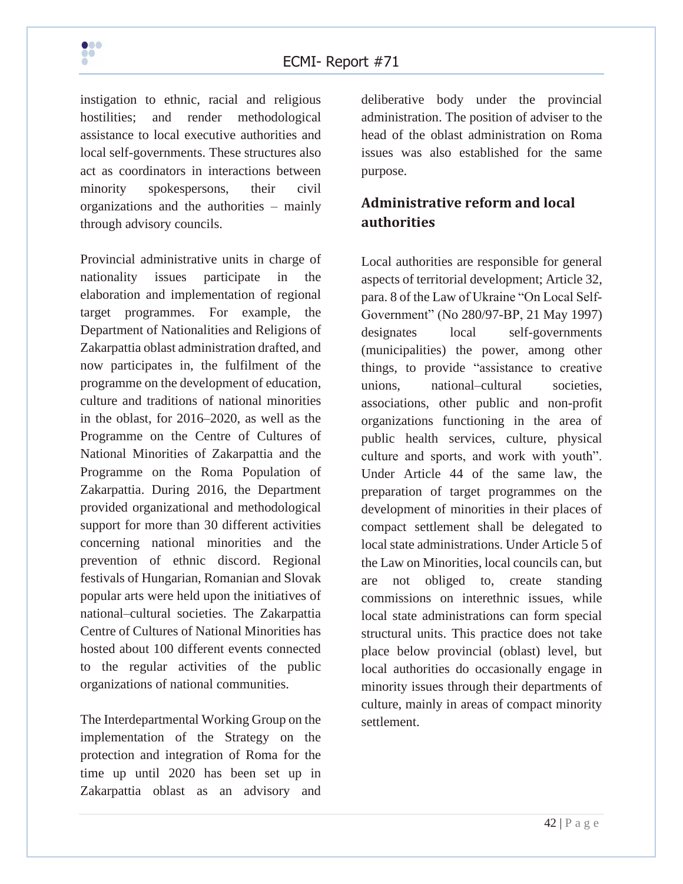instigation to ethnic, racial and religious hostilities; and render methodological assistance to local executive authorities and local self-governments. These structures also act as coordinators in interactions between minority spokespersons, their civil organizations and the authorities – mainly through advisory councils.

Provincial administrative units in charge of nationality issues participate in the elaboration and implementation of regional target programmes. For example, the Department of Nationalities and Religions of Zakarpattia oblast administration drafted, and now participates in, the fulfilment of the programme on the development of education, culture and traditions of national minorities in the oblast, for 2016–2020, as well as the Programme on the Centre of Cultures of National Minorities of Zakarpattia and the Programme on the Roma Population of Zakarpattia. During 2016, the Department provided organizational and methodological support for more than 30 different activities concerning national minorities and the prevention of ethnic discord. Regional festivals of Hungarian, Romanian and Slovak popular arts were held upon the initiatives of national–cultural societies. The Zakarpattia Centre of Cultures of National Minorities has hosted about 100 different events connected to the regular activities of the public organizations of national communities.

The Interdepartmental Working Group on the implementation of the Strategy on the protection and integration of Roma for the time up until 2020 has been set up in Zakarpattia oblast as an advisory and deliberative body under the provincial administration. The position of adviser to the head of the oblast administration on Roma issues was also established for the same purpose.

## Administrative reform and local authorities

Local authorities are responsible for general aspects of territorial development; Article 32, para. 8 of the Law of Ukraine "On Local Self-Government" (No 280/97-BP, 21 May 1997) designates local self-governments (municipalities) the power, among other things, to provide "assistance to creative unions, national–cultural societies, associations, other public and non-profit organizations functioning in the area of public health services, culture, physical culture and sports, and work with youth". Under Article 44 of the same law, the preparation of target programmes on the development of minorities in their places of compact settlement shall be delegated to local state administrations. Under Article 5 of the Law on Minorities, local councils can, but are not obliged to, create standing commissions on interethnic issues, while local state administrations can form special structural units. This practice does not take place below provincial (oblast) level, but local authorities do occasionally engage in minority issues through their departments of culture, mainly in areas of compact minority settlement.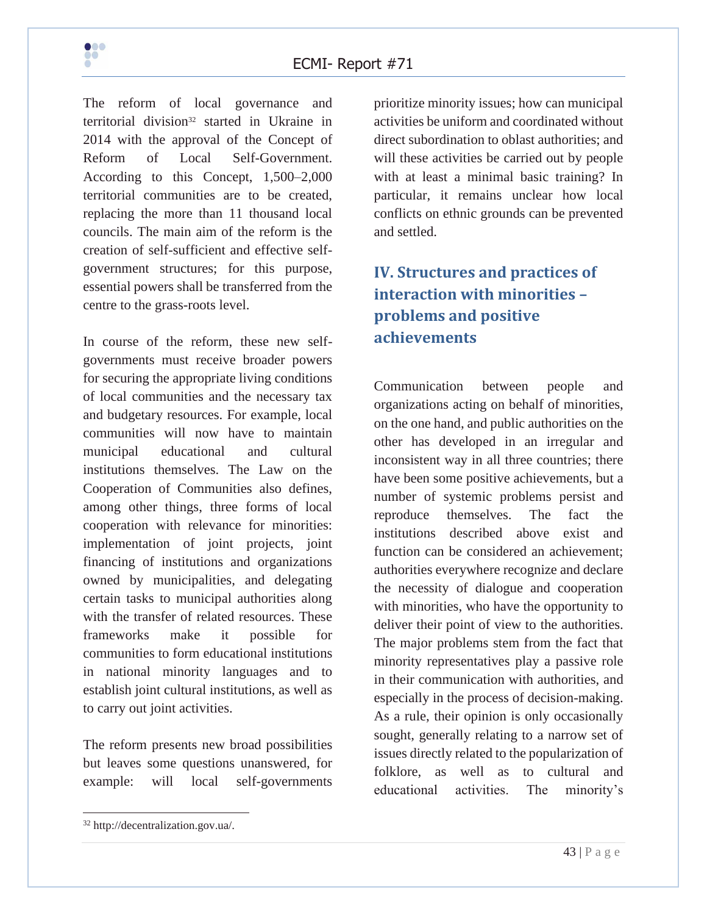The reform of local governance and territorial division[32] started in Ukraine in 2014 with the approval of the Concept of Reform of Local Self-Government. According to this Concept, 1,500–2,000 territorial communities are to be created, replacing the more than 11 thousand local councils. The main aim of the reform is the creation of self-sufficient and effective self-government structures; for this purpose, essential powers shall be transferred from the centre to the grass-roots level.

In course of the reform, these new self-governments must receive broader powers for securing the appropriate living conditions of local communities and the necessary tax and budgetary resources. For example, local communities will now have to maintain municipal educational and cultural institutions themselves. The Law on the Cooperation of Communities also defines, among other things, three forms of local cooperation with relevance for minorities: implementation of joint projects, joint financing of institutions and organizations owned by municipalities, and delegating certain tasks to municipal authorities along with the transfer of related resources. These frameworks make it possible for communities to form educational institutions in national minority languages and to establish joint cultural institutions, as well as to carry out joint activities.

The reform presents new broad possibilities but leaves some questions unanswered, for example: will local self-governments prioritize minority issues; how can municipal activities be uniform and coordinated without direct subordination to oblast authorities; and will these activities be carried out by people with at least a minimal basic training? In particular, it remains unclear how local conflicts on ethnic grounds can be prevented and settled.

## IV. Structures and practices of interaction with minorities – problems and positive achievements

Communication between people and organizations acting on behalf of minorities, on the one hand, and public authorities on the other has developed in an irregular and inconsistent way in all three countries; there have been some positive achievements, but a number of systemic problems persist and reproduce themselves. The fact the institutions described above exist and function can be considered an achievement; authorities everywhere recognize and declare the necessity of dialogue and cooperation with minorities, who have the opportunity to deliver their point of view to the authorities. The major problems stem from the fact that minority representatives play a passive role in their communication with authorities, and especially in the process of decision-making. As a rule, their opinion is only occasionally sought, generally relating to a narrow set of issues directly related to the popularization of folklore, as well as to cultural and educational activities. The minority's

[32] http://decentralization.gov.ua/.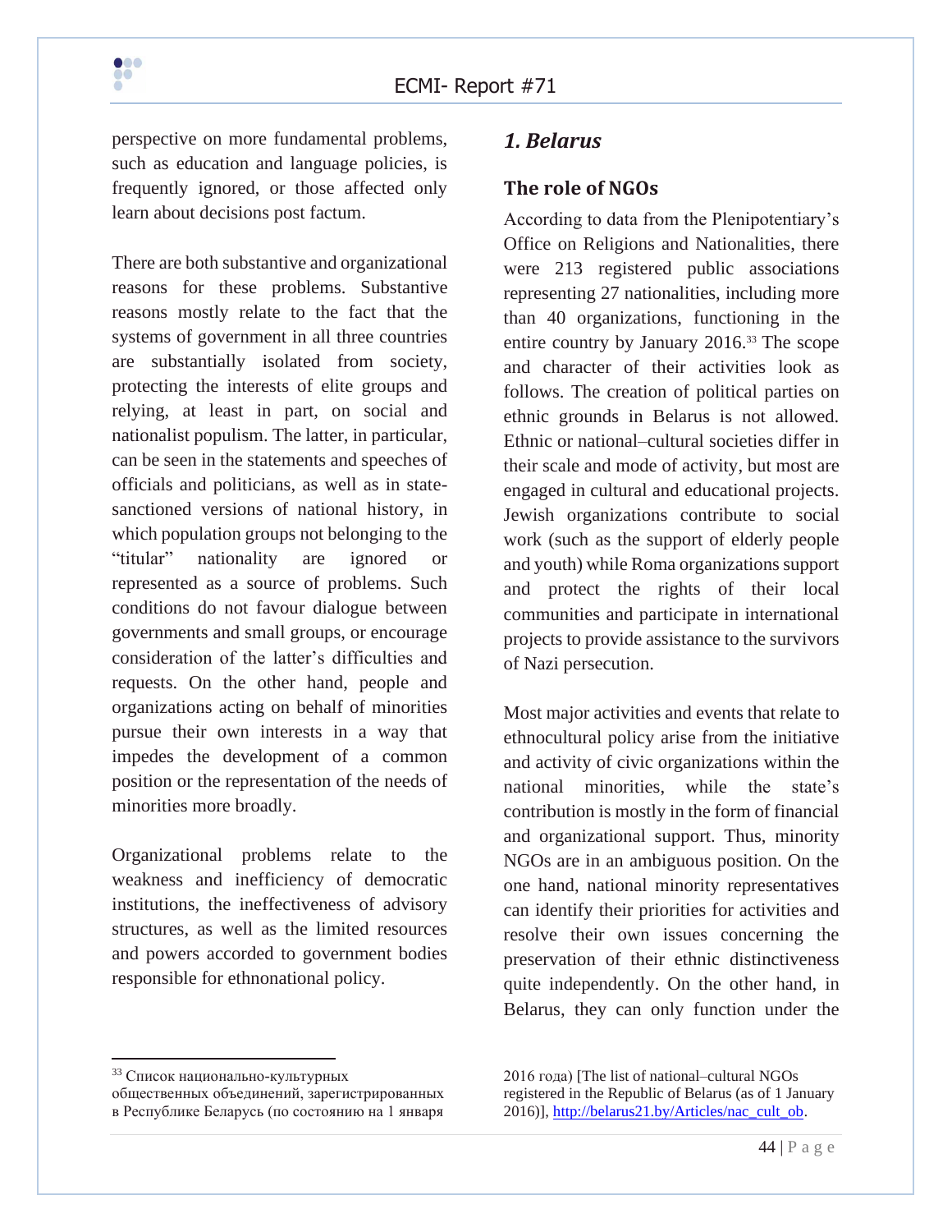perspective on more fundamental problems, such as education and language policies, is frequently ignored, or those affected only learn about decisions post factum.

There are both substantive and organizational reasons for these problems. Substantive reasons mostly relate to the fact that the systems of government in all three countries are substantially isolated from society, protecting the interests of elite groups and relying, at least in part, on social and nationalist populism. The latter, in particular, can be seen in the statements and speeches of officials and politicians, as well as in state-sanctioned versions of national history, in which population groups not belonging to the "titular" nationality are ignored or represented as a source of problems. Such conditions do not favour dialogue between governments and small groups, or encourage consideration of the latter's difficulties and requests. On the other hand, people and organizations acting on behalf of minorities pursue their own interests in a way that impedes the development of a common position or the representation of the needs of minorities more broadly.

Organizational problems relate to the weakness and inefficiency of democratic institutions, the ineffectiveness of advisory structures, as well as the limited resources and powers accorded to government bodies responsible for ethnonational policy.

## *1. Belarus*

### The role of NGOs

According to data from the Plenipotentiary's Office on Religions and Nationalities, there were 213 registered public associations representing 27 nationalities, including more than 40 organizations, functioning in the entire country by January 2016.[33] The scope and character of their activities look as follows. The creation of political parties on ethnic grounds in Belarus is not allowed. Ethnic or national–cultural societies differ in their scale and mode of activity, but most are engaged in cultural and educational projects. Jewish organizations contribute to social work (such as the support of elderly people and youth) while Roma organizations support and protect the rights of their local communities and participate in international projects to provide assistance to the survivors of Nazi persecution.

Most major activities and events that relate to ethnocultural policy arise from the initiative and activity of civic organizations within the national minorities, while the state's contribution is mostly in the form of financial and organizational support. Thus, minority NGOs are in an ambiguous position. On the one hand, national minority representatives can identify their priorities for activities and resolve their own issues concerning the preservation of their ethnic distinctiveness quite independently. On the other hand, in Belarus, they can only function under the

---

[33] Список национально-культурных общественных объединений, зарегистрированных в Республике Беларусь (по состоянию на 1 января 2016 года) [The list of national–cultural NGOs registered in the Republic of Belarus (as of 1 January 2016)], http://belarus21.by/Articles/nac_cult_ob.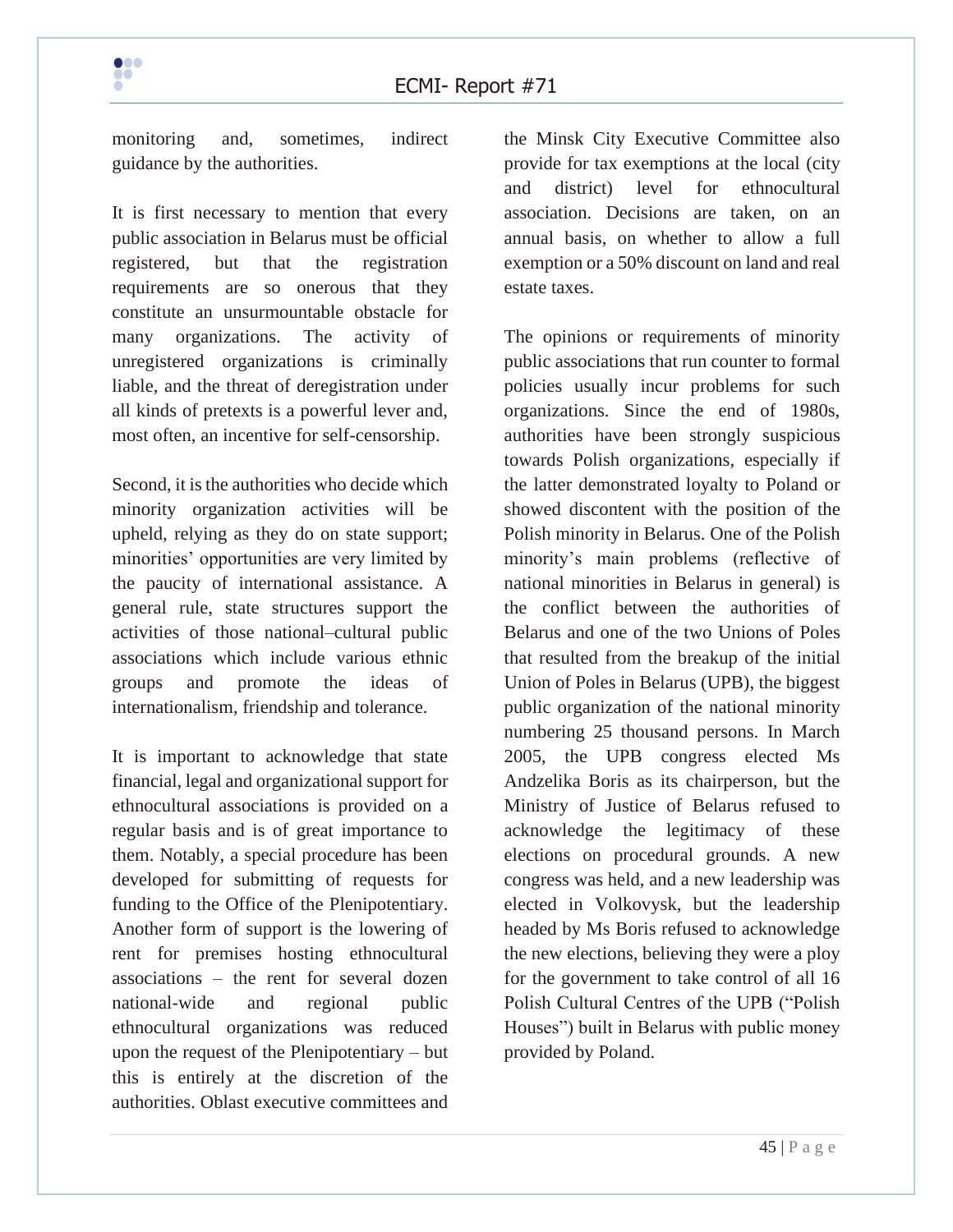monitoring and, sometimes, indirect guidance by the authorities.

It is first necessary to mention that every public association in Belarus must be official registered, but that the registration requirements are so onerous that they constitute an unsurmountable obstacle for many organizations. The activity of unregistered organizations is criminally liable, and the threat of deregistration under all kinds of pretexts is a powerful lever and, most often, an incentive for self-censorship.

Second, it is the authorities who decide which minority organization activities will be upheld, relying as they do on state support; minorities' opportunities are very limited by the paucity of international assistance. A general rule, state structures support the activities of those national–cultural public associations which include various ethnic groups and promote the ideas of internationalism, friendship and tolerance.

It is important to acknowledge that state financial, legal and organizational support for ethnocultural associations is provided on a regular basis and is of great importance to them. Notably, a special procedure has been developed for submitting of requests for funding to the Office of the Plenipotentiary. Another form of support is the lowering of rent for premises hosting ethnocultural associations – the rent for several dozen national-wide and regional public ethnocultural organizations was reduced upon the request of the Plenipotentiary – but this is entirely at the discretion of the authorities. Oblast executive committees and the Minsk City Executive Committee also provide for tax exemptions at the local (city and district) level for ethnocultural association. Decisions are taken, on an annual basis, on whether to allow a full exemption or a 50% discount on land and real estate taxes.

The opinions or requirements of minority public associations that run counter to formal policies usually incur problems for such organizations. Since the end of 1980s, authorities have been strongly suspicious towards Polish organizations, especially if the latter demonstrated loyalty to Poland or showed discontent with the position of the Polish minority in Belarus. One of the Polish minority's main problems (reflective of national minorities in Belarus in general) is the conflict between the authorities of Belarus and one of the two Unions of Poles that resulted from the breakup of the initial Union of Poles in Belarus (UPB), the biggest public organization of the national minority numbering 25 thousand persons. In March 2005, the UPB congress elected Ms Andzelika Boris as its chairperson, but the Ministry of Justice of Belarus refused to acknowledge the legitimacy of these elections on procedural grounds. A new congress was held, and a new leadership was elected in Volkovysk, but the leadership headed by Ms Boris refused to acknowledge the new elections, believing they were a ploy for the government to take control of all 16 Polish Cultural Centres of the UPB ("Polish Houses") built in Belarus with public money provided by Poland.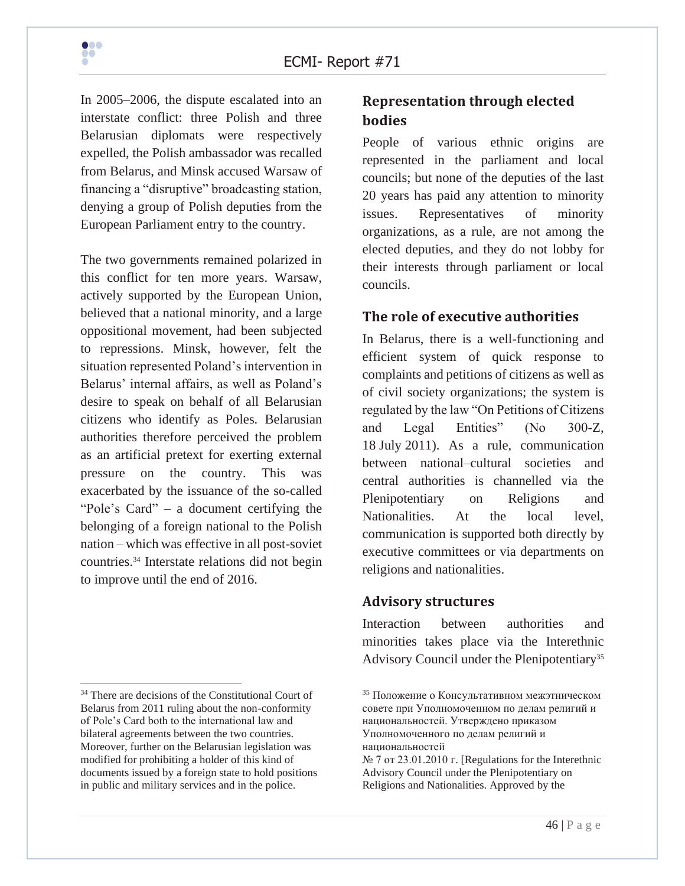In 2005–2006, the dispute escalated into an interstate conflict: three Polish and three Belarusian diplomats were respectively expelled, the Polish ambassador was recalled from Belarus, and Minsk accused Warsaw of financing a "disruptive" broadcasting station, denying a group of Polish deputies from the European Parliament entry to the country.

The two governments remained polarized in this conflict for ten more years. Warsaw, actively supported by the European Union, believed that a national minority, and a large oppositional movement, had been subjected to repressions. Minsk, however, felt the situation represented Poland's intervention in Belarus' internal affairs, as well as Poland's desire to speak on behalf of all Belarusian citizens who identify as Poles. Belarusian authorities therefore perceived the problem as an artificial pretext for exerting external pressure on the country. This was exacerbated by the issuance of the so-called "Pole's Card" – a document certifying the belonging of a foreign national to the Polish nation – which was effective in all post-soviet countries.[34] Interstate relations did not begin to improve until the end of 2016.

## Representation through elected bodies

People of various ethnic origins are represented in the parliament and local councils; but none of the deputies of the last 20 years has paid any attention to minority issues. Representatives of minority organizations, as a rule, are not among the elected deputies, and they do not lobby for their interests through parliament or local councils.

## The role of executive authorities

In Belarus, there is a well-functioning and efficient system of quick response to complaints and petitions of citizens as well as of civil society organizations; the system is regulated by the law "On Petitions of Citizens and Legal Entities" (No 300-Z, 18 July 2011). As a rule, communication between national–cultural societies and central authorities is channelled via the Plenipotentiary on Religions and Nationalities. At the local level, communication is supported both directly by executive committees or via departments on religions and nationalities.

## Advisory structures

Interaction between authorities and minorities takes place via the Interethnic Advisory Council under the Plenipotentiary[35]

---

[34] There are decisions of the Constitutional Court of Belarus from 2011 ruling about the non-conformity of Pole's Card both to the international law and bilateral agreements between the two countries. Moreover, further on the Belarusian legislation was modified for prohibiting a holder of this kind of documents issued by a foreign state to hold positions in public and military services and in the police.

[35] Положение о Консультативном межэтническом совете при Уполномоченном по делам религий и национальностей. Утверждено приказом Уполномоченного по делам религий и национальностей № 7 от 23.01.2010 г. [Regulations for the Interethnic Advisory Council under the Plenipotentiary on Religions and Nationalities. Approved by the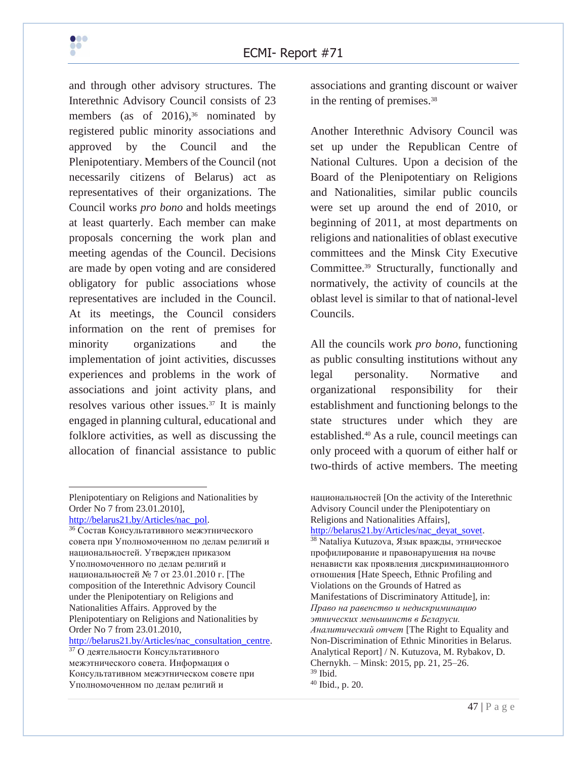and through other advisory structures. The Interethnic Advisory Council consists of 23 members (as of 2016),[36] nominated by registered public minority associations and approved by the Council and the Plenipotentiary. Members of the Council (not necessarily citizens of Belarus) act as representatives of their organizations. The Council works *pro bono* and holds meetings at least quarterly. Each member can make proposals concerning the work plan and meeting agendas of the Council. Decisions are made by open voting and are considered obligatory for public associations whose representatives are included in the Council. At its meetings, the Council considers information on the rent of premises for minority organizations and the implementation of joint activities, discusses experiences and problems in the work of associations and joint activity plans, and resolves various other issues.[37] It is mainly engaged in planning cultural, educational and folklore activities, as well as discussing the allocation of financial assistance to public associations and granting discount or waiver in the renting of premises.[38]

Another Interethnic Advisory Council was set up under the Republican Centre of National Cultures. Upon a decision of the Board of the Plenipotentiary on Religions and Nationalities, similar public councils were set up around the end of 2010, or beginning of 2011, at most departments on religions and nationalities of oblast executive committees and the Minsk City Executive Committee.[39] Structurally, functionally and normatively, the activity of councils at the oblast level is similar to that of national-level Councils.

All the councils work *pro bono*, functioning as public consulting institutions without any legal personality. Normative and organizational responsibility for their establishment and functioning belongs to the state structures under which they are established.[40] As a rule, council meetings can only proceed with a quorum of either half or two-thirds of active members. The meeting

---

Plenipotentiary on Religions and Nationalities by Order No 7 from 23.01.2010], http://belarus21.by/Articles/nac_pol.

[36] Состав Консультативного межэтнического совета при Уполномоченном по делам религий и национальностей. Утвержден приказом Уполномоченного по делам религий и национальностей № 7 от 23.01.2010 г. [The composition of the Interethnic Advisory Council under the Plenipotentiary on Religions and Nationalities Affairs. Approved by the Plenipotentiary on Religions and Nationalities by Order No 7 from 23.01.2010, http://belarus21.by/Articles/nac_consultation_centre.

[37] О деятельности Консультативного межэтнического совета. Информация о Консультативном межэтническом совете при Уполномоченном по делам религий и национальностей [On the activity of the Interethnic Advisory Council under the Plenipotentiary on Religions and Nationalities Affairs], http://belarus21.by/Articles/nac_deyat_sovet.

[38] Nataliya Kutuzova, Язык вражды, этническое профилирование и правонарушения на почве ненависти как проявления дискриминационного отношения [Hate Speech, Ethnic Profiling and Violations on the Grounds of Hatred as Manifestations of Discriminatory Attitude], in: *Право на равенство и недискриминацию этнических меньшинств в Беларуси. Аналитический отчет* [The Right to Equality and Non-Discrimination of Ethnic Minorities in Belarus. Analytical Report] / N. Kutuzova, M. Rybakov, D. Chernykh. – Minsk: 2015, pp. 21, 25–26.

[39] Ibid.

[40] Ibid., p. 20.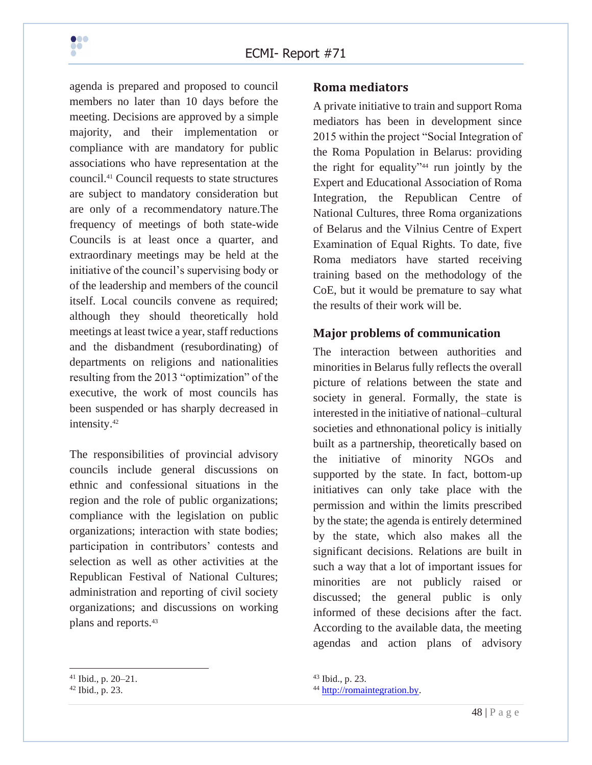agenda is prepared and proposed to council members no later than 10 days before the meeting. Decisions are approved by a simple majority, and their implementation or compliance with are mandatory for public associations who have representation at the council.[41] Council requests to state structures are subject to mandatory consideration but are only of a recommendatory nature.The frequency of meetings of both state-wide Councils is at least once a quarter, and extraordinary meetings may be held at the initiative of the council's supervising body or of the leadership and members of the council itself. Local councils convene as required; although they should theoretically hold meetings at least twice a year, staff reductions and the disbandment (resubordinating) of departments on religions and nationalities resulting from the 2013 "optimization" of the executive, the work of most councils has been suspended or has sharply decreased in intensity.[42]

The responsibilities of provincial advisory councils include general discussions on ethnic and confessional situations in the region and the role of public organizations; compliance with the legislation on public organizations; interaction with state bodies; participation in contributors' contests and selection as well as other activities at the Republican Festival of National Cultures; administration and reporting of civil society organizations; and discussions on working plans and reports.[43]

## Roma mediators

A private initiative to train and support Roma mediators has been in development since 2015 within the project "Social Integration of the Roma Population in Belarus: providing the right for equality"[44] run jointly by the Expert and Educational Association of Roma Integration, the Republican Centre of National Cultures, three Roma organizations of Belarus and the Vilnius Centre of Expert Examination of Equal Rights. To date, five Roma mediators have started receiving training based on the methodology of the CoE, but it would be premature to say what the results of their work will be.

## Major problems of communication

The interaction between authorities and minorities in Belarus fully reflects the overall picture of relations between the state and society in general. Formally, the state is interested in the initiative of national–cultural societies and ethnonational policy is initially built as a partnership, theoretically based on the initiative of minority NGOs and supported by the state. In fact, bottom-up initiatives can only take place with the permission and within the limits prescribed by the state; the agenda is entirely determined by the state, which also makes all the significant decisions. Relations are built in such a way that a lot of important issues for minorities are not publicly raised or discussed; the general public is only informed of these decisions after the fact. According to the available data, the meeting agendas and action plans of advisory

---

[41] Ibid., p. 20–21.

[42] Ibid., p. 23.

[43] Ibid., p. 23.

[44] http://romaintegration.by.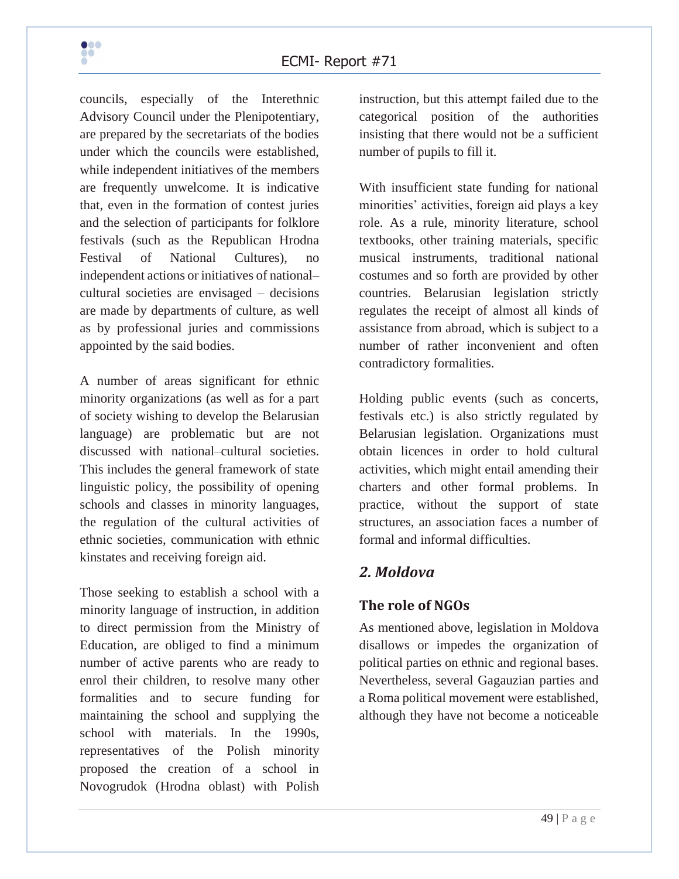councils, especially of the Interethnic Advisory Council under the Plenipotentiary, are prepared by the secretariats of the bodies under which the councils were established, while independent initiatives of the members are frequently unwelcome. It is indicative that, even in the formation of contest juries and the selection of participants for folklore festivals (such as the Republican Hrodna Festival of National Cultures), no independent actions or initiatives of national–cultural societies are envisaged – decisions are made by departments of culture, as well as by professional juries and commissions appointed by the said bodies.

A number of areas significant for ethnic minority organizations (as well as for a part of society wishing to develop the Belarusian language) are problematic but are not discussed with national–cultural societies. This includes the general framework of state linguistic policy, the possibility of opening schools and classes in minority languages, the regulation of the cultural activities of ethnic societies, communication with ethnic kinstates and receiving foreign aid.

Those seeking to establish a school with a minority language of instruction, in addition to direct permission from the Ministry of Education, are obliged to find a minimum number of active parents who are ready to enrol their children, to resolve many other formalities and to secure funding for maintaining the school and supplying the school with materials. In the 1990s, representatives of the Polish minority proposed the creation of a school in Novogrudok (Hrodna oblast) with Polish instruction, but this attempt failed due to the categorical position of the authorities insisting that there would not be a sufficient number of pupils to fill it.

With insufficient state funding for national minorities' activities, foreign aid plays a key role. As a rule, minority literature, school textbooks, other training materials, specific musical instruments, traditional national costumes and so forth are provided by other countries. Belarusian legislation strictly regulates the receipt of almost all kinds of assistance from abroad, which is subject to a number of rather inconvenient and often contradictory formalities.

Holding public events (such as concerts, festivals etc.) is also strictly regulated by Belarusian legislation. Organizations must obtain licences in order to hold cultural activities, which might entail amending their charters and other formal problems. In practice, without the support of state structures, an association faces a number of formal and informal difficulties.

## *2. Moldova*

### The role of NGOs

As mentioned above, legislation in Moldova disallows or impedes the organization of political parties on ethnic and regional bases. Nevertheless, several Gagauzian parties and a Roma political movement were established, although they have not become a noticeable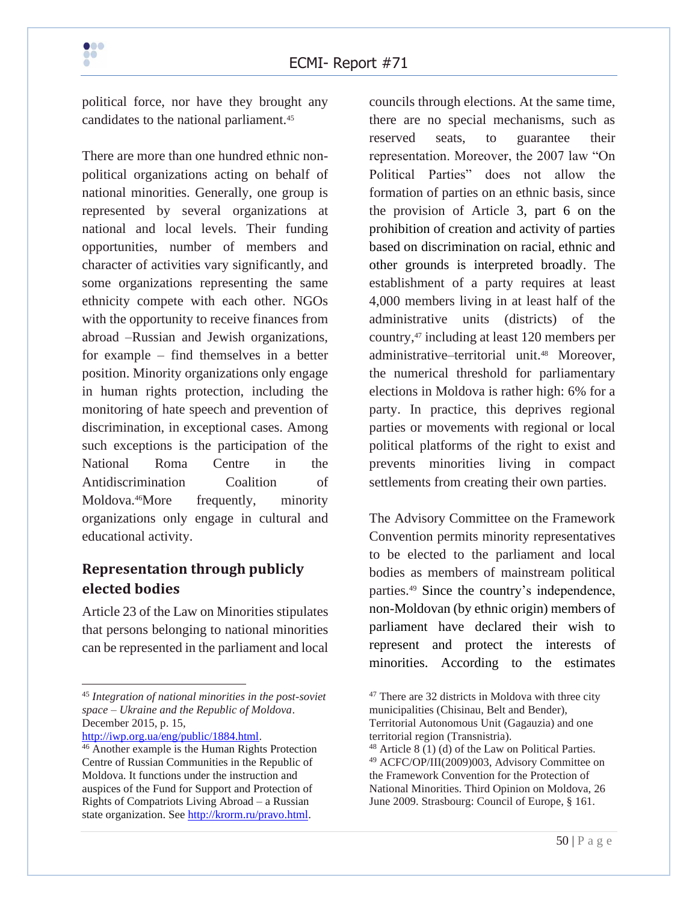political force, nor have they brought any candidates to the national parliament.[45]

There are more than one hundred ethnic non-political organizations acting on behalf of national minorities. Generally, one group is represented by several organizations at national and local levels. Their funding opportunities, number of members and character of activities vary significantly, and some organizations representing the same ethnicity compete with each other. NGOs with the opportunity to receive finances from abroad –Russian and Jewish organizations, for example – find themselves in a better position. Minority organizations only engage in human rights protection, including the monitoring of hate speech and prevention of discrimination, in exceptional cases. Among such exceptions is the participation of the National Roma Centre in the Antidiscrimination Coalition of Moldova.[46]More frequently, minority organizations only engage in cultural and educational activity.

## Representation through publicly elected bodies

Article 23 of the Law on Minorities stipulates that persons belonging to national minorities can be represented in the parliament and local councils through elections. At the same time, there are no special mechanisms, such as reserved seats, to guarantee their representation. Moreover, the 2007 law "On Political Parties" does not allow the formation of parties on an ethnic basis, since the provision of Article 3, part 6 on the prohibition of creation and activity of parties based on discrimination on racial, ethnic and other grounds is interpreted broadly. The establishment of a party requires at least 4,000 members living in at least half of the administrative units (districts) of the country,[47] including at least 120 members per administrative–territorial unit.[48] Moreover, the numerical threshold for parliamentary elections in Moldova is rather high: 6% for a party. In practice, this deprives regional parties or movements with regional or local political platforms of the right to exist and prevents minorities living in compact settlements from creating their own parties.

The Advisory Committee on the Framework Convention permits minority representatives to be elected to the parliament and local bodies as members of mainstream political parties.[49] Since the country's independence, non-Moldovan (by ethnic origin) members of parliament have declared their wish to represent and protect the interests of minorities. According to the estimates

---

[45] *Integration of national minorities in the post-soviet space – Ukraine and the Republic of Moldova*. December 2015, p. 15, http://iwp.org.ua/eng/public/1884.html.

[46] Another example is the Human Rights Protection Centre of Russian Communities in the Republic of Moldova. It functions under the instruction and auspices of the Fund for Support and Protection of Rights of Compatriots Living Abroad – a Russian state organization. See http://krorm.ru/pravo.html.

[47] There are 32 districts in Moldova with three city municipalities (Chisinau, Belt and Bender), Territorial Autonomous Unit (Gagauzia) and one territorial region (Transnistria).

[48] Article 8 (1) (d) of the Law on Political Parties.

[49] ACFC/OP/III(2009)003, Advisory Committee on the Framework Convention for the Protection of National Minorities. Third Opinion on Moldova, 26 June 2009. Strasbourg: Council of Europe, § 161.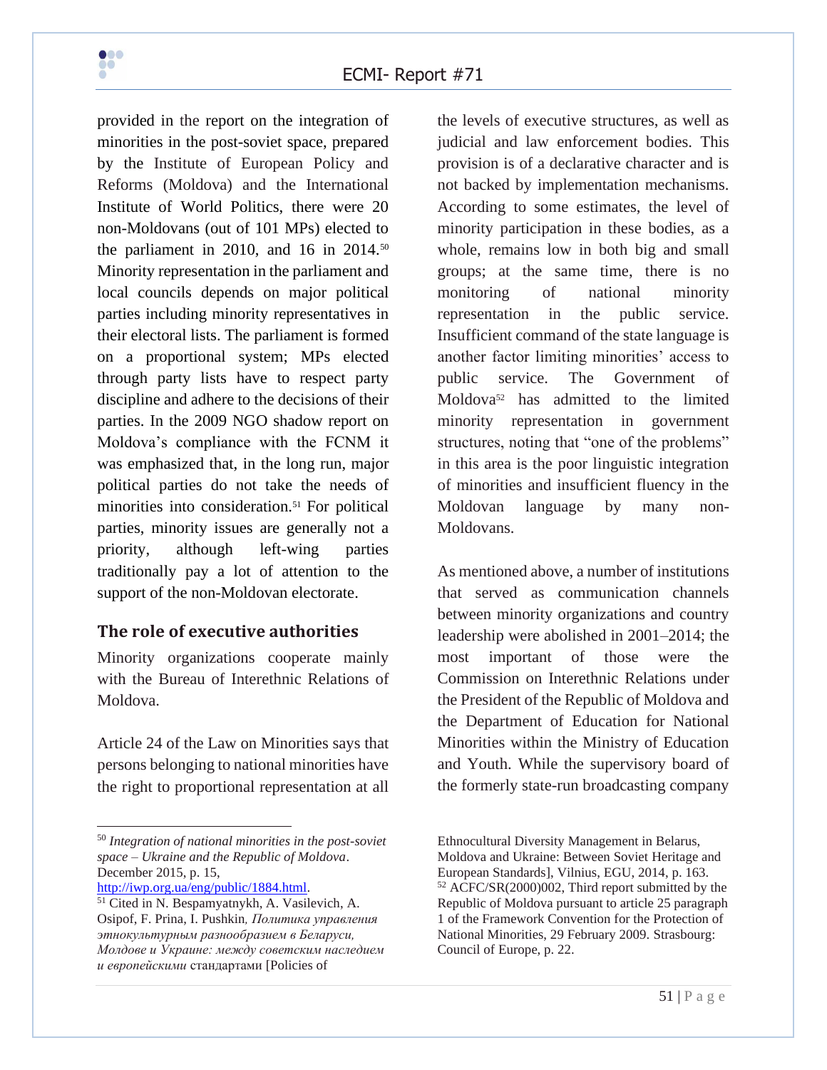provided in the report on the integration of minorities in the post-soviet space, prepared by the Institute of European Policy and Reforms (Moldova) and the International Institute of World Politics, there were 20 non-Moldovans (out of 101 MPs) elected to the parliament in 2010, and 16 in 2014.[50] Minority representation in the parliament and local councils depends on major political parties including minority representatives in their electoral lists. The parliament is formed on a proportional system; MPs elected through party lists have to respect party discipline and adhere to the decisions of their parties. In the 2009 NGO shadow report on Moldova's compliance with the FCNM it was emphasized that, in the long run, major political parties do not take the needs of minorities into consideration.[51] For political parties, minority issues are generally not a priority, although left-wing parties traditionally pay a lot of attention to the support of the non-Moldovan electorate.

## The role of executive authorities

Minority organizations cooperate mainly with the Bureau of Interethnic Relations of Moldova.

Article 24 of the Law on Minorities says that persons belonging to national minorities have the right to proportional representation at all the levels of executive structures, as well as judicial and law enforcement bodies. This provision is of a declarative character and is not backed by implementation mechanisms. According to some estimates, the level of minority participation in these bodies, as a whole, remains low in both big and small groups; at the same time, there is no monitoring of national minority representation in the public service. Insufficient command of the state language is another factor limiting minorities' access to public service. The Government of Moldova[52] has admitted to the limited minority representation in government structures, noting that "one of the problems" in this area is the poor linguistic integration of minorities and insufficient fluency in the Moldovan language by many non-Moldovans.

As mentioned above, a number of institutions that served as communication channels between minority organizations and country leadership were abolished in 2001–2014; the most important of those were the Commission on Interethnic Relations under the President of the Republic of Moldova and the Department of Education for National Minorities within the Ministry of Education and Youth. While the supervisory board of the formerly state-run broadcasting company

---

[50] *Integration of national minorities in the post-soviet space – Ukraine and the Republic of Moldova*. December 2015, p. 15, http://iwp.org.ua/eng/public/1884.html.

[51] Cited in N. Bespamyatnykh, A. Vasilevich, A. Osipof, F. Prina, I. Pushkin, *Политика управления этнокультурным разнообразием в Беларуси, Молдове и Украине: между советским наследием и европейскими* стандартами [Policies of Ethnocultural Diversity Management in Belarus, Moldova and Ukraine: Between Soviet Heritage and European Standards], Vilnius, EGU, 2014, p. 163.

[52] ACFC/SR(2000)002, Third report submitted by the Republic of Moldova pursuant to article 25 paragraph 1 of the Framework Convention for the Protection of National Minorities, 29 February 2009. Strasbourg: Council of Europe, p. 22.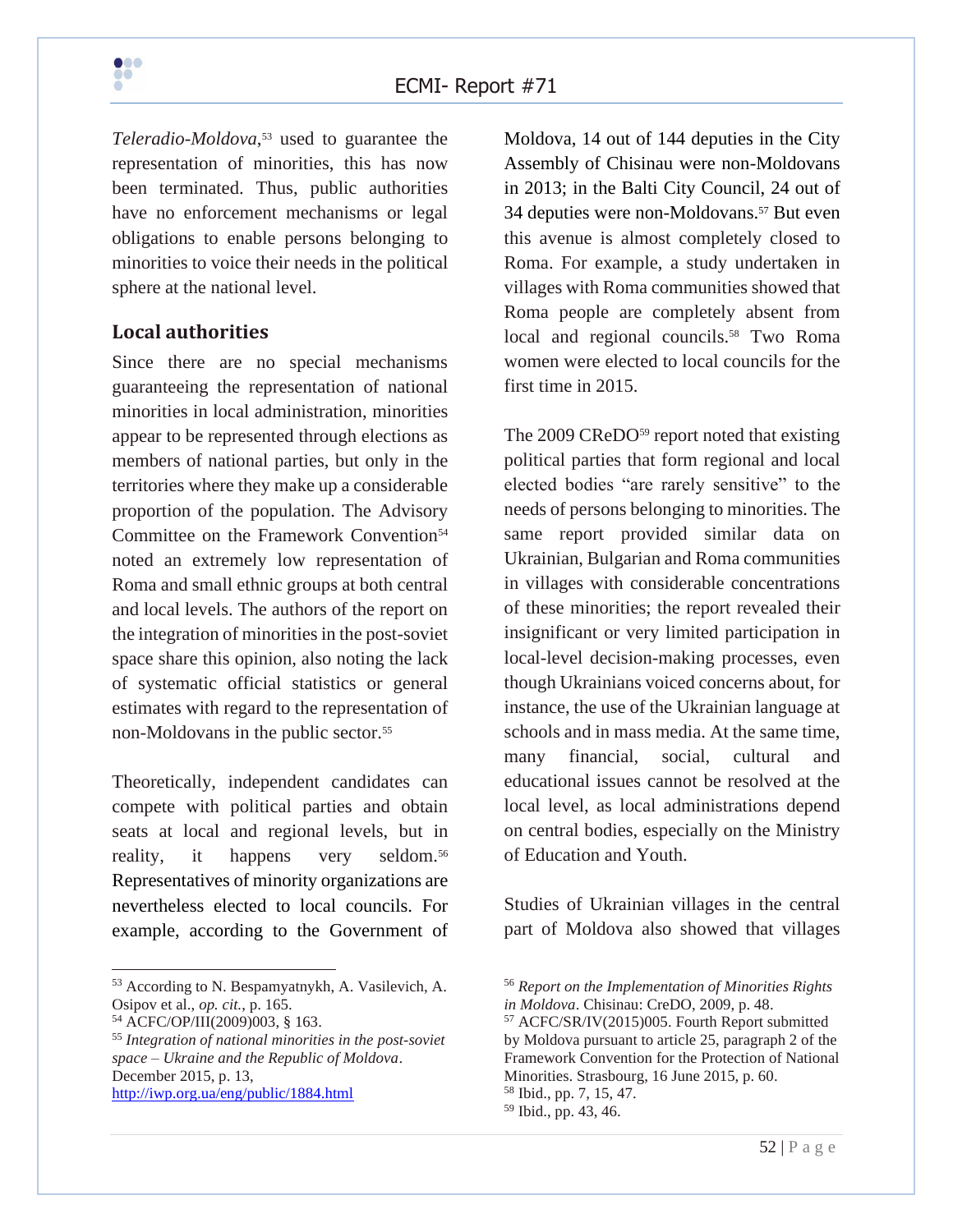*Teleradio-Moldova*,[53] used to guarantee the representation of minorities, this has now been terminated. Thus, public authorities have no enforcement mechanisms or legal obligations to enable persons belonging to minorities to voice their needs in the political sphere at the national level.

## Local authorities

Since there are no special mechanisms guaranteeing the representation of national minorities in local administration, minorities appear to be represented through elections as members of national parties, but only in the territories where they make up a considerable proportion of the population. The Advisory Committee on the Framework Convention[54] noted an extremely low representation of Roma and small ethnic groups at both central and local levels. The authors of the report on the integration of minorities in the post-soviet space share this opinion, also noting the lack of systematic official statistics or general estimates with regard to the representation of non-Moldovans in the public sector.[55]

Theoretically, independent candidates can compete with political parties and obtain seats at local and regional levels, but in reality, it happens very seldom.[56] Representatives of minority organizations are nevertheless elected to local councils. For example, according to the Government of Moldova, 14 out of 144 deputies in the City Assembly of Chisinau were non-Moldovans in 2013; in the Balti City Council, 24 out of 34 deputies were non-Moldovans.[57] But even this avenue is almost completely closed to Roma. For example, a study undertaken in villages with Roma communities showed that Roma people are completely absent from local and regional councils.[58] Two Roma women were elected to local councils for the first time in 2015.

The 2009 CReDO[59] report noted that existing political parties that form regional and local elected bodies "are rarely sensitive" to the needs of persons belonging to minorities. The same report provided similar data on Ukrainian, Bulgarian and Roma communities in villages with considerable concentrations of these minorities; the report revealed their insignificant or very limited participation in local-level decision-making processes, even though Ukrainians voiced concerns about, for instance, the use of the Ukrainian language at schools and in mass media. At the same time, many financial, social, cultural and educational issues cannot be resolved at the local level, as local administrations depend on central bodies, especially on the Ministry of Education and Youth.

Studies of Ukrainian villages in the central part of Moldova also showed that villages

---

[53] According to N. Bespamyatnykh, A. Vasilevich, A. Osipov et al., *op. cit.*, p. 165.

[54] ACFC/OP/III(2009)003, § 163.

[55] *Integration of national minorities in the post-soviet space – Ukraine and the Republic of Moldova*. December 2015, p. 13, http://iwp.org.ua/eng/public/1884.html

[56] *Report on the Implementation of Minorities Rights in Moldova*. Chisinau: CreDO, 2009, p. 48.

[57] ACFC/SR/IV(2015)005. Fourth Report submitted by Moldova pursuant to article 25, paragraph 2 of the Framework Convention for the Protection of National Minorities. Strasbourg, 16 June 2015, p. 60.

[58] Ibid., pp. 7, 15, 47.

[59] Ibid., pp. 43, 46.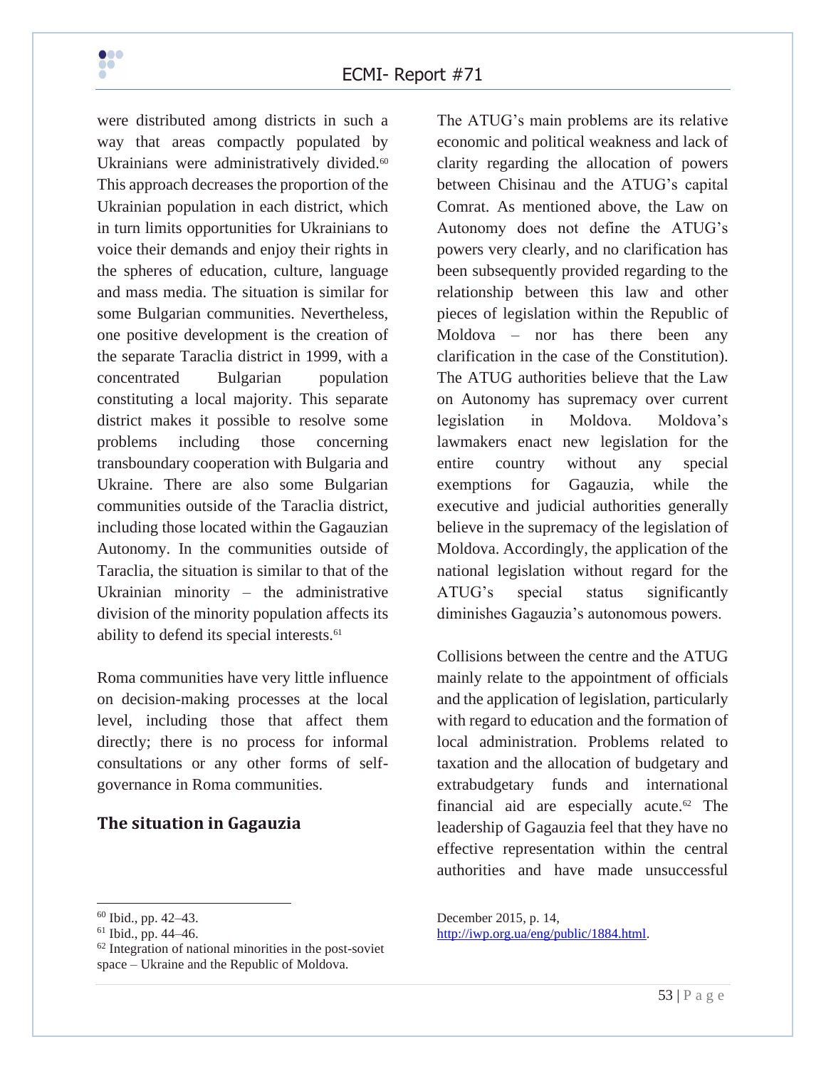were distributed among districts in such a way that areas compactly populated by Ukrainians were administratively divided.[60] This approach decreases the proportion of the Ukrainian population in each district, which in turn limits opportunities for Ukrainians to voice their demands and enjoy their rights in the spheres of education, culture, language and mass media. The situation is similar for some Bulgarian communities. Nevertheless, one positive development is the creation of the separate Taraclia district in 1999, with a concentrated Bulgarian population constituting a local majority. This separate district makes it possible to resolve some problems including those concerning transboundary cooperation with Bulgaria and Ukraine. There are also some Bulgarian communities outside of the Taraclia district, including those located within the Gagauzian Autonomy. In the communities outside of Taraclia, the situation is similar to that of the Ukrainian minority – the administrative division of the minority population affects its ability to defend its special interests.[61]

Roma communities have very little influence on decision-making processes at the local level, including those that affect them directly; there is no process for informal consultations or any other forms of self-governance in Roma communities.

## The situation in Gagauzia

The ATUG's main problems are its relative economic and political weakness and lack of clarity regarding the allocation of powers between Chisinau and the ATUG's capital Comrat. As mentioned above, the Law on Autonomy does not define the ATUG's powers very clearly, and no clarification has been subsequently provided regarding to the relationship between this law and other pieces of legislation within the Republic of Moldova – nor has there been any clarification in the case of the Constitution). The ATUG authorities believe that the Law on Autonomy has supremacy over current legislation in Moldova. Moldova's lawmakers enact new legislation for the entire country without any special exemptions for Gagauzia, while the executive and judicial authorities generally believe in the supremacy of the legislation of Moldova. Accordingly, the application of the national legislation without regard for the ATUG's special status significantly diminishes Gagauzia's autonomous powers.

Collisions between the centre and the ATUG mainly relate to the appointment of officials and the application of legislation, particularly with regard to education and the formation of local administration. Problems related to taxation and the allocation of budgetary and extrabudgetary funds and international financial aid are especially acute.[62] The leadership of Gagauzia feel that they have no effective representation within the central authorities and have made unsuccessful

---

[60] Ibid., pp. 42–43.

[61] Ibid., pp. 44–46.

[62] Integration of national minorities in the post-soviet space – Ukraine and the Republic of Moldova. December 2015, p. 14, http://iwp.org.ua/eng/public/1884.html.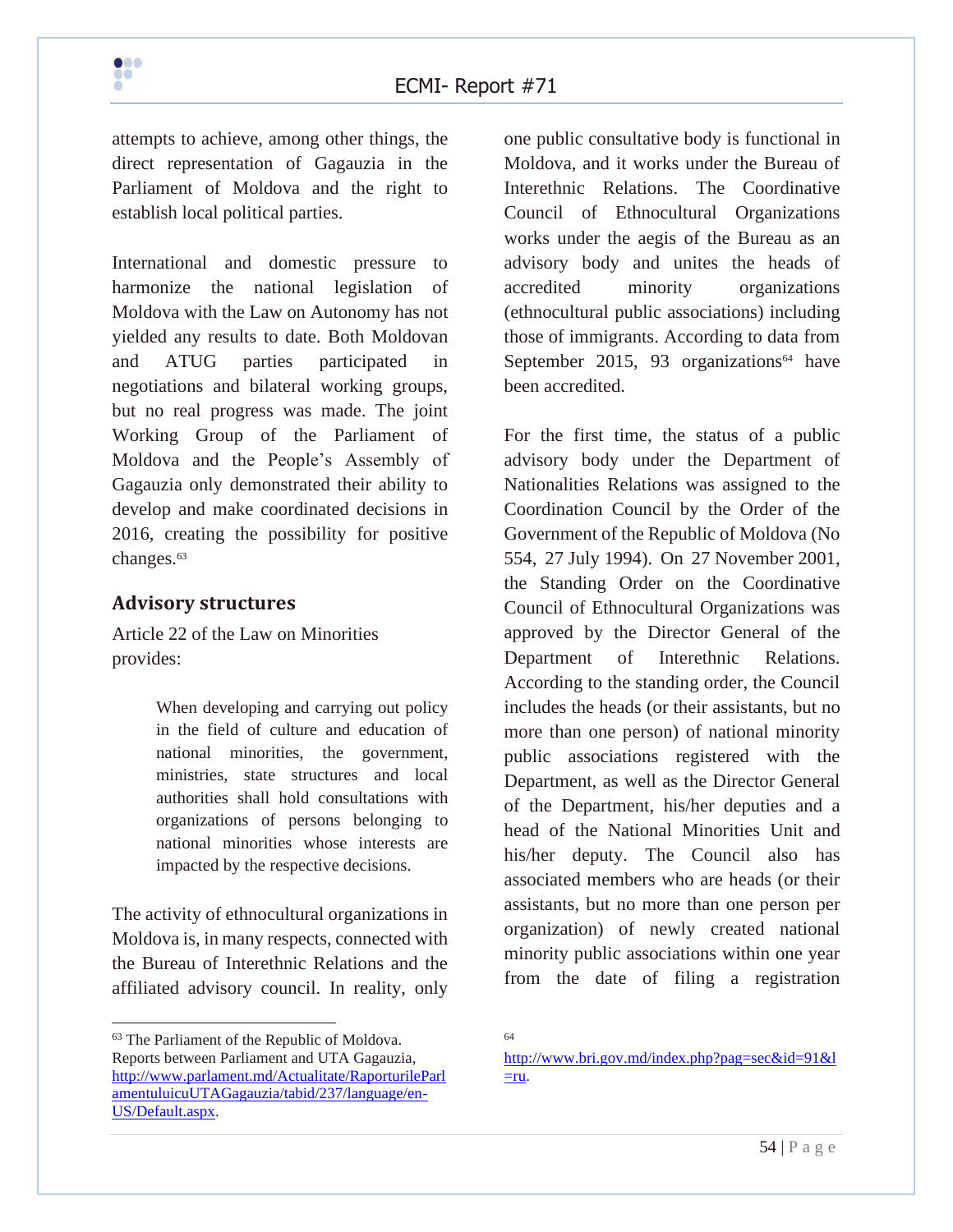attempts to achieve, among other things, the direct representation of Gagauzia in the Parliament of Moldova and the right to establish local political parties.

International and domestic pressure to harmonize the national legislation of Moldova with the Law on Autonomy has not yielded any results to date. Both Moldovan and ATUG parties participated in negotiations and bilateral working groups, but no real progress was made. The joint Working Group of the Parliament of Moldova and the People's Assembly of Gagauzia only demonstrated their ability to develop and make coordinated decisions in 2016, creating the possibility for positive changes.[63]

## Advisory structures

Article 22 of the Law on Minorities provides:

> When developing and carrying out policy in the field of culture and education of national minorities, the government, ministries, state structures and local authorities shall hold consultations with organizations of persons belonging to national minorities whose interests are impacted by the respective decisions.

The activity of ethnocultural organizations in Moldova is, in many respects, connected with the Bureau of Interethnic Relations and the affiliated advisory council. In reality, only one public consultative body is functional in Moldova, and it works under the Bureau of Interethnic Relations. The Coordinative Council of Ethnocultural Organizations works under the aegis of the Bureau as an advisory body and unites the heads of accredited minority organizations (ethnocultural public associations) including those of immigrants. According to data from September 2015, 93 organizations[64] have been accredited.

For the first time, the status of a public advisory body under the Department of Nationalities Relations was assigned to the Coordination Council by the Order of the Government of the Republic of Moldova (No 554, 27 July 1994). On 27 November 2001, the Standing Order on the Coordinative Council of Ethnocultural Organizations was approved by the Director General of the Department of Interethnic Relations. According to the standing order, the Council includes the heads (or their assistants, but no more than one person) of national minority public associations registered with the Department, as well as the Director General of the Department, his/her deputies and a head of the National Minorities Unit and his/her deputy. The Council also has associated members who are heads (or their assistants, but no more than one person per organization) of newly created national minority public associations within one year from the date of filing a registration

---

[63] The Parliament of the Republic of Moldova. Reports between Parliament and UTA Gagauzia, http://www.parlament.md/Actualitate/RaporturileParlamentuluicuUTAGagauzia/tabid/237/language/en-US/Default.aspx.

[64] http://www.bri.gov.md/index.php?pag=sec&id=91&l=ru.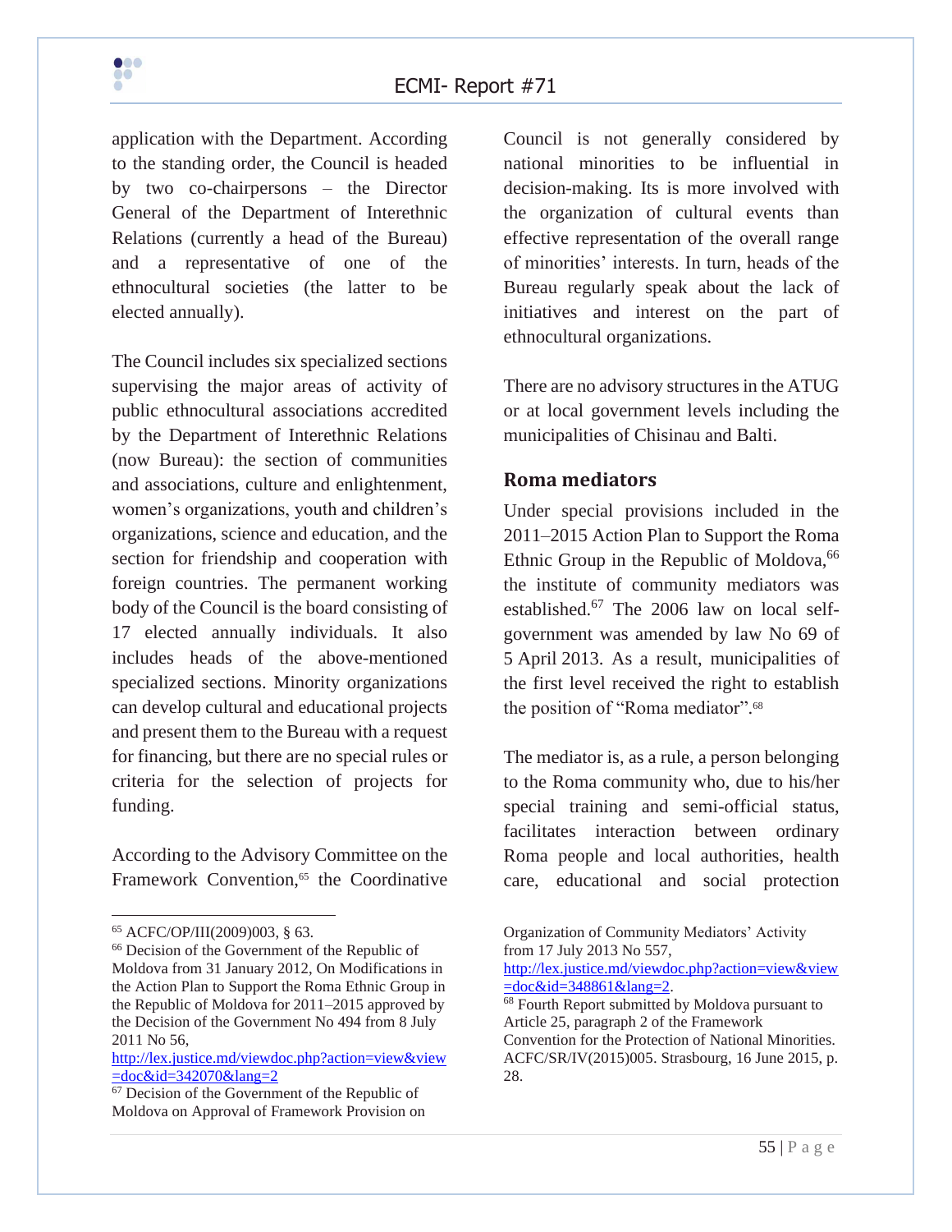application with the Department. According to the standing order, the Council is headed by two co-chairpersons – the Director General of the Department of Interethnic Relations (currently a head of the Bureau) and a representative of one of the ethnocultural societies (the latter to be elected annually).

The Council includes six specialized sections supervising the major areas of activity of public ethnocultural associations accredited by the Department of Interethnic Relations (now Bureau): the section of communities and associations, culture and enlightenment, women's organizations, youth and children's organizations, science and education, and the section for friendship and cooperation with foreign countries. The permanent working body of the Council is the board consisting of 17 elected annually individuals. It also includes heads of the above-mentioned specialized sections. Minority organizations can develop cultural and educational projects and present them to the Bureau with a request for financing, but there are no special rules or criteria for the selection of projects for funding.

According to the Advisory Committee on the Framework Convention,[65] the Coordinative Council is not generally considered by national minorities to be influential in decision-making. Its is more involved with the organization of cultural events than effective representation of the overall range of minorities' interests. In turn, heads of the Bureau regularly speak about the lack of initiatives and interest on the part of ethnocultural organizations.

There are no advisory structures in the ATUG or at local government levels including the municipalities of Chisinau and Balti.

## Roma mediators

Under special provisions included in the 2011–2015 Action Plan to Support the Roma Ethnic Group in the Republic of Moldova,[66] the institute of community mediators was established.[67] The 2006 law on local self-government was amended by law No 69 of 5 April 2013. As a result, municipalities of the first level received the right to establish the position of "Roma mediator".[68]

The mediator is, as a rule, a person belonging to the Roma community who, due to his/her special training and semi-official status, facilitates interaction between ordinary Roma people and local authorities, health care, educational and social protection

---

[65] ACFC/OP/III(2009)003, § 63.

[66] Decision of the Government of the Republic of Moldova from 31 January 2012, On Modifications in the Action Plan to Support the Roma Ethnic Group in the Republic of Moldova for 2011–2015 approved by the Decision of the Government No 494 from 8 July 2011 No 56, http://lex.justice.md/viewdoc.php?action=view&view=doc&id=342070&lang=2

[67] Decision of the Government of the Republic of Moldova on Approval of Framework Provision on Organization of Community Mediators' Activity from 17 July 2013 No 557, http://lex.justice.md/viewdoc.php?action=view&view=doc&id=348861&lang=2.

[68] Fourth Report submitted by Moldova pursuant to Article 25, paragraph 2 of the Framework Convention for the Protection of National Minorities. ACFC/SR/IV(2015)005. Strasbourg, 16 June 2015, p. 28.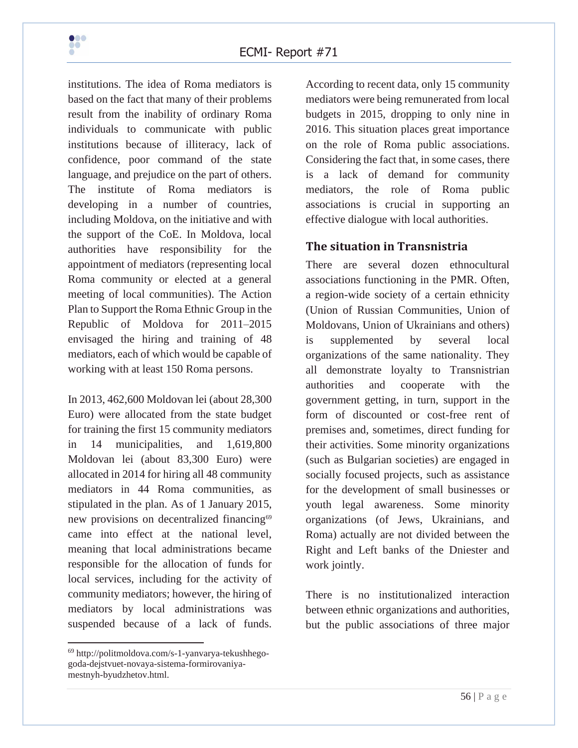institutions. The idea of Roma mediators is based on the fact that many of their problems result from the inability of ordinary Roma individuals to communicate with public institutions because of illiteracy, lack of confidence, poor command of the state language, and prejudice on the part of others. The institute of Roma mediators is developing in a number of countries, including Moldova, on the initiative and with the support of the CoE. In Moldova, local authorities have responsibility for the appointment of mediators (representing local Roma community or elected at a general meeting of local communities). The Action Plan to Support the Roma Ethnic Group in the Republic of Moldova for 2011–2015 envisaged the hiring and training of 48 mediators, each of which would be capable of working with at least 150 Roma persons.

In 2013, 462,600 Moldovan lei (about 28,300 Euro) were allocated from the state budget for training the first 15 community mediators in 14 municipalities, and 1,619,800 Moldovan lei (about 83,300 Euro) were allocated in 2014 for hiring all 48 community mediators in 44 Roma communities, as stipulated in the plan. As of 1 January 2015, new provisions on decentralized financing[69] came into effect at the national level, meaning that local administrations became responsible for the allocation of funds for local services, including for the activity of community mediators; however, the hiring of mediators by local administrations was suspended because of a lack of funds. According to recent data, only 15 community mediators were being remunerated from local budgets in 2015, dropping to only nine in 2016. This situation places great importance on the role of Roma public associations. Considering the fact that, in some cases, there is a lack of demand for community mediators, the role of Roma public associations is crucial in supporting an effective dialogue with local authorities.

## The situation in Transnistria

There are several dozen ethnocultural associations functioning in the PMR. Often, a region-wide society of a certain ethnicity (Union of Russian Communities, Union of Moldovans, Union of Ukrainians and others) is supplemented by several local organizations of the same nationality. They all demonstrate loyalty to Transnistrian authorities and cooperate with the government getting, in turn, support in the form of discounted or cost-free rent of premises and, sometimes, direct funding for their activities. Some minority organizations (such as Bulgarian societies) are engaged in socially focused projects, such as assistance for the development of small businesses or youth legal awareness. Some minority organizations (of Jews, Ukrainians, and Roma) actually are not divided between the Right and Left banks of the Dniester and work jointly.

There is no institutionalized interaction between ethnic organizations and authorities, but the public associations of three major

[69] http://politmoldova.com/s-1-yanvarya-tekushhego-goda-dejstvuet-novaya-sistema-formirovaniya-mestnyh-byudzhetov.html.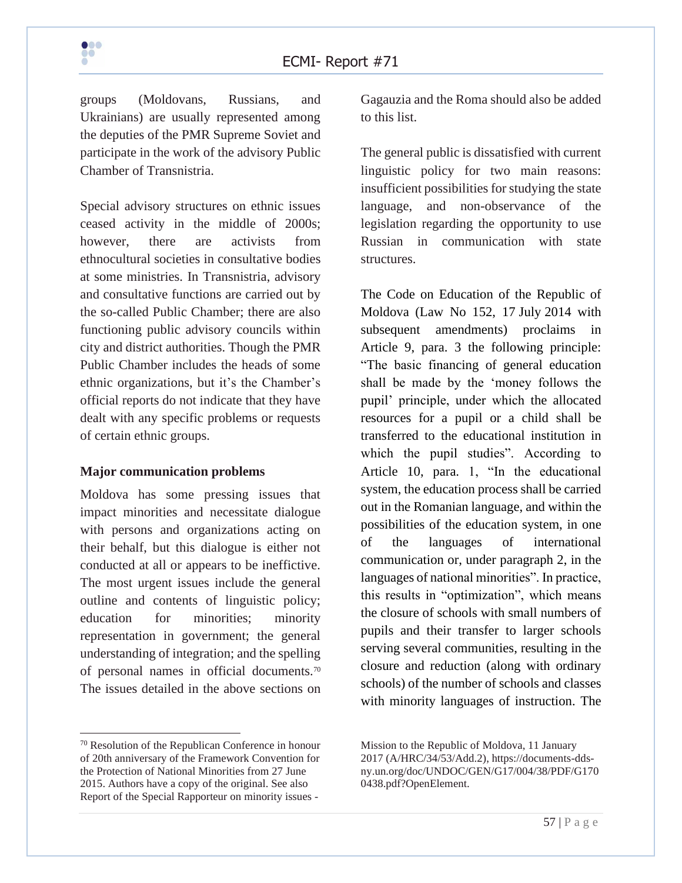groups (Moldovans, Russians, and Ukrainians) are usually represented among the deputies of the PMR Supreme Soviet and participate in the work of the advisory Public Chamber of Transnistria.

Special advisory structures on ethnic issues ceased activity in the middle of 2000s; however, there are activists from ethnocultural societies in consultative bodies at some ministries. In Transnistria, advisory and consultative functions are carried out by the so-called Public Chamber; there are also functioning public advisory councils within city and district authorities. Though the PMR Public Chamber includes the heads of some ethnic organizations, but it's the Chamber's official reports do not indicate that they have dealt with any specific problems or requests of certain ethnic groups.

**Major communication problems**

Moldova has some pressing issues that impact minorities and necessitate dialogue with persons and organizations acting on their behalf, but this dialogue is either not conducted at all or appears to be ineffective. The most urgent issues include the general outline and contents of linguistic policy; education for minorities; minority representation in government; the general understanding of integration; and the spelling of personal names in official documents.[70] The issues detailed in the above sections on Gagauzia and the Roma should also be added to this list.

The general public is dissatisfied with current linguistic policy for two main reasons: insufficient possibilities for studying the state language, and non-observance of the legislation regarding the opportunity to use Russian in communication with state structures.

The Code on Education of the Republic of Moldova (Law No 152, 17 July 2014 with subsequent amendments) proclaims in Article 9, para. 3 the following principle: "The basic financing of general education shall be made by the 'money follows the pupil' principle, under which the allocated resources for a pupil or a child shall be transferred to the educational institution in which the pupil studies". According to Article 10, para. 1, "In the educational system, the education process shall be carried out in the Romanian language, and within the possibilities of the education system, in one of the languages of international communication or, under paragraph 2, in the languages of national minorities". In practice, this results in "optimization", which means the closure of schools with small numbers of pupils and their transfer to larger schools serving several communities, resulting in the closure and reduction (along with ordinary schools) of the number of schools and classes with minority languages of instruction. The

[70] Resolution of the Republican Conference in honour of 20th anniversary of the Framework Convention for the Protection of National Minorities from 27 June 2015. Authors have a copy of the original. See also Report of the Special Rapporteur on minority issues - Mission to the Republic of Moldova, 11 January 2017 (A/HRC/34/53/Add.2), https://documents-dds-ny.un.org/doc/UNDOC/GEN/G17/004/38/PDF/G1700438.pdf?OpenElement.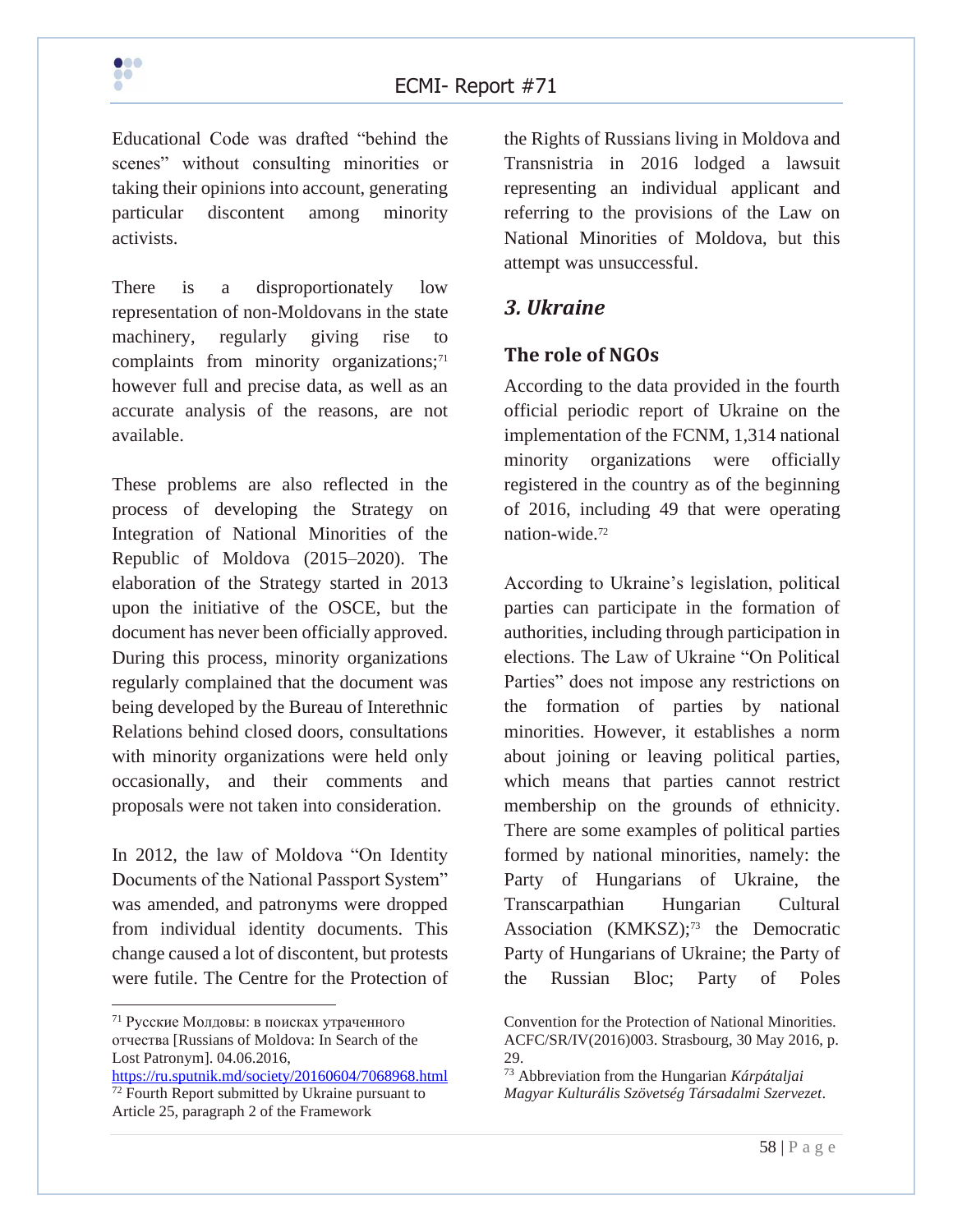Educational Code was drafted "behind the scenes" without consulting minorities or taking their opinions into account, generating particular discontent among minority activists.

There is a disproportionately low representation of non-Moldovans in the state machinery, regularly giving rise to complaints from minority organizations;[71] however full and precise data, as well as an accurate analysis of the reasons, are not available.

These problems are also reflected in the process of developing the Strategy on Integration of National Minorities of the Republic of Moldova (2015–2020). The elaboration of the Strategy started in 2013 upon the initiative of the OSCE, but the document has never been officially approved. During this process, minority organizations regularly complained that the document was being developed by the Bureau of Interethnic Relations behind closed doors, consultations with minority organizations were held only occasionally, and their comments and proposals were not taken into consideration.

In 2012, the law of Moldova "On Identity Documents of the National Passport System" was amended, and patronyms were dropped from individual identity documents. This change caused a lot of discontent, but protests were futile. The Centre for the Protection of the Rights of Russians living in Moldova and Transnistria in 2016 lodged a lawsuit representing an individual applicant and referring to the provisions of the Law on National Minorities of Moldova, but this attempt was unsuccessful.

## *3. Ukraine*

### The role of NGOs

According to the data provided in the fourth official periodic report of Ukraine on the implementation of the FCNM, 1,314 national minority organizations were officially registered in the country as of the beginning of 2016, including 49 that were operating nation-wide.[72]

According to Ukraine's legislation, political parties can participate in the formation of authorities, including through participation in elections. The Law of Ukraine "On Political Parties" does not impose any restrictions on the formation of parties by national minorities. However, it establishes a norm about joining or leaving political parties, which means that parties cannot restrict membership on the grounds of ethnicity. There are some examples of political parties formed by national minorities, namely: the Party of Hungarians of Ukraine, the Transcarpathian Hungarian Cultural Association (KMKSZ);[73] the Democratic Party of Hungarians of Ukraine; the Party of the Russian Bloc; Party of Poles

---

[71] Русские Молдовы: в поисках утраченного отчества [Russians of Moldova: In Search of the Lost Patronym]. 04.06.2016, https://ru.sputnik.md/society/20160604/7068968.html

[72] Fourth Report submitted by Ukraine pursuant to Article 25, paragraph 2 of the Framework Convention for the Protection of National Minorities. ACFC/SR/IV(2016)003. Strasbourg, 30 May 2016, p. 29.

[73] Abbreviation from the Hungarian *Kárpátaljai Magyar Kulturális Szövetség Társadalmi Szervezet*.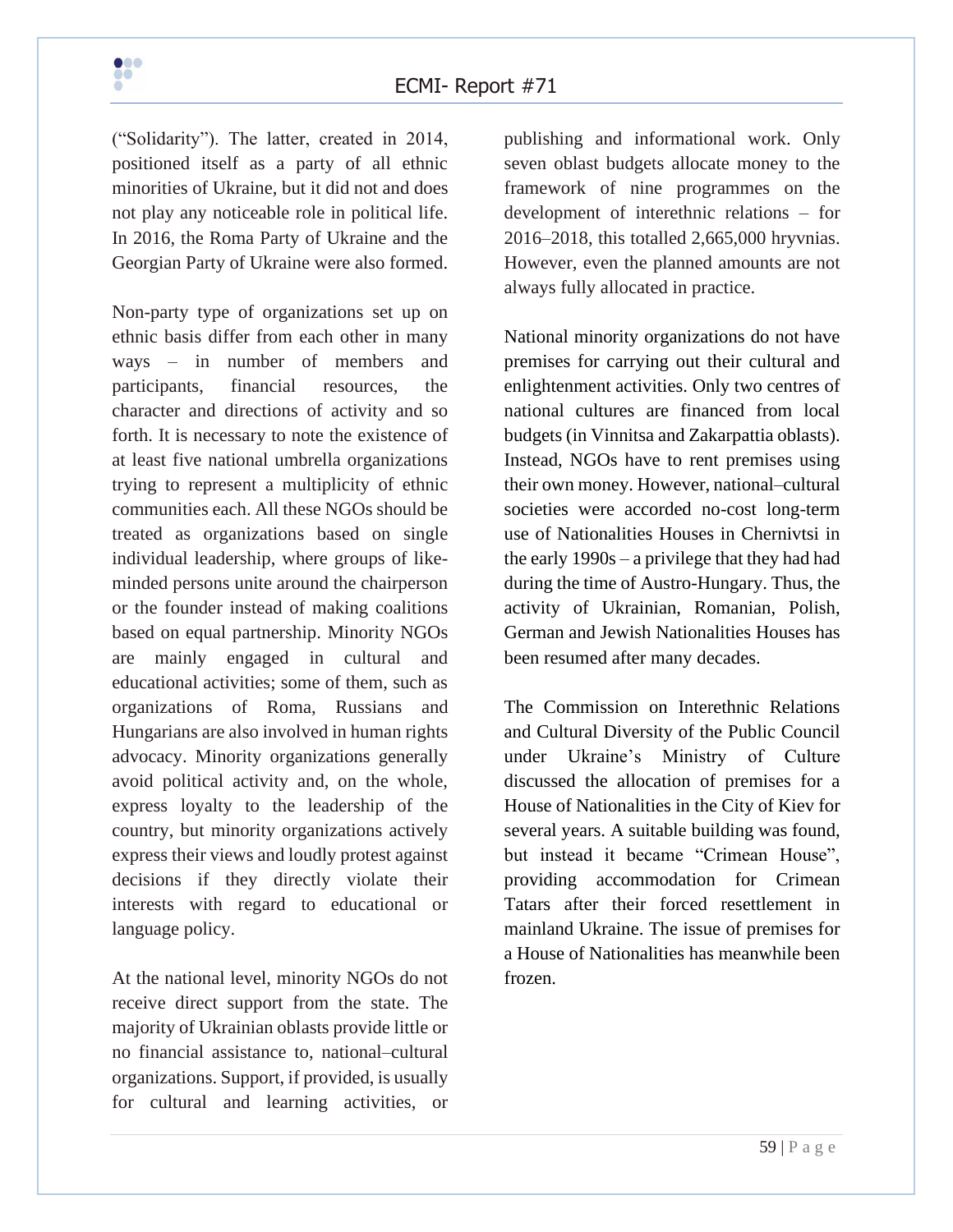("Solidarity"). The latter, created in 2014, positioned itself as a party of all ethnic minorities of Ukraine, but it did not and does not play any noticeable role in political life. In 2016, the Roma Party of Ukraine and the Georgian Party of Ukraine were also formed.

Non-party type of organizations set up on ethnic basis differ from each other in many ways – in number of members and participants, financial resources, the character and directions of activity and so forth. It is necessary to note the existence of at least five national umbrella organizations trying to represent a multiplicity of ethnic communities each. All these NGOs should be treated as organizations based on single individual leadership, where groups of like-minded persons unite around the chairperson or the founder instead of making coalitions based on equal partnership. Minority NGOs are mainly engaged in cultural and educational activities; some of them, such as organizations of Roma, Russians and Hungarians are also involved in human rights advocacy. Minority organizations generally avoid political activity and, on the whole, express loyalty to the leadership of the country, but minority organizations actively express their views and loudly protest against decisions if they directly violate their interests with regard to educational or language policy.

At the national level, minority NGOs do not receive direct support from the state. The majority of Ukrainian oblasts provide little or no financial assistance to, national–cultural organizations. Support, if provided, is usually for cultural and learning activities, or publishing and informational work. Only seven oblast budgets allocate money to the framework of nine programmes on the development of interethnic relations – for 2016–2018, this totalled 2,665,000 hryvnias. However, even the planned amounts are not always fully allocated in practice.

National minority organizations do not have premises for carrying out their cultural and enlightenment activities. Only two centres of national cultures are financed from local budgets (in Vinnitsa and Zakarpattia oblasts). Instead, NGOs have to rent premises using their own money. However, national–cultural societies were accorded no-cost long-term use of Nationalities Houses in Chernivtsi in the early 1990s – a privilege that they had had during the time of Austro-Hungary. Thus, the activity of Ukrainian, Romanian, Polish, German and Jewish Nationalities Houses has been resumed after many decades.

The Commission on Interethnic Relations and Cultural Diversity of the Public Council under Ukraine's Ministry of Culture discussed the allocation of premises for a House of Nationalities in the City of Kiev for several years. A suitable building was found, but instead it became "Crimean House", providing accommodation for Crimean Tatars after their forced resettlement in mainland Ukraine. The issue of premises for a House of Nationalities has meanwhile been frozen.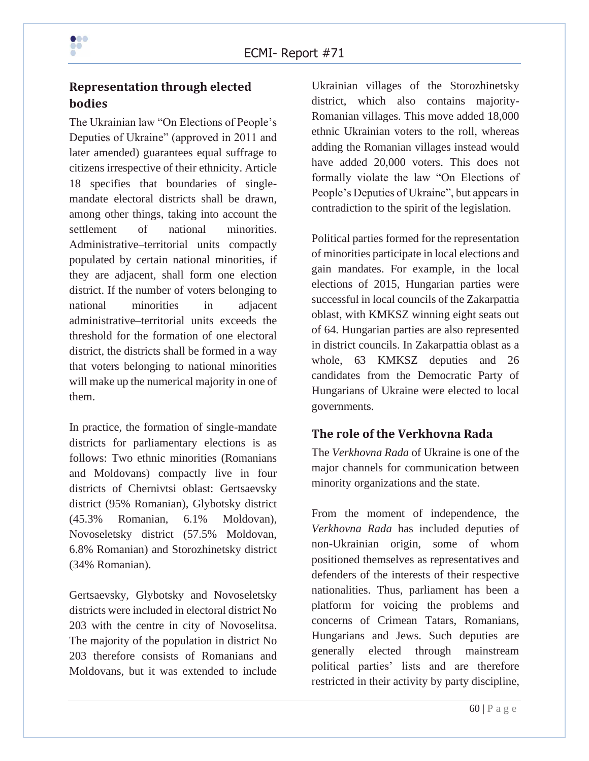## Representation through elected bodies

The Ukrainian law "On Elections of People's Deputies of Ukraine" (approved in 2011 and later amended) guarantees equal suffrage to citizens irrespective of their ethnicity. Article 18 specifies that boundaries of single-mandate electoral districts shall be drawn, among other things, taking into account the settlement of national minorities. Administrative–territorial units compactly populated by certain national minorities, if they are adjacent, shall form one election district. If the number of voters belonging to national minorities in adjacent administrative–territorial units exceeds the threshold for the formation of one electoral district, the districts shall be formed in a way that voters belonging to national minorities will make up the numerical majority in one of them.

In practice, the formation of single-mandate districts for parliamentary elections is as follows: Two ethnic minorities (Romanians and Moldovans) compactly live in four districts of Chernivtsi oblast: Gertsaevsky district (95% Romanian), Glybotsky district (45.3% Romanian, 6.1% Moldovan), Novoseletsky district (57.5% Moldovan, 6.8% Romanian) and Storozhinetsky district (34% Romanian).

Gertsaevsky, Glybotsky and Novoseletsky districts were included in electoral district No 203 with the centre in city of Novoselitsa. The majority of the population in district No 203 therefore consists of Romanians and Moldovans, but it was extended to include Ukrainian villages of the Storozhinetsky district, which also contains majority-Romanian villages. This move added 18,000 ethnic Ukrainian voters to the roll, whereas adding the Romanian villages instead would have added 20,000 voters. This does not formally violate the law "On Elections of People's Deputies of Ukraine", but appears in contradiction to the spirit of the legislation.

Political parties formed for the representation of minorities participate in local elections and gain mandates. For example, in the local elections of 2015, Hungarian parties were successful in local councils of the Zakarpattia oblast, with KMKSZ winning eight seats out of 64. Hungarian parties are also represented in district councils. In Zakarpattia oblast as a whole, 63 KMKSZ deputies and 26 candidates from the Democratic Party of Hungarians of Ukraine were elected to local governments.

## The role of the Verkhovna Rada

The *Verkhovna Rada* of Ukraine is one of the major channels for communication between minority organizations and the state.

From the moment of independence, the *Verkhovna Rada* has included deputies of non-Ukrainian origin, some of whom positioned themselves as representatives and defenders of the interests of their respective nationalities. Thus, parliament has been a platform for voicing the problems and concerns of Crimean Tatars, Romanians, Hungarians and Jews. Such deputies are generally elected through mainstream political parties' lists and are therefore restricted in their activity by party discipline,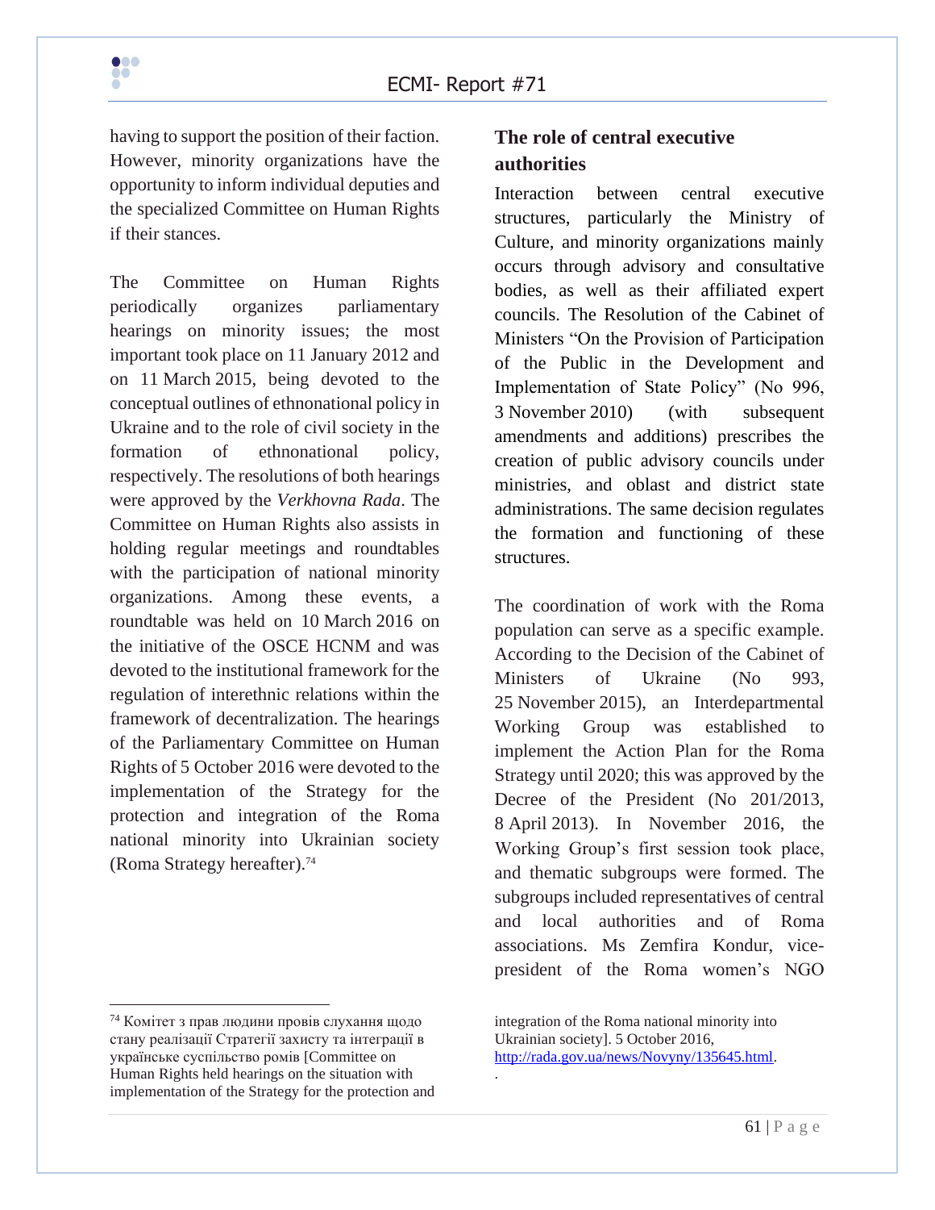having to support the position of their faction. However, minority organizations have the opportunity to inform individual deputies and the specialized Committee on Human Rights if their stances.

The Committee on Human Rights periodically organizes parliamentary hearings on minority issues; the most important took place on 11 January 2012 and on 11 March 2015, being devoted to the conceptual outlines of ethnonational policy in Ukraine and to the role of civil society in the formation of ethnonational policy, respectively. The resolutions of both hearings were approved by the *Verkhovna Rada*. The Committee on Human Rights also assists in holding regular meetings and roundtables with the participation of national minority organizations. Among these events, a roundtable was held on 10 March 2016 on the initiative of the OSCE HCNM and was devoted to the institutional framework for the regulation of interethnic relations within the framework of decentralization. The hearings of the Parliamentary Committee on Human Rights of 5 October 2016 were devoted to the implementation of the Strategy for the protection and integration of the Roma national minority into Ukrainian society (Roma Strategy hereafter).[74]

## The role of central executive authorities

Interaction between central executive structures, particularly the Ministry of Culture, and minority organizations mainly occurs through advisory and consultative bodies, as well as their affiliated expert councils. The Resolution of the Cabinet of Ministers "On the Provision of Participation of the Public in the Development and Implementation of State Policy" (No 996, 3 November 2010) (with subsequent amendments and additions) prescribes the creation of public advisory councils under ministries, and oblast and district state administrations. The same decision regulates the formation and functioning of these structures.

The coordination of work with the Roma population can serve as a specific example. According to the Decision of the Cabinet of Ministers of Ukraine (No 993, 25 November 2015), an Interdepartmental Working Group was established to implement the Action Plan for the Roma Strategy until 2020; this was approved by the Decree of the President (No 201/2013, 8 April 2013). In November 2016, the Working Group's first session took place, and thematic subgroups were formed. The subgroups included representatives of central and local authorities and of Roma associations. Ms Zemfira Kondur, vice-president of the Roma women's NGO

---

[74] Комітет з прав людини провів слухання щодо стану реалізації Стратегії захисту та інтеграції в українське суспільство ромів [Committee on Human Rights held hearings on the situation with implementation of the Strategy for the protection and integration of the Roma national minority into Ukrainian society]. 5 October 2016, http://rada.gov.ua/news/Novyny/135645.html.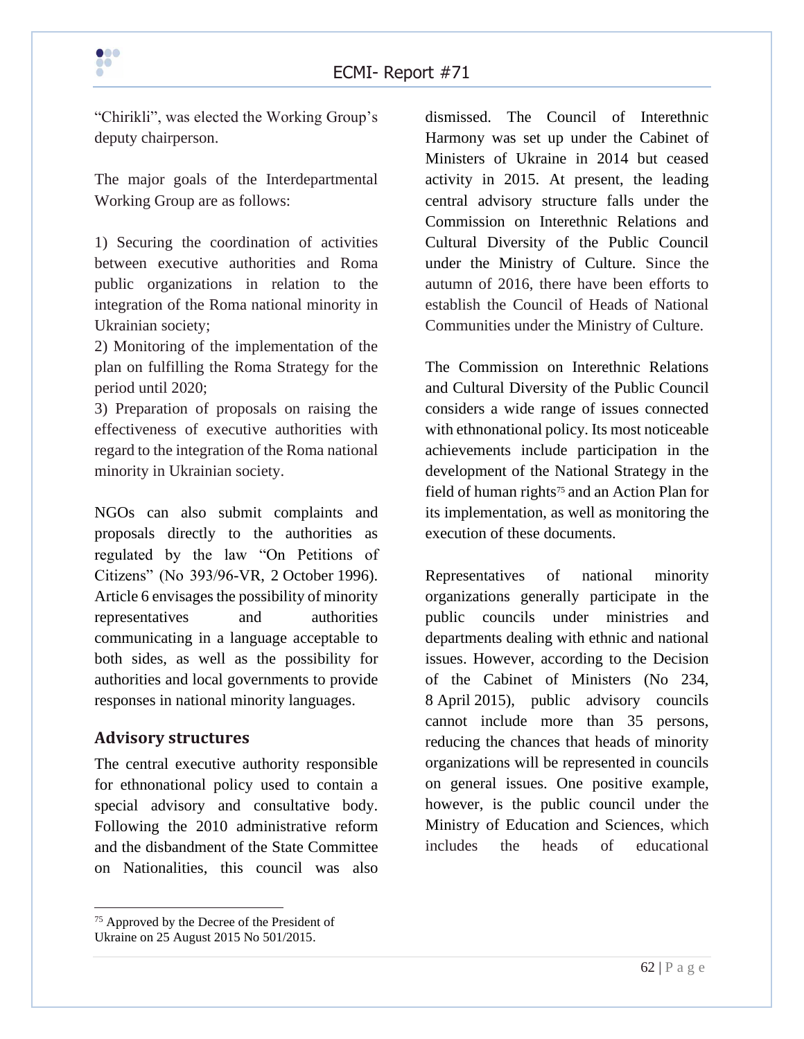"Chirikli", was elected the Working Group's deputy chairperson.

The major goals of the Interdepartmental Working Group are as follows:

1) Securing the coordination of activities between executive authorities and Roma public organizations in relation to the integration of the Roma national minority in Ukrainian society;
2) Monitoring of the implementation of the plan on fulfilling the Roma Strategy for the period until 2020;
3) Preparation of proposals on raising the effectiveness of executive authorities with regard to the integration of the Roma national minority in Ukrainian society.

NGOs can also submit complaints and proposals directly to the authorities as regulated by the law "On Petitions of Citizens" (No 393/96-VR, 2 October 1996). Article 6 envisages the possibility of minority representatives and authorities communicating in a language acceptable to both sides, as well as the possibility for authorities and local governments to provide responses in national minority languages.

## Advisory structures

The central executive authority responsible for ethnonational policy used to contain a special advisory and consultative body. Following the 2010 administrative reform and the disbandment of the State Committee on Nationalities, this council was also dismissed. The Council of Interethnic Harmony was set up under the Cabinet of Ministers of Ukraine in 2014 but ceased activity in 2015. At present, the leading central advisory structure falls under the Commission on Interethnic Relations and Cultural Diversity of the Public Council under the Ministry of Culture. Since the autumn of 2016, there have been efforts to establish the Council of Heads of National Communities under the Ministry of Culture.

The Commission on Interethnic Relations and Cultural Diversity of the Public Council considers a wide range of issues connected with ethnonational policy. Its most noticeable achievements include participation in the development of the National Strategy in the field of human rights[75] and an Action Plan for its implementation, as well as monitoring the execution of these documents.

Representatives of national minority organizations generally participate in the public councils under ministries and departments dealing with ethnic and national issues. However, according to the Decision of the Cabinet of Ministers (No 234, 8 April 2015), public advisory councils cannot include more than 35 persons, reducing the chances that heads of minority organizations will be represented in councils on general issues. One positive example, however, is the public council under the Ministry of Education and Sciences, which includes the heads of educational

[75] Approved by the Decree of the President of Ukraine on 25 August 2015 No 501/2015.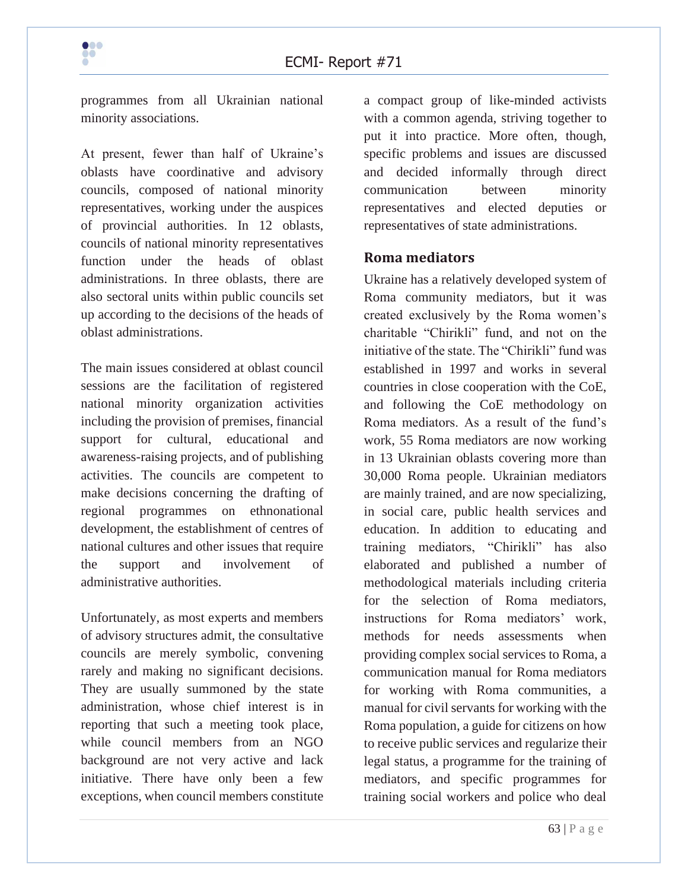programmes from all Ukrainian national minority associations.

At present, fewer than half of Ukraine's oblasts have coordinative and advisory councils, composed of national minority representatives, working under the auspices of provincial authorities. In 12 oblasts, councils of national minority representatives function under the heads of oblast administrations. In three oblasts, there are also sectoral units within public councils set up according to the decisions of the heads of oblast administrations.

The main issues considered at oblast council sessions are the facilitation of registered national minority organization activities including the provision of premises, financial support for cultural, educational and awareness-raising projects, and of publishing activities. The councils are competent to make decisions concerning the drafting of regional programmes on ethnonational development, the establishment of centres of national cultures and other issues that require the support and involvement of administrative authorities.

Unfortunately, as most experts and members of advisory structures admit, the consultative councils are merely symbolic, convening rarely and making no significant decisions. They are usually summoned by the state administration, whose chief interest is in reporting that such a meeting took place, while council members from an NGO background are not very active and lack initiative. There have only been a few exceptions, when council members constitute a compact group of like-minded activists with a common agenda, striving together to put it into practice. More often, though, specific problems and issues are discussed and decided informally through direct communication between minority representatives and elected deputies or representatives of state administrations.

## Roma mediators

Ukraine has a relatively developed system of Roma community mediators, but it was created exclusively by the Roma women's charitable "Chirikli" fund, and not on the initiative of the state. The "Chirikli" fund was established in 1997 and works in several countries in close cooperation with the CoE, and following the CoE methodology on Roma mediators. As a result of the fund's work, 55 Roma mediators are now working in 13 Ukrainian oblasts covering more than 30,000 Roma people. Ukrainian mediators are mainly trained, and are now specializing, in social care, public health services and education. In addition to educating and training mediators, "Chirikli" has also elaborated and published a number of methodological materials including criteria for the selection of Roma mediators, instructions for Roma mediators' work, methods for needs assessments when providing complex social services to Roma, a communication manual for Roma mediators for working with Roma communities, a manual for civil servants for working with the Roma population, a guide for citizens on how to receive public services and regularize their legal status, a programme for the training of mediators, and specific programmes for training social workers and police who deal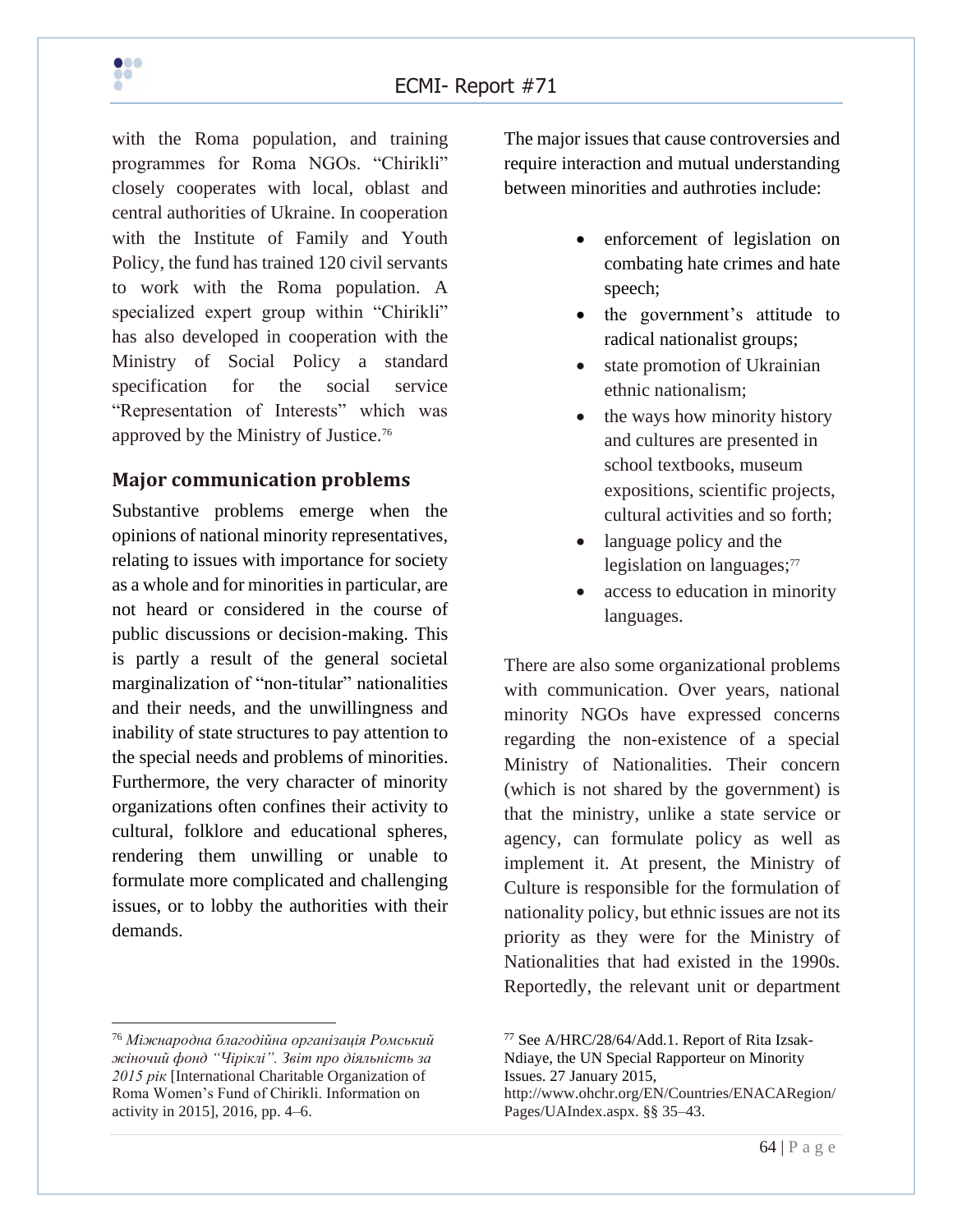with the Roma population, and training programmes for Roma NGOs. "Chirikli" closely cooperates with local, oblast and central authorities of Ukraine. In cooperation with the Institute of Family and Youth Policy, the fund has trained 120 civil servants to work with the Roma population. A specialized expert group within "Chirikli" has also developed in cooperation with the Ministry of Social Policy a standard specification for the social service "Representation of Interests" which was approved by the Ministry of Justice.[76]

## Major communication problems

Substantive problems emerge when the opinions of national minority representatives, relating to issues with importance for society as a whole and for minorities in particular, are not heard or considered in the course of public discussions or decision-making. This is partly a result of the general societal marginalization of "non-titular" nationalities and their needs, and the unwillingness and inability of state structures to pay attention to the special needs and problems of minorities. Furthermore, the very character of minority organizations often confines their activity to cultural, folklore and educational spheres, rendering them unwilling or unable to formulate more complicated and challenging issues, or to lobby the authorities with their demands.

The major issues that cause controversies and require interaction and mutual understanding between minorities and authroties include:

- enforcement of legislation on combating hate crimes and hate speech;
- the government's attitude to radical nationalist groups;
- state promotion of Ukrainian ethnic nationalism;
- the ways how minority history and cultures are presented in school textbooks, museum expositions, scientific projects, cultural activities and so forth;
- language policy and the legislation on languages;[77]
- access to education in minority languages.

There are also some organizational problems with communication. Over years, national minority NGOs have expressed concerns regarding the non-existence of a special Ministry of Nationalities. Their concern (which is not shared by the government) is that the ministry, unlike a state service or agency, can formulate policy as well as implement it. At present, the Ministry of Culture is responsible for the formulation of nationality policy, but ethnic issues are not its priority as they were for the Ministry of Nationalities that had existed in the 1990s. Reportedly, the relevant unit or department

---

[76] *Міжнародна благодійна організація Ромський жіночий фонд "Чіріклі". Звіт про діяльність за 2015 рік* [International Charitable Organization of Roma Women's Fund of Chirikli. Information on activity in 2015], 2016, pp. 4–6.

[77] See A/HRC/28/64/Add.1. Report of Rita Izsak-Ndiaye, the UN Special Rapporteur on Minority Issues. 27 January 2015, http://www.ohchr.org/EN/Countries/ENACARegion/Pages/UAIndex.aspx. §§ 35–43.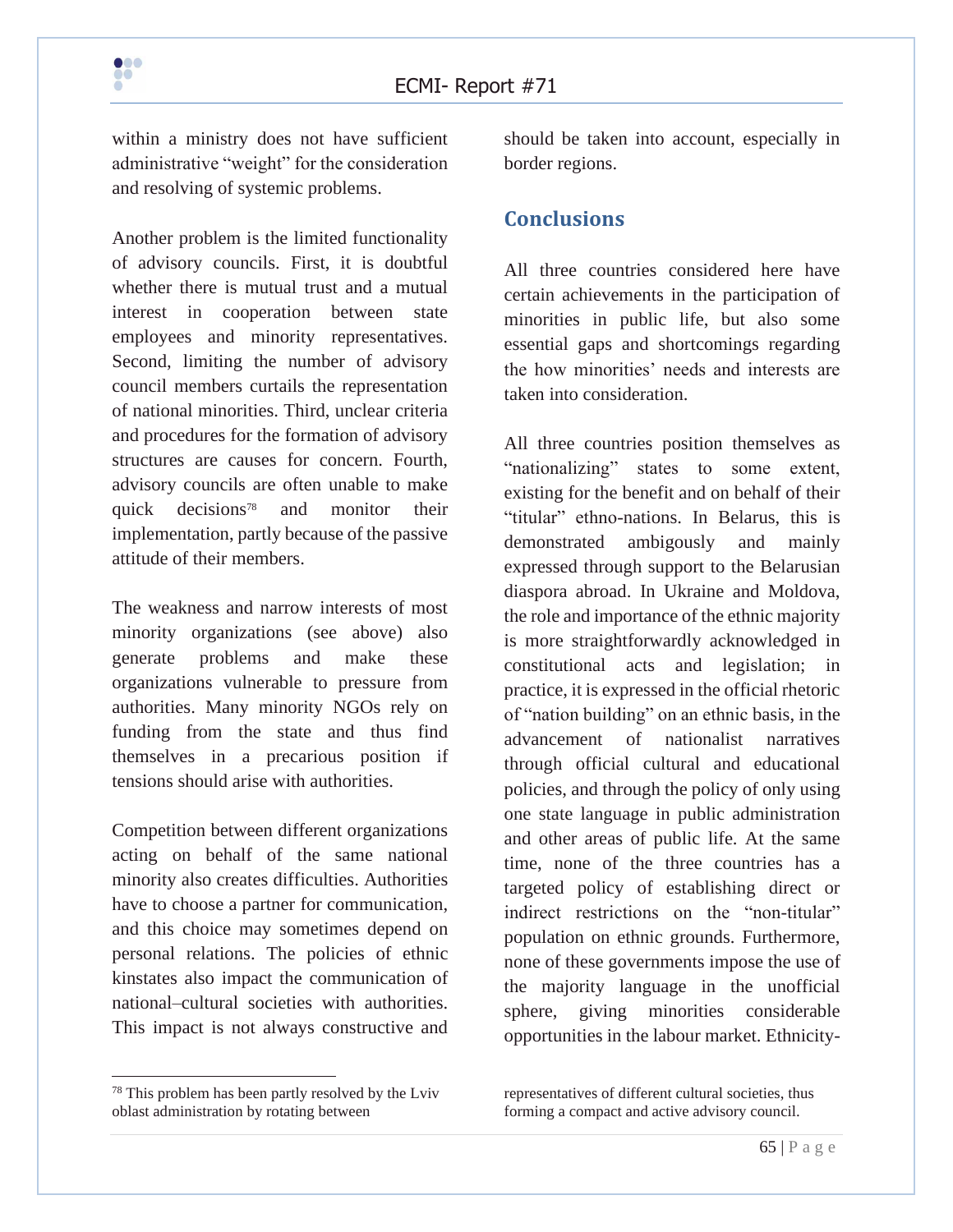within a ministry does not have sufficient administrative "weight" for the consideration and resolving of systemic problems.

Another problem is the limited functionality of advisory councils. First, it is doubtful whether there is mutual trust and a mutual interest in cooperation between state employees and minority representatives. Second, limiting the number of advisory council members curtails the representation of national minorities. Third, unclear criteria and procedures for the formation of advisory structures are causes for concern. Fourth, advisory councils are often unable to make quick decisions[78] and monitor their implementation, partly because of the passive attitude of their members.

The weakness and narrow interests of most minority organizations (see above) also generate problems and make these organizations vulnerable to pressure from authorities. Many minority NGOs rely on funding from the state and thus find themselves in a precarious position if tensions should arise with authorities.

Competition between different organizations acting on behalf of the same national minority also creates difficulties. Authorities have to choose a partner for communication, and this choice may sometimes depend on personal relations. The policies of ethnic kinstates also impact the communication of national–cultural societies with authorities. This impact is not always constructive and should be taken into account, especially in border regions.

## Conclusions

All three countries considered here have certain achievements in the participation of minorities in public life, but also some essential gaps and shortcomings regarding the how minorities' needs and interests are taken into consideration.

All three countries position themselves as "nationalizing" states to some extent, existing for the benefit and on behalf of their "titular" ethno-nations. In Belarus, this is demonstrated ambigously and mainly expressed through support to the Belarusian diaspora abroad. In Ukraine and Moldova, the role and importance of the ethnic majority is more straightforwardly acknowledged in constitutional acts and legislation; in practice, it is expressed in the official rhetoric of "nation building" on an ethnic basis, in the advancement of nationalist narratives through official cultural and educational policies, and through the policy of only using one state language in public administration and other areas of public life. At the same time, none of the three countries has a targeted policy of establishing direct or indirect restrictions on the "non-titular" population on ethnic grounds. Furthermore, none of these governments impose the use of the majority language in the unofficial sphere, giving minorities considerable opportunities in the labour market. Ethnicity-

[78] This problem has been partly resolved by the Lviv oblast administration by rotating between representatives of different cultural societies, thus forming a compact and active advisory council.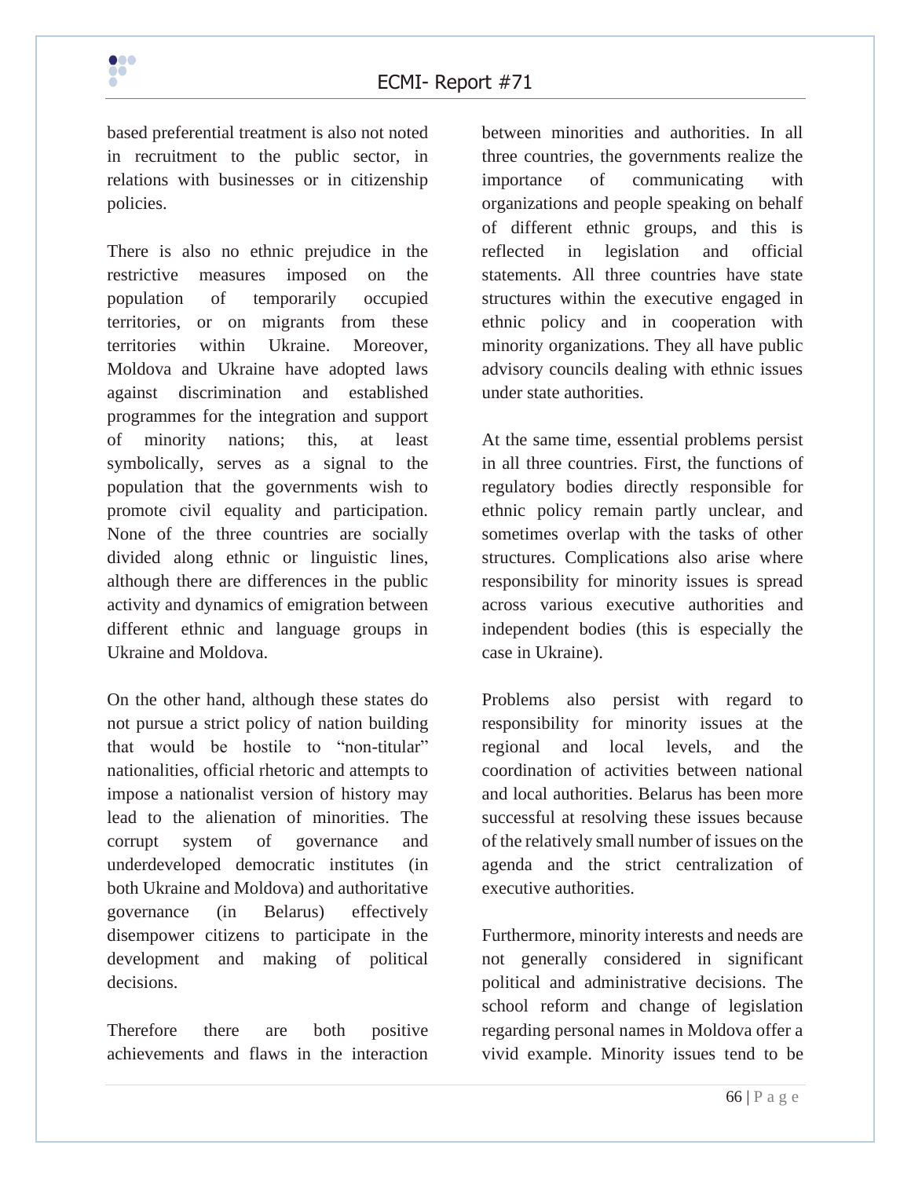based preferential treatment is also not noted in recruitment to the public sector, in relations with businesses or in citizenship policies.

There is also no ethnic prejudice in the restrictive measures imposed on the population of temporarily occupied territories, or on migrants from these territories within Ukraine. Moreover, Moldova and Ukraine have adopted laws against discrimination and established programmes for the integration and support of minority nations; this, at least symbolically, serves as a signal to the population that the governments wish to promote civil equality and participation. None of the three countries are socially divided along ethnic or linguistic lines, although there are differences in the public activity and dynamics of emigration between different ethnic and language groups in Ukraine and Moldova.

On the other hand, although these states do not pursue a strict policy of nation building that would be hostile to "non-titular" nationalities, official rhetoric and attempts to impose a nationalist version of history may lead to the alienation of minorities. The corrupt system of governance and underdeveloped democratic institutes (in both Ukraine and Moldova) and authoritative governance (in Belarus) effectively disempower citizens to participate in the development and making of political decisions.

Therefore there are both positive achievements and flaws in the interaction between minorities and authorities. In all three countries, the governments realize the importance of communicating with organizations and people speaking on behalf of different ethnic groups, and this is reflected in legislation and official statements. All three countries have state structures within the executive engaged in ethnic policy and in cooperation with minority organizations. They all have public advisory councils dealing with ethnic issues under state authorities.

At the same time, essential problems persist in all three countries. First, the functions of regulatory bodies directly responsible for ethnic policy remain partly unclear, and sometimes overlap with the tasks of other structures. Complications also arise where responsibility for minority issues is spread across various executive authorities and independent bodies (this is especially the case in Ukraine).

Problems also persist with regard to responsibility for minority issues at the regional and local levels, and the coordination of activities between national and local authorities. Belarus has been more successful at resolving these issues because of the relatively small number of issues on the agenda and the strict centralization of executive authorities.

Furthermore, minority interests and needs are not generally considered in significant political and administrative decisions. The school reform and change of legislation regarding personal names in Moldova offer a vivid example. Minority issues tend to be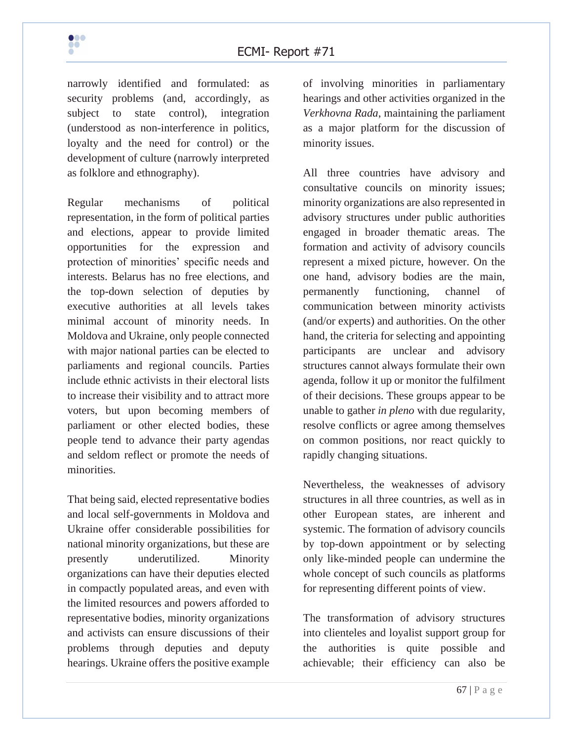narrowly identified and formulated: as security problems (and, accordingly, as subject to state control), integration (understood as non-interference in politics, loyalty and the need for control) or the development of culture (narrowly interpreted as folklore and ethnography).

Regular mechanisms of political representation, in the form of political parties and elections, appear to provide limited opportunities for the expression and protection of minorities' specific needs and interests. Belarus has no free elections, and the top-down selection of deputies by executive authorities at all levels takes minimal account of minority needs. In Moldova and Ukraine, only people connected with major national parties can be elected to parliaments and regional councils. Parties include ethnic activists in their electoral lists to increase their visibility and to attract more voters, but upon becoming members of parliament or other elected bodies, these people tend to advance their party agendas and seldom reflect or promote the needs of minorities.

That being said, elected representative bodies and local self-governments in Moldova and Ukraine offer considerable possibilities for national minority organizations, but these are presently underutilized. Minority organizations can have their deputies elected in compactly populated areas, and even with the limited resources and powers afforded to representative bodies, minority organizations and activists can ensure discussions of their problems through deputies and deputy hearings. Ukraine offers the positive example of involving minorities in parliamentary hearings and other activities organized in the *Verkhovna Rada*, maintaining the parliament as a major platform for the discussion of minority issues.

All three countries have advisory and consultative councils on minority issues; minority organizations are also represented in advisory structures under public authorities engaged in broader thematic areas. The formation and activity of advisory councils represent a mixed picture, however. On the one hand, advisory bodies are the main, permanently functioning, channel of communication between minority activists (and/or experts) and authorities. On the other hand, the criteria for selecting and appointing participants are unclear and advisory structures cannot always formulate their own agenda, follow it up or monitor the fulfilment of their decisions. These groups appear to be unable to gather *in pleno* with due regularity, resolve conflicts or agree among themselves on common positions, nor react quickly to rapidly changing situations.

Nevertheless, the weaknesses of advisory structures in all three countries, as well as in other European states, are inherent and systemic. The formation of advisory councils by top-down appointment or by selecting only like-minded people can undermine the whole concept of such councils as platforms for representing different points of view.

The transformation of advisory structures into clienteles and loyalist support group for the authorities is quite possible and achievable; their efficiency can also be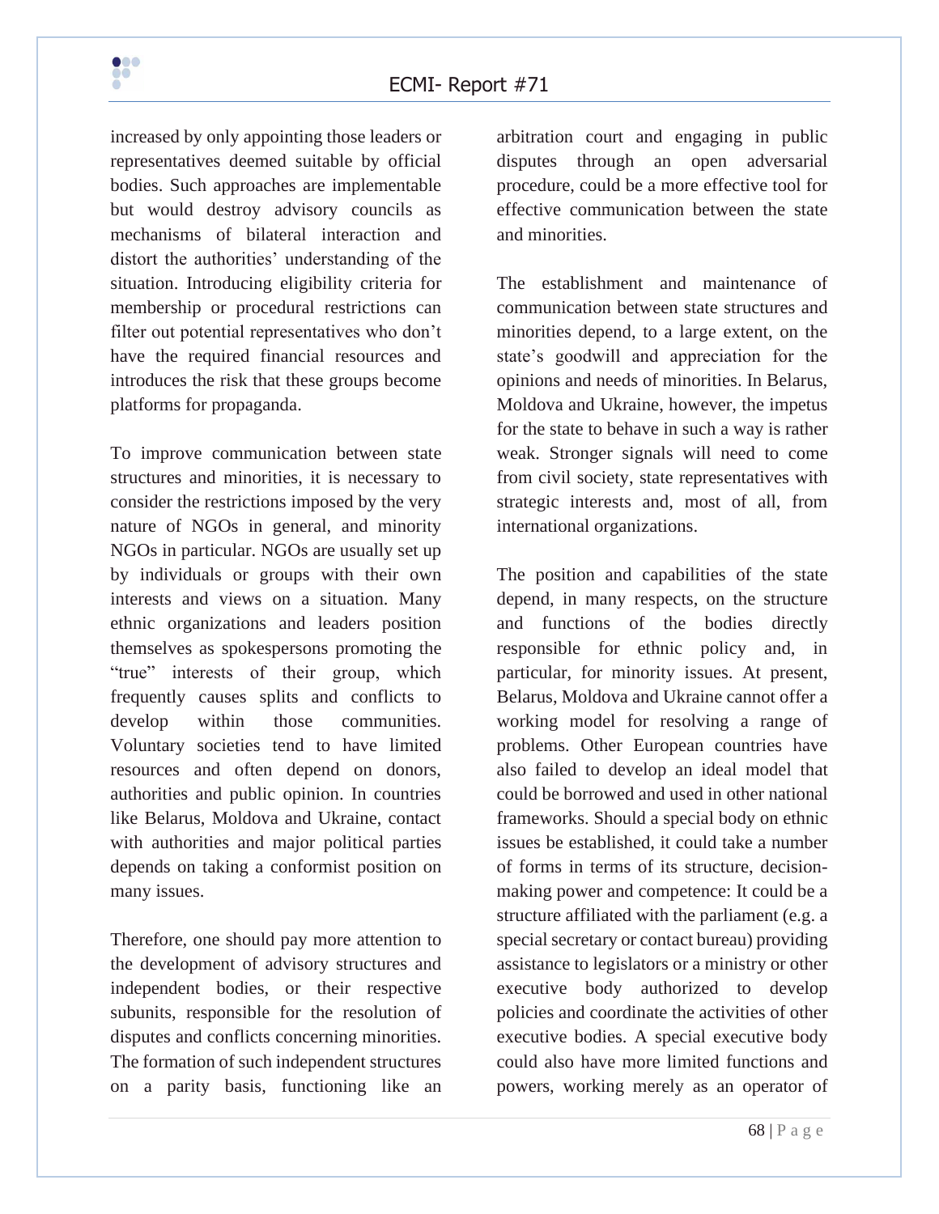increased by only appointing those leaders or representatives deemed suitable by official bodies. Such approaches are implementable but would destroy advisory councils as mechanisms of bilateral interaction and distort the authorities' understanding of the situation. Introducing eligibility criteria for membership or procedural restrictions can filter out potential representatives who don't have the required financial resources and introduces the risk that these groups become platforms for propaganda.

To improve communication between state structures and minorities, it is necessary to consider the restrictions imposed by the very nature of NGOs in general, and minority NGOs in particular. NGOs are usually set up by individuals or groups with their own interests and views on a situation. Many ethnic organizations and leaders position themselves as spokespersons promoting the "true" interests of their group, which frequently causes splits and conflicts to develop within those communities. Voluntary societies tend to have limited resources and often depend on donors, authorities and public opinion. In countries like Belarus, Moldova and Ukraine, contact with authorities and major political parties depends on taking a conformist position on many issues.

Therefore, one should pay more attention to the development of advisory structures and independent bodies, or their respective subunits, responsible for the resolution of disputes and conflicts concerning minorities. The formation of such independent structures on a parity basis, functioning like an arbitration court and engaging in public disputes through an open adversarial procedure, could be a more effective tool for effective communication between the state and minorities.

The establishment and maintenance of communication between state structures and minorities depend, to a large extent, on the state's goodwill and appreciation for the opinions and needs of minorities. In Belarus, Moldova and Ukraine, however, the impetus for the state to behave in such a way is rather weak. Stronger signals will need to come from civil society, state representatives with strategic interests and, most of all, from international organizations.

The position and capabilities of the state depend, in many respects, on the structure and functions of the bodies directly responsible for ethnic policy and, in particular, for minority issues. At present, Belarus, Moldova and Ukraine cannot offer a working model for resolving a range of problems. Other European countries have also failed to develop an ideal model that could be borrowed and used in other national frameworks. Should a special body on ethnic issues be established, it could take a number of forms in terms of its structure, decision-making power and competence: It could be a structure affiliated with the parliament (e.g. a special secretary or contact bureau) providing assistance to legislators or a ministry or other executive body authorized to develop policies and coordinate the activities of other executive bodies. A special executive body could also have more limited functions and powers, working merely as an operator of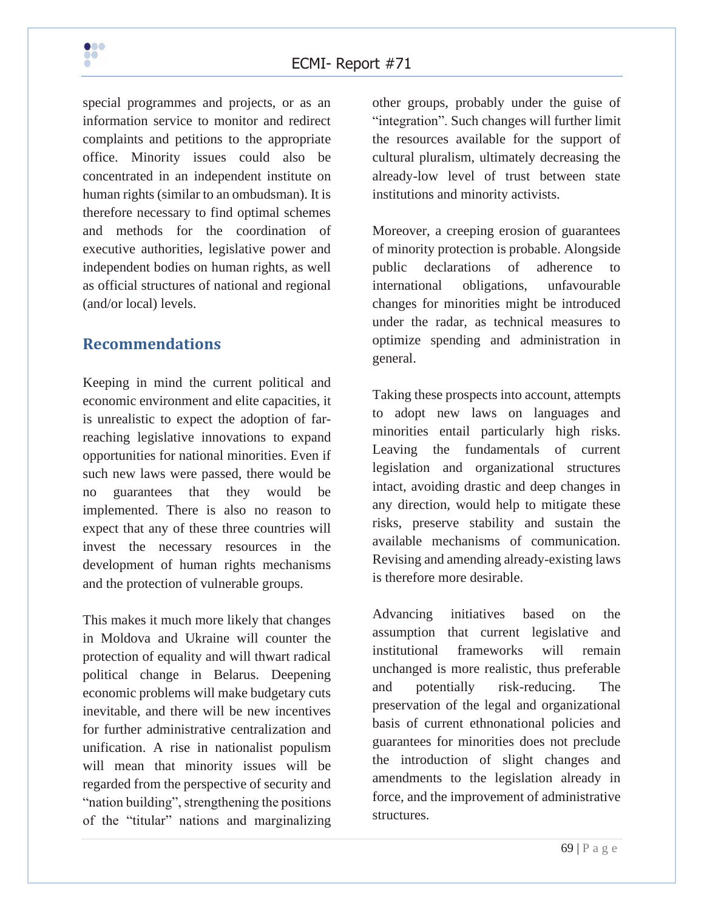special programmes and projects, or as an information service to monitor and redirect complaints and petitions to the appropriate office. Minority issues could also be concentrated in an independent institute on human rights (similar to an ombudsman). It is therefore necessary to find optimal schemes and methods for the coordination of executive authorities, legislative power and independent bodies on human rights, as well as official structures of national and regional (and/or local) levels.

## Recommendations

Keeping in mind the current political and economic environment and elite capacities, it is unrealistic to expect the adoption of far-reaching legislative innovations to expand opportunities for national minorities. Even if such new laws were passed, there would be no guarantees that they would be implemented. There is also no reason to expect that any of these three countries will invest the necessary resources in the development of human rights mechanisms and the protection of vulnerable groups.

This makes it much more likely that changes in Moldova and Ukraine will counter the protection of equality and will thwart radical political change in Belarus. Deepening economic problems will make budgetary cuts inevitable, and there will be new incentives for further administrative centralization and unification. A rise in nationalist populism will mean that minority issues will be regarded from the perspective of security and "nation building", strengthening the positions of the "titular" nations and marginalizing other groups, probably under the guise of "integration". Such changes will further limit the resources available for the support of cultural pluralism, ultimately decreasing the already-low level of trust between state institutions and minority activists.

Moreover, a creeping erosion of guarantees of minority protection is probable. Alongside public declarations of adherence to international obligations, unfavourable changes for minorities might be introduced under the radar, as technical measures to optimize spending and administration in general.

Taking these prospects into account, attempts to adopt new laws on languages and minorities entail particularly high risks. Leaving the fundamentals of current legislation and organizational structures intact, avoiding drastic and deep changes in any direction, would help to mitigate these risks, preserve stability and sustain the available mechanisms of communication. Revising and amending already-existing laws is therefore more desirable.

Advancing initiatives based on the assumption that current legislative and institutional frameworks will remain unchanged is more realistic, thus preferable and potentially risk-reducing. The preservation of the legal and organizational basis of current ethnonational policies and guarantees for minorities does not preclude the introduction of slight changes and amendments to the legislation already in force, and the improvement of administrative structures.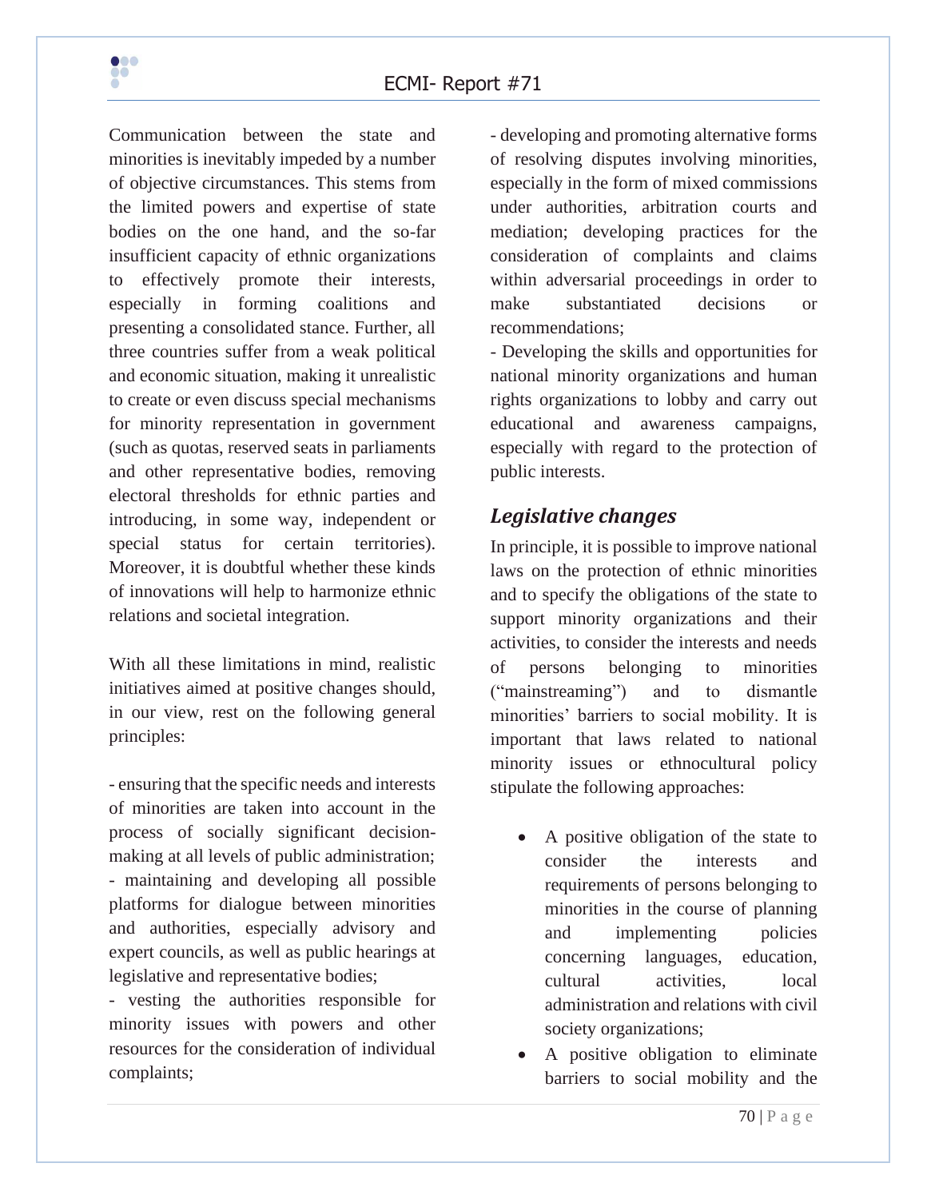Communication between the state and minorities is inevitably impeded by a number of objective circumstances. This stems from the limited powers and expertise of state bodies on the one hand, and the so-far insufficient capacity of ethnic organizations to effectively promote their interests, especially in forming coalitions and presenting a consolidated stance. Further, all three countries suffer from a weak political and economic situation, making it unrealistic to create or even discuss special mechanisms for minority representation in government (such as quotas, reserved seats in parliaments and other representative bodies, removing electoral thresholds for ethnic parties and introducing, in some way, independent or special status for certain territories). Moreover, it is doubtful whether these kinds of innovations will help to harmonize ethnic relations and societal integration.

With all these limitations in mind, realistic initiatives aimed at positive changes should, in our view, rest on the following general principles:

- ensuring that the specific needs and interests of minorities are taken into account in the process of socially significant decision-making at all levels of public administration;
- maintaining and developing all possible platforms for dialogue between minorities and authorities, especially advisory and expert councils, as well as public hearings at legislative and representative bodies;
- vesting the authorities responsible for minority issues with powers and other resources for the consideration of individual complaints;
- developing and promoting alternative forms of resolving disputes involving minorities, especially in the form of mixed commissions under authorities, arbitration courts and mediation; developing practices for the consideration of complaints and claims within adversarial proceedings in order to make substantiated decisions or recommendations;
- Developing the skills and opportunities for national minority organizations and human rights organizations to lobby and carry out educational and awareness campaigns, especially with regard to the protection of public interests.

## *Legislative changes*

In principle, it is possible to improve national laws on the protection of ethnic minorities and to specify the obligations of the state to support minority organizations and their activities, to consider the interests and needs of persons belonging to minorities ("mainstreaming") and to dismantle minorities' barriers to social mobility. It is important that laws related to national minority issues or ethnocultural policy stipulate the following approaches:

- A positive obligation of the state to consider the interests and requirements of persons belonging to minorities in the course of planning and implementing policies concerning languages, education, cultural activities, local administration and relations with civil society organizations;
- A positive obligation to eliminate barriers to social mobility and the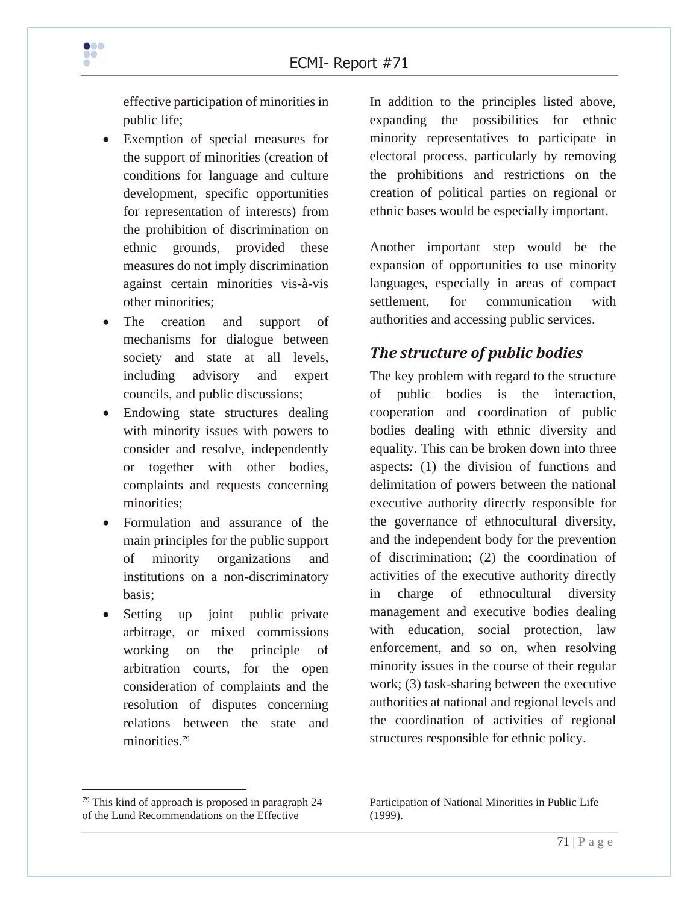effective participation of minorities in public life;

- Exemption of special measures for the support of minorities (creation of conditions for language and culture development, specific opportunities for representation of interests) from the prohibition of discrimination on ethnic grounds, provided these measures do not imply discrimination against certain minorities vis-à-vis other minorities;
- The creation and support of mechanisms for dialogue between society and state at all levels, including advisory and expert councils, and public discussions;
- Endowing state structures dealing with minority issues with powers to consider and resolve, independently or together with other bodies, complaints and requests concerning minorities;
- Formulation and assurance of the main principles for the public support of minority organizations and institutions on a non-discriminatory basis;
- Setting up joint public–private arbitrage, or mixed commissions working on the principle of arbitration courts, for the open consideration of complaints and the resolution of disputes concerning relations between the state and minorities.[79]

In addition to the principles listed above, expanding the possibilities for ethnic minority representatives to participate in electoral process, particularly by removing the prohibitions and restrictions on the creation of political parties on regional or ethnic bases would be especially important.

Another important step would be the expansion of opportunities to use minority languages, especially in areas of compact settlement, for communication with authorities and accessing public services.

## *The structure of public bodies*

The key problem with regard to the structure of public bodies is the interaction, cooperation and coordination of public bodies dealing with ethnic diversity and equality. This can be broken down into three aspects: (1) the division of functions and delimitation of powers between the national executive authority directly responsible for the governance of ethnocultural diversity, and the independent body for the prevention of discrimination; (2) the coordination of activities of the executive authority directly in charge of ethnocultural diversity management and executive bodies dealing with education, social protection, law enforcement, and so on, when resolving minority issues in the course of their regular work; (3) task-sharing between the executive authorities at national and regional levels and the coordination of activities of regional structures responsible for ethnic policy.

---

[79] This kind of approach is proposed in paragraph 24 of the Lund Recommendations on the Effective Participation of National Minorities in Public Life (1999).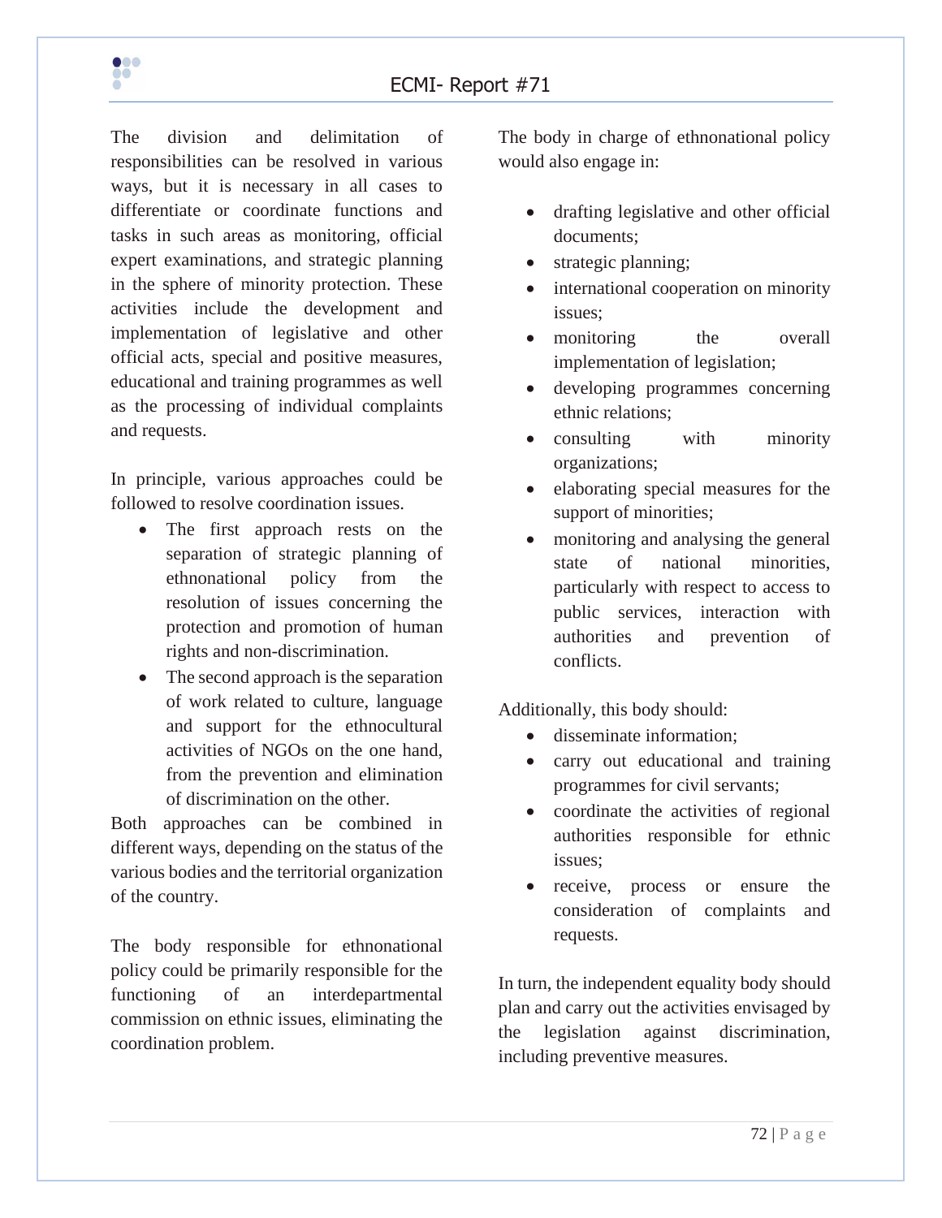The division and delimitation of responsibilities can be resolved in various ways, but it is necessary in all cases to differentiate or coordinate functions and tasks in such areas as monitoring, official expert examinations, and strategic planning in the sphere of minority protection. These activities include the development and implementation of legislative and other official acts, special and positive measures, educational and training programmes as well as the processing of individual complaints and requests.

In principle, various approaches could be followed to resolve coordination issues.

- The first approach rests on the separation of strategic planning of ethnonational policy from the resolution of issues concerning the protection and promotion of human rights and non-discrimination.
- The second approach is the separation of work related to culture, language and support for the ethnocultural activities of NGOs on the one hand, from the prevention and elimination of discrimination on the other.

Both approaches can be combined in different ways, depending on the status of the various bodies and the territorial organization of the country.

The body responsible for ethnonational policy could be primarily responsible for the functioning of an interdepartmental commission on ethnic issues, eliminating the coordination problem.

The body in charge of ethnonational policy would also engage in:

- drafting legislative and other official documents;
- strategic planning;
- international cooperation on minority issues;
- monitoring the overall implementation of legislation;
- developing programmes concerning ethnic relations;
- consulting with minority organizations;
- elaborating special measures for the support of minorities;
- monitoring and analysing the general state of national minorities, particularly with respect to access to public services, interaction with authorities and prevention of conflicts.

Additionally, this body should:

- disseminate information;
- carry out educational and training programmes for civil servants;
- coordinate the activities of regional authorities responsible for ethnic issues;
- receive, process or ensure the consideration of complaints and requests.

In turn, the independent equality body should plan and carry out the activities envisaged by the legislation against discrimination, including preventive measures.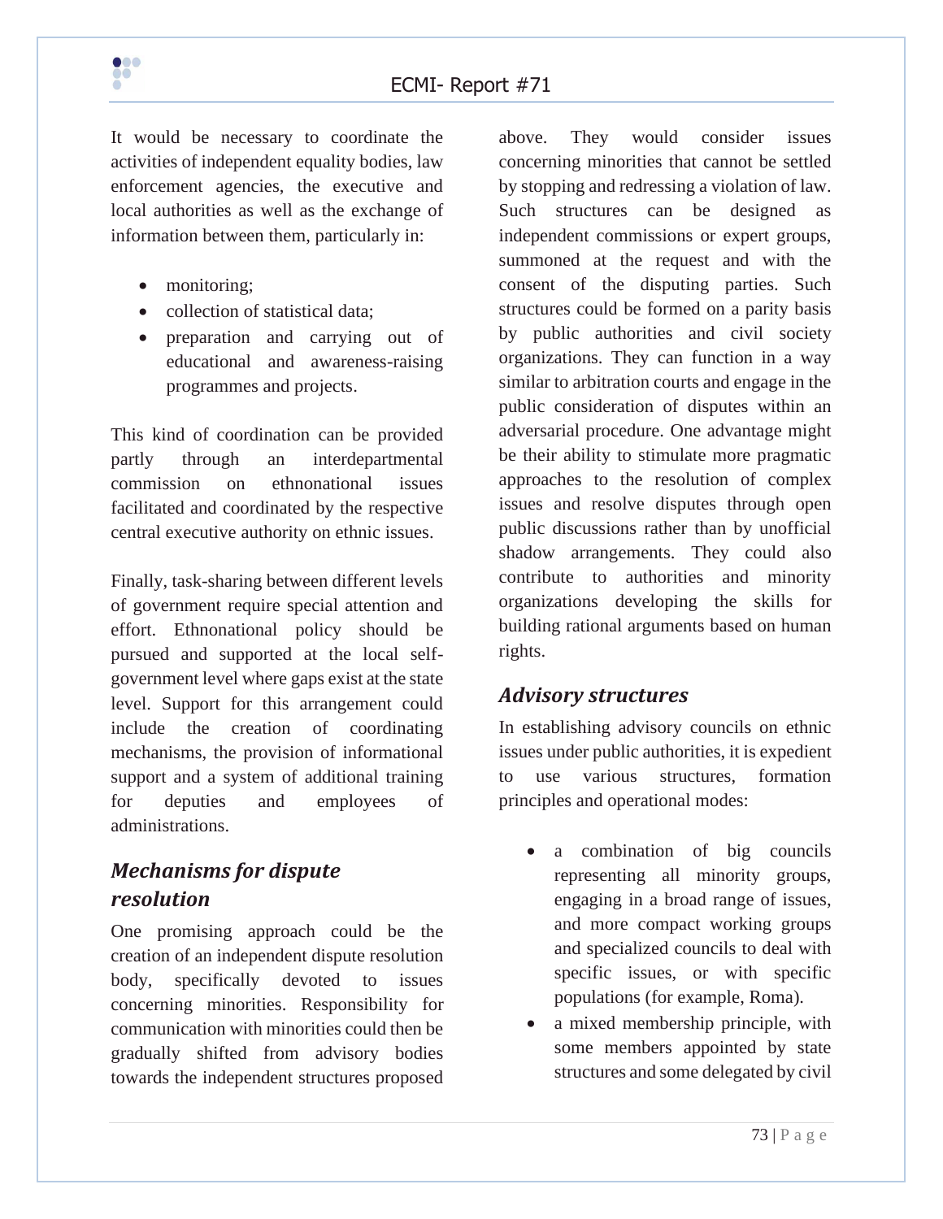It would be necessary to coordinate the activities of independent equality bodies, law enforcement agencies, the executive and local authorities as well as the exchange of information between them, particularly in:

- monitoring;
- collection of statistical data;
- preparation and carrying out of educational and awareness-raising programmes and projects.

This kind of coordination can be provided partly through an interdepartmental commission on ethnonational issues facilitated and coordinated by the respective central executive authority on ethnic issues.

Finally, task-sharing between different levels of government require special attention and effort. Ethnonational policy should be pursued and supported at the local self-government level where gaps exist at the state level. Support for this arrangement could include the creation of coordinating mechanisms, the provision of informational support and a system of additional training for deputies and employees of administrations.

## *Mechanisms for dispute resolution*

One promising approach could be the creation of an independent dispute resolution body, specifically devoted to issues concerning minorities. Responsibility for communication with minorities could then be gradually shifted from advisory bodies towards the independent structures proposed above. They would consider issues concerning minorities that cannot be settled by stopping and redressing a violation of law. Such structures can be designed as independent commissions or expert groups, summoned at the request and with the consent of the disputing parties. Such structures could be formed on a parity basis by public authorities and civil society organizations. They can function in a way similar to arbitration courts and engage in the public consideration of disputes within an adversarial procedure. One advantage might be their ability to stimulate more pragmatic approaches to the resolution of complex issues and resolve disputes through open public discussions rather than by unofficial shadow arrangements. They could also contribute to authorities and minority organizations developing the skills for building rational arguments based on human rights.

## *Advisory structures*

In establishing advisory councils on ethnic issues under public authorities, it is expedient to use various structures, formation principles and operational modes:

- a combination of big councils representing all minority groups, engaging in a broad range of issues, and more compact working groups and specialized councils to deal with specific issues, or with specific populations (for example, Roma).
- a mixed membership principle, with some members appointed by state structures and some delegated by civil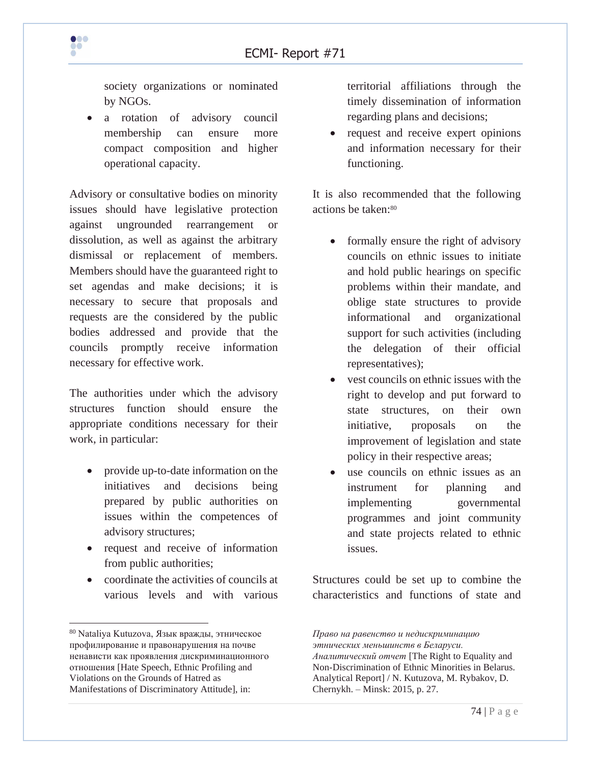society organizations or nominated by NGOs.

- a rotation of advisory council membership can ensure more compact composition and higher operational capacity.

Advisory or consultative bodies on minority issues should have legislative protection against ungrounded rearrangement or dissolution, as well as against the arbitrary dismissal or replacement of members. Members should have the guaranteed right to set agendas and make decisions; it is necessary to secure that proposals and requests are the considered by the public bodies addressed and provide that the councils promptly receive information necessary for effective work.

The authorities under which the advisory structures function should ensure the appropriate conditions necessary for their work, in particular:

- provide up-to-date information on the initiatives and decisions being prepared by public authorities on issues within the competences of advisory structures;
- request and receive of information from public authorities;
- coordinate the activities of councils at various levels and with various territorial affiliations through the timely dissemination of information regarding plans and decisions;
- request and receive expert opinions and information necessary for their functioning.

It is also recommended that the following actions be taken:[80]

- formally ensure the right of advisory councils on ethnic issues to initiate and hold public hearings on specific problems within their mandate, and oblige state structures to provide informational and organizational support for such activities (including the delegation of their official representatives);
- vest councils on ethnic issues with the right to develop and put forward to state structures, on their own initiative, proposals on the improvement of legislation and state policy in their respective areas;
- use councils on ethnic issues as an instrument for planning and implementing governmental programmes and joint community and state projects related to ethnic issues.

Structures could be set up to combine the characteristics and functions of state and

---

[80] Nataliya Kutuzova, Язык вражды, этническое профилирование и правонарушения на почве ненависти как проявления дискриминационного отношения [Hate Speech, Ethnic Profiling and Violations on the Grounds of Hatred as Manifestations of Discriminatory Attitude], in: *Право на равенство и недискриминацию этнических меньшинств в Беларуси. Аналитический отчет* [The Right to Equality and Non-Discrimination of Ethnic Minorities in Belarus. Analytical Report] / N. Kutuzova, M. Rybakov, D. Chernykh. – Minsk: 2015, p. 27.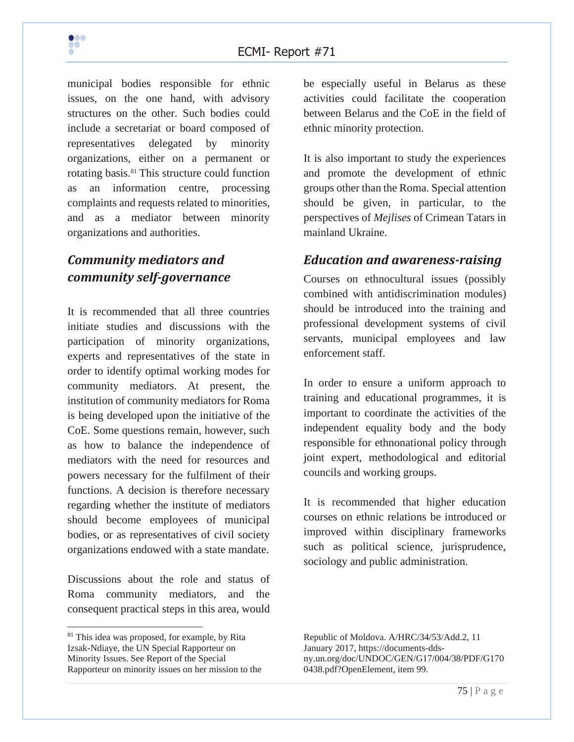municipal bodies responsible for ethnic issues, on the one hand, with advisory structures on the other. Such bodies could include a secretariat or board composed of representatives delegated by minority organizations, either on a permanent or rotating basis.[81] This structure could function as an information centre, processing complaints and requests related to minorities, and as a mediator between minority organizations and authorities.

### *Community mediators and community self-governance*

It is recommended that all three countries initiate studies and discussions with the participation of minority organizations, experts and representatives of the state in order to identify optimal working modes for community mediators. At present, the institution of community mediators for Roma is being developed upon the initiative of the CoE. Some questions remain, however, such as how to balance the independence of mediators with the need for resources and powers necessary for the fulfilment of their functions. A decision is therefore necessary regarding whether the institute of mediators should become employees of municipal bodies, or as representatives of civil society organizations endowed with a state mandate.

Discussions about the role and status of Roma community mediators, and the consequent practical steps in this area, would be especially useful in Belarus as these activities could facilitate the cooperation between Belarus and the CoE in the field of ethnic minority protection.

It is also important to study the experiences and promote the development of ethnic groups other than the Roma. Special attention should be given, in particular, to the perspectives of *Mejlises* of Crimean Tatars in mainland Ukraine.

### *Education and awareness-raising*

Courses on ethnocultural issues (possibly combined with antidiscrimination modules) should be introduced into the training and professional development systems of civil servants, municipal employees and law enforcement staff.

In order to ensure a uniform approach to training and educational programmes, it is important to coordinate the activities of the independent equality body and the body responsible for ethnonational policy through joint expert, methodological and editorial councils and working groups.

It is recommended that higher education courses on ethnic relations be introduced or improved within disciplinary frameworks such as political science, jurisprudence, sociology and public administration.

---

[81] This idea was proposed, for example, by Rita Izsak-Ndiaye, the UN Special Rapporteur on Minority Issues. See Report of the Special Rapporteur on minority issues on her mission to the Republic of Moldova. A/HRC/34/53/Add.2, 11 January 2017, https://documents-dds-ny.un.org/doc/UNDOC/GEN/G17/004/38/PDF/G1700438.pdf?OpenElement, item 99.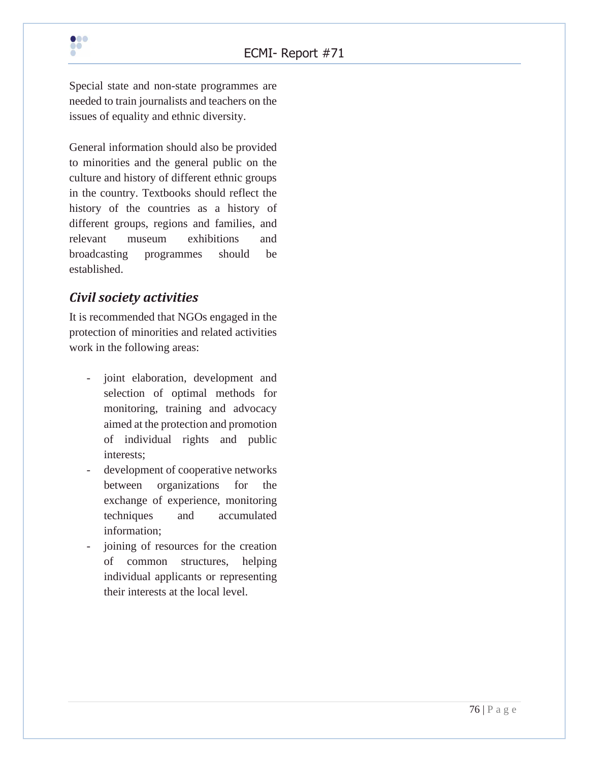Special state and non-state programmes are needed to train journalists and teachers on the issues of equality and ethnic diversity.

General information should also be provided to minorities and the general public on the culture and history of different ethnic groups in the country. Textbooks should reflect the history of the countries as a history of different groups, regions and families, and relevant museum exhibitions and broadcasting programmes should be established.

### *Civil society activities*

It is recommended that NGOs engaged in the protection of minorities and related activities work in the following areas:

- joint elaboration, development and selection of optimal methods for monitoring, training and advocacy aimed at the protection and promotion of individual rights and public interests;
- development of cooperative networks between organizations for the exchange of experience, monitoring techniques and accumulated information;
- joining of resources for the creation of common structures, helping individual applicants or representing their interests at the local level.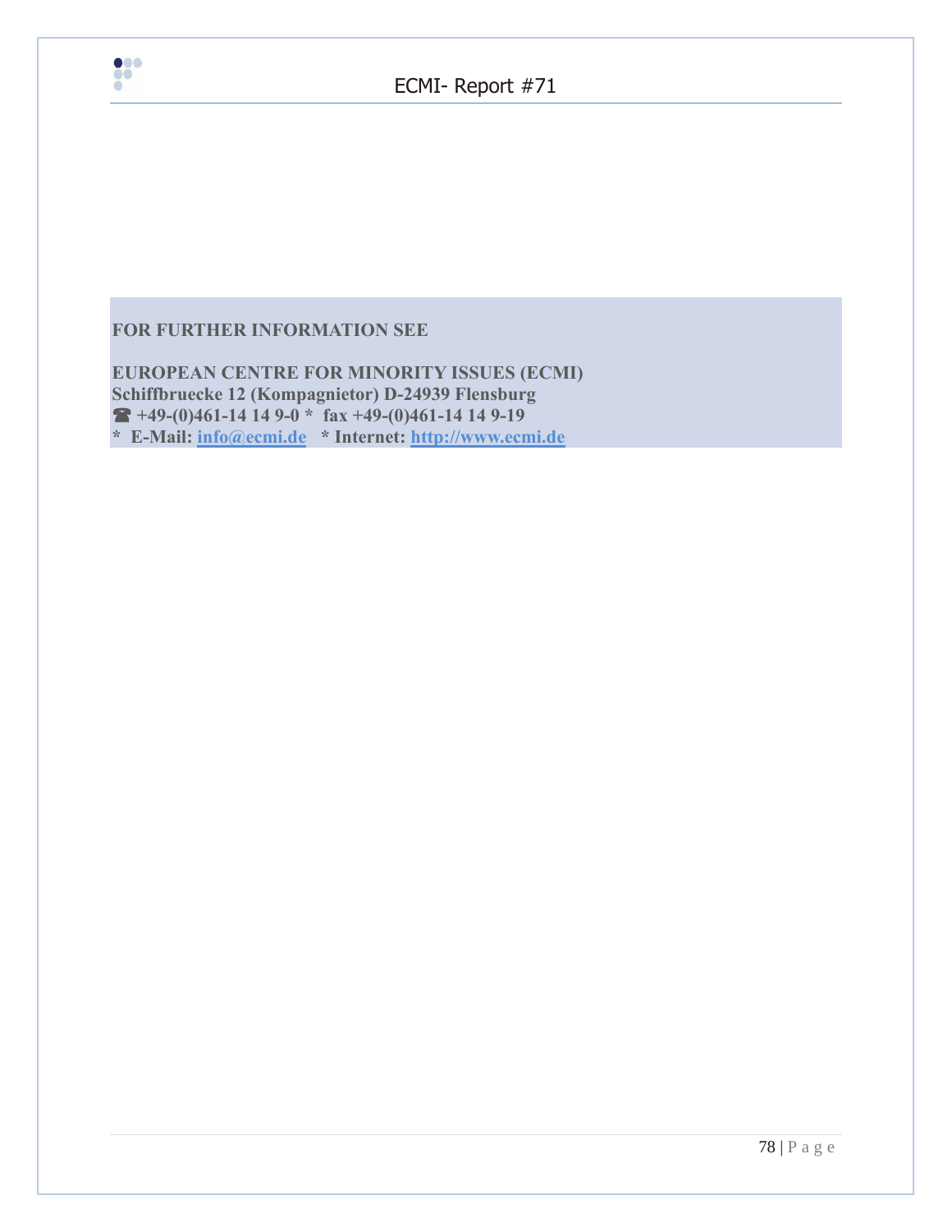**FOR FURTHER INFORMATION SEE**

**EUROPEAN CENTRE FOR MINORITY ISSUES (ECMI)**
**Schiffbruecke 12 (Kompagnietor) D-24939 Flensburg**
**☎ +49-(0)461-14 14 9-0 * fax +49-(0)461-14 14 9-19**
**\* E-Mail: info@ecmi.de * Internet: http://www.ecmi.de**